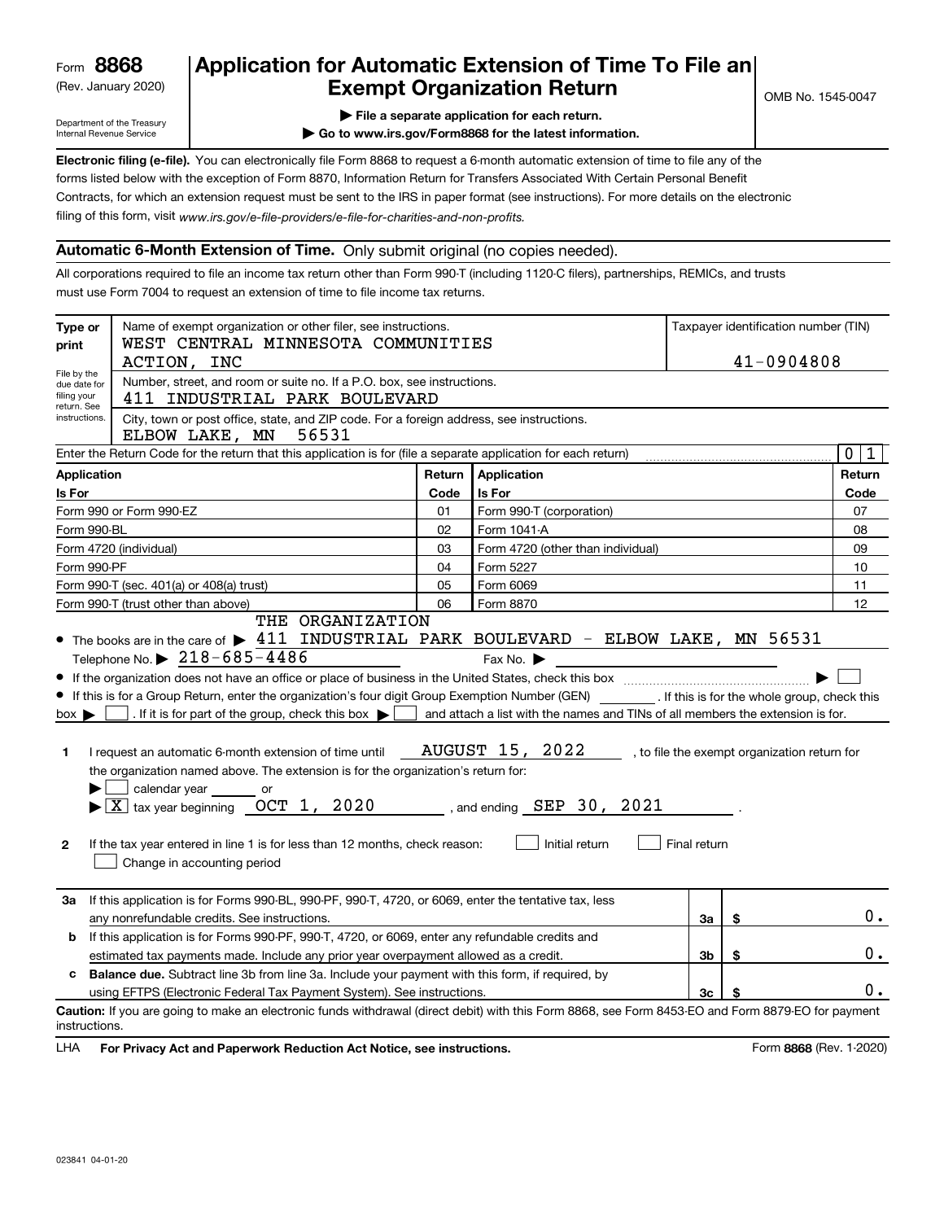Form **8868**
(Rev. January 2020)

Department of the Treasury
Internal Revenue Service

# Application for Automatic Extension of Time To File an Exempt Organization Return

▶ File a separate application for each return.
▶ Go to www.irs.gov/Form8868 for the latest information.

OMB No. 1545-0047

**Electronic filing (e-file).** You can electronically file Form 8868 to request a 6-month automatic extension of time to file any of the forms listed below with the exception of Form 8870, Information Return for Transfers Associated With Certain Personal Benefit Contracts, for which an extension request must be sent to the IRS in paper format (see instructions). For more details on the electronic filing of this form, visit *www.irs.gov/e-file-providers/e-file-for-charities-and-non-profits.*

## Automatic 6-Month Extension of Time. Only submit original (no copies needed).

All corporations required to file an income tax return other than Form 990-T (including 1120-C filers), partnerships, REMICs, and trusts must use Form 7004 to request an extension of time to file income tax returns.

**Type or print**

File by the due date for filing your return. See instructions.

Name of exempt organization or other filer, see instructions.
WEST CENTRAL MINNESOTA COMMUNITIES ACTION, INC

Taxpayer identification number (TIN)
41-0904808

Number, street, and room or suite no. If a P.O. box, see instructions.
411 INDUSTRIAL PARK BOULEVARD

City, town or post office, state, and ZIP code. For a foreign address, see instructions.
ELBOW LAKE, MN 56531

Enter the Return Code for the return that this application is for (file a separate application for each return) .......... 0 1

| Application Is For | Return Code | Application Is For | Return Code |
|---|---|---|---|
| Form 990 or Form 990-EZ | 01 | Form 990-T (corporation) | 07 |
| Form 990-BL | 02 | Form 1041-A | 08 |
| Form 4720 (individual) | 03 | Form 4720 (other than individual) | 09 |
| Form 990-PF | 04 | Form 5227 | 10 |
| Form 990-T (sec. 401(a) or 408(a) trust) | 05 | Form 6069 | 11 |
| Form 990-T (trust other than above) | 06 | Form 8870 | 12 |

- The books are in the care of ▶ THE ORGANIZATION 411 INDUSTRIAL PARK BOULEVARD - ELBOW LAKE, MN 56531
  Telephone No. ▶ 218-685-4486 Fax No. ▶
- If the organization does not have an office or place of business in the United States, check this box ▶ ☐
- If this is for a Group Return, enter the organization's four digit Group Exemption Number (GEN) ______. If this is for the whole group, check this box ▶ ☐. If it is for part of the group, check this box ▶ ☐ and attach a list with the names and TINs of all members the extension is for.

**1** I request an automatic 6-month extension of time until AUGUST 15, 2022, to file the exempt organization return for the organization named above. The extension is for the organization's return for:
▶ ☐ calendar year ______ or
▶ ☒ tax year beginning OCT 1, 2020, and ending SEP 30, 2021.

**2** If the tax year entered in line 1 is for less than 12 months, check reason: ☐ Initial return ☐ Final return
☐ Change in accounting period

| | | | |
|---|---|---|---|
| **3a** | If this application is for Forms 990-BL, 990-PF, 990-T, 4720, or 6069, enter the tentative tax, less any nonrefundable credits. See instructions. | 3a | $ 0. |
| **b** | If this application is for Forms 990-PF, 990-T, 4720, or 6069, enter any refundable credits and estimated tax payments made. Include any prior year overpayment allowed as a credit. | 3b | $ 0. |
| **c** | **Balance due.** Subtract line 3b from line 3a. Include your payment with this form, if required, by using EFTPS (Electronic Federal Tax Payment System). See instructions. | 3c | $ 0. |

**Caution:** If you are going to make an electronic funds withdrawal (direct debit) with this Form 8868, see Form 8453-EO and Form 8879-EO for payment instructions.

LHA **For Privacy Act and Paperwork Reduction Act Notice, see instructions.** Form **8868** (Rev. 1-2020)

023841 04-01-20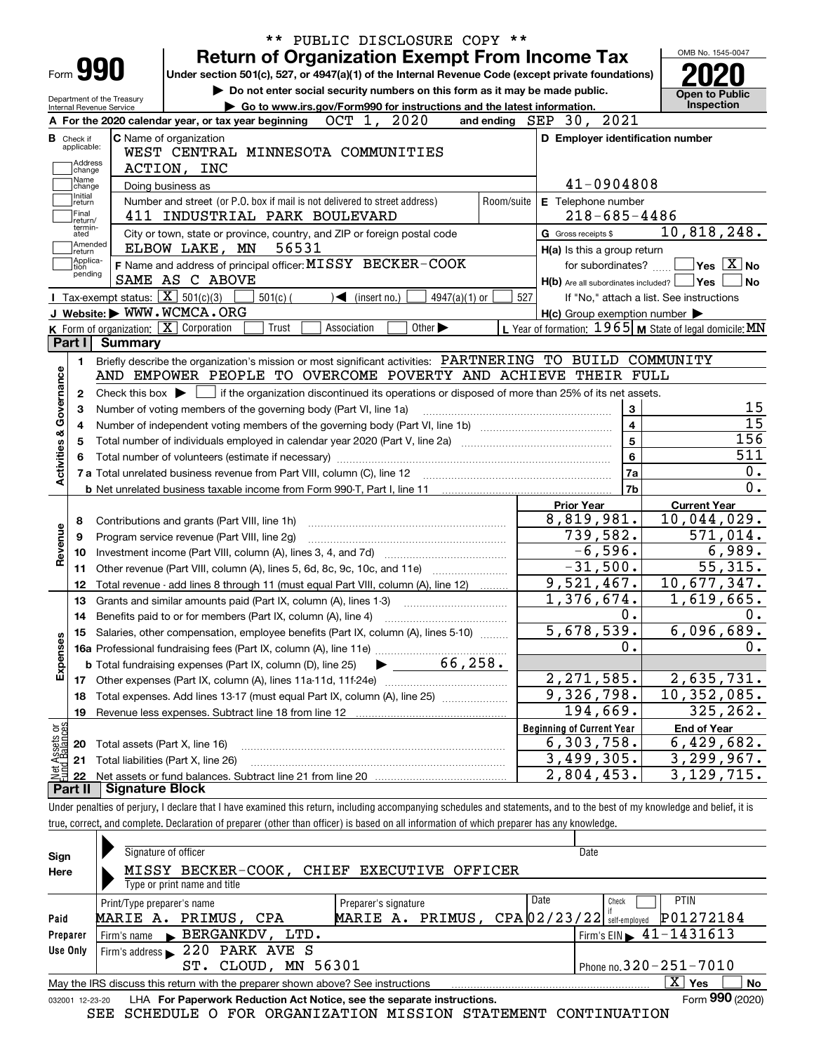\*\* PUBLIC DISCLOSURE COPY \*\*

# Form 990 — Return of Organization Exempt From Income Tax (2020)

OMB No. 1545-0047

Under section 501(c), 527, or 4947(a)(1) of the Internal Revenue Code (except private foundations)

▶ Do not enter social security numbers on this form as it may be made public.

▶ Go to www.irs.gov/Form990 for instructions and the latest information.

Department of the Treasury
Internal Revenue Service

**Open to Public Inspection**

**A** For the 2020 calendar year, or tax year beginning OCT 1, 2020 and ending SEP 30, 2021

**B** Check if applicable: Address change, Name change, Initial return, Final return/terminated, Amended return, Application pending

**C** Name of organization: WEST CENTRAL MINNESOTA COMMUNITIES ACTION, INC

Doing business as

Number and street (or P.O. box if mail is not delivered to street address): 411 INDUSTRIAL PARK BOULEVARD Room/suite

City or town, state or province, country, and ZIP or foreign postal code: ELBOW LAKE, MN 56531

**D** Employer identification number: 41-0904808

**E** Telephone number: 218-685-4486

**G** Gross receipts $ 10,818,248.

**F** Name and address of principal officer: MISSY BECKER-COOK SAME AS C ABOVE

**H(a)** Is this a group return for subordinates? ☐ Yes ☒ No

**H(b)** Are all subordinates included? ☐ Yes ☐ No If "No," attach a list. See instructions

**H(c)** Group exemption number ▶

**I** Tax-exempt status: ☒ 501(c)(3) ☐ 501(c) ( ) ◀ (insert no.) ☐ 4947(a)(1) or ☐ 527

**J** Website: ▶ WWW.WCMCA.ORG

**K** Form of organization: ☒ Corporation ☐ Trust ☐ Association ☐ Other ▶

**L** Year of formation: 1965 **M** State of legal domicile: MN

## Part I Summary

**Activities & Governance**

1 Briefly describe the organization's mission or most significant activities: PARTNERING TO BUILD COMMUNITY AND EMPOWER PEOPLE TO OVERCOME POVERTY AND ACHIEVE THEIR FULL

2 Check this box ▶ ☐ if the organization discontinued its operations or disposed of more than 25% of its net assets.

| | | | |
|---|---|---|---|
| 3 | Number of voting members of the governing body (Part VI, line 1a) | 3 | 15 |
| 4 | Number of independent voting members of the governing body (Part VI, line 1b) | 4 | 15 |
| 5 | Total number of individuals employed in calendar year 2020 (Part V, line 2a) | 5 | 156 |
| 6 | Total number of volunteers (estimate if necessary) | 6 | 511 |
| 7a | Total unrelated business revenue from Part VIII, column (C), line 12 | 7a | 0. |
| b | Net unrelated business taxable income from Form 990-T, Part I, line 11 | 7b | 0. |

| | | Prior Year | Current Year |
|---|---|---|---|
| **Revenue** | | | |
| 8 | Contributions and grants (Part VIII, line 1h) | 8,819,981. | 10,044,029. |
| 9 | Program service revenue (Part VIII, line 2g) | 739,582. | 571,014. |
| 10 | Investment income (Part VIII, column (A), lines 3, 4, and 7d) | -6,596. | 6,989. |
| 11 | Other revenue (Part VIII, column (A), lines 5, 6d, 8c, 9c, 10c, and 11e) | -31,500. | 55,315. |
| 12 | Total revenue - add lines 8 through 11 (must equal Part VIII, column (A), line 12) | 9,521,467. | 10,677,347. |
| **Expenses** | | | |
| 13 | Grants and similar amounts paid (Part IX, column (A), lines 1-3) | 1,376,674. | 1,619,665. |
| 14 | Benefits paid to or for members (Part IX, column (A), line 4) | 0. | 0. |
| 15 | Salaries, other compensation, employee benefits (Part IX, column (A), lines 5-10) | 5,678,539. | 6,096,689. |
| 16a | Professional fundraising fees (Part IX, column (A), line 11e) | 0. | 0. |
| b | Total fundraising expenses (Part IX, column (D), line 25) ▶ 66,258. | | |
| 17 | Other expenses (Part IX, column (A), lines 11a-11d, 11f-24e) | 2,271,585. | 2,635,731. |
| 18 | Total expenses. Add lines 13-17 (must equal Part IX, column (A), line 25) | 9,326,798. | 10,352,085. |
| 19 | Revenue less expenses. Subtract line 18 from line 12 | 194,669. | 325,262. |

| | | Beginning of Current Year | End of Year |
|---|---|---|---|
| **Net Assets or Fund Balances** | | | |
| 20 | Total assets (Part X, line 16) | 6,303,758. | 6,429,682. |
| 21 | Total liabilities (Part X, line 26) | 3,499,305. | 3,299,967. |
| 22 | Net assets or fund balances. Subtract line 21 from line 20 | 2,804,453. | 3,129,715. |

## Part II Signature Block

Under penalties of perjury, I declare that I have examined this return, including accompanying schedules and statements, and to the best of my knowledge and belief, it is true, correct, and complete. Declaration of preparer (other than officer) is based on all information of which preparer has any knowledge.

**Sign Here**

Signature of officer — Date

MISSY BECKER-COOK, CHIEF EXECUTIVE OFFICER

Type or print name and title

**Paid Preparer Use Only**

| Print/Type preparer's name | Preparer's signature | Date | Check if self-employed | PTIN |
|---|---|---|---|---|
| MARIE A. PRIMUS, CPA | MARIE A. PRIMUS, CPA | 02/23/22 | ☐ | P01272184 |

Firm's name ▶ BERGANKDV, LTD. Firm's EIN ▶ 41-1431613

Firm's address ▶ 220 PARK AVE S ST. CLOUD, MN 56301 Phone no. 320-251-7010

May the IRS discuss this return with the preparer shown above? See instructions ☒ Yes ☐ No

032001 12-23-20 LHA For Paperwork Reduction Act Notice, see the separate instructions. Form **990** (2020)

SEE SCHEDULE O FOR ORGANIZATION MISSION STATEMENT CONTINUATION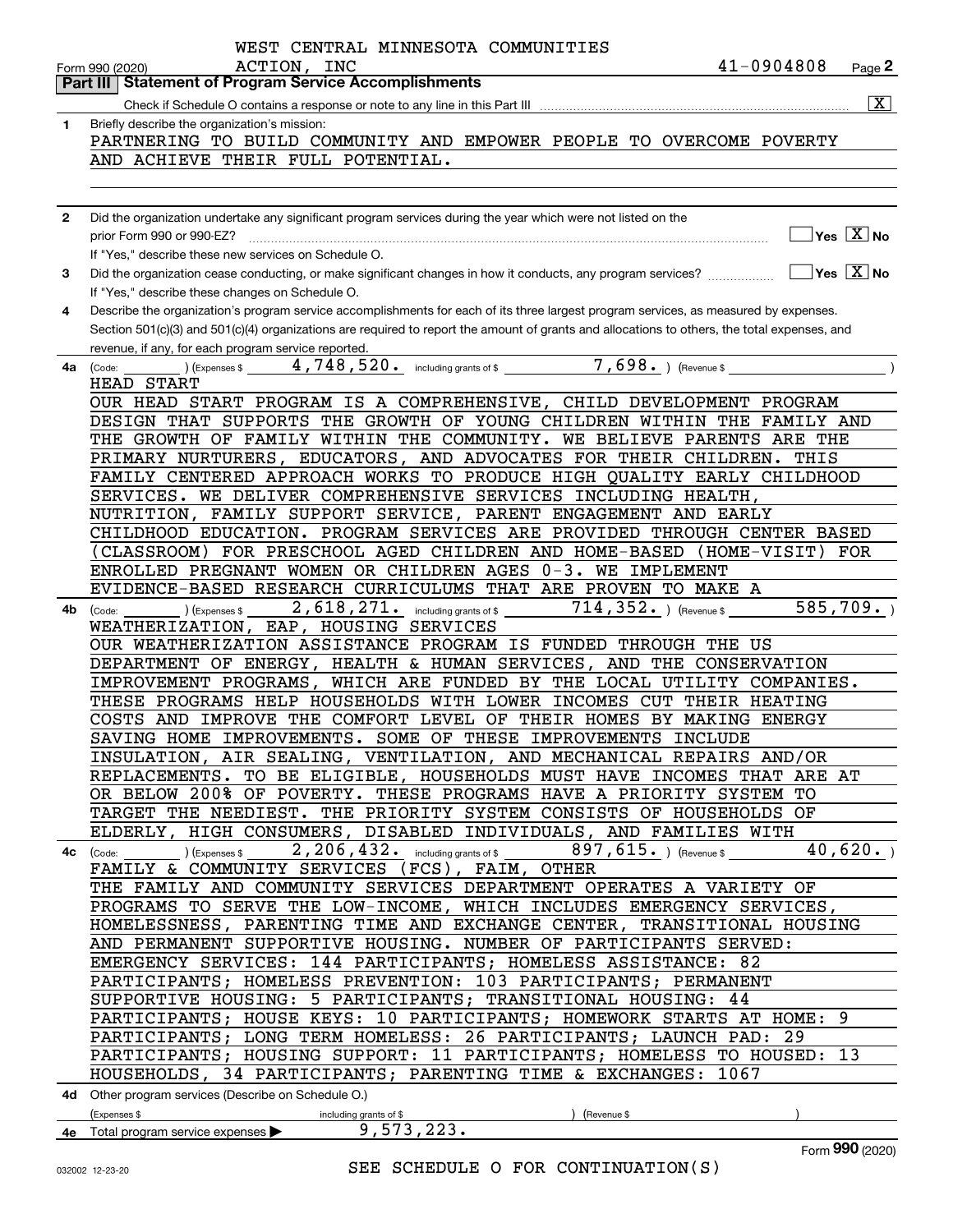WEST CENTRAL MINNESOTA COMMUNITIES ACTION, INC

Form 990 (2020) 41-0904808 Page **2**

## Part III | Statement of Program Service Accomplishments

Check if Schedule O contains a response or note to any line in this Part III [X]

**1** Briefly describe the organization's mission:

PARTNERING TO BUILD COMMUNITY AND EMPOWER PEOPLE TO OVERCOME POVERTY AND ACHIEVE THEIR FULL POTENTIAL.

**2** Did the organization undertake any significant program services during the year which were not listed on the prior Form 990 or 990-EZ? [ ] Yes [X] No

If "Yes," describe these new services on Schedule O.

**3** Did the organization cease conducting, or make significant changes in how it conducts, any program services? [ ] Yes [X] No

If "Yes," describe these changes on Schedule O.

**4** Describe the organization's program service accomplishments for each of its three largest program services, as measured by expenses. Section 501(c)(3) and 501(c)(4) organizations are required to report the amount of grants and allocations to others, the total expenses, and revenue, if any, for each program service reported.

**4a** (Code: ) (Expenses $ 4,748,520. including grants of $ 7,698. ) (Revenue $ )

HEAD START

OUR HEAD START PROGRAM IS A COMPREHENSIVE, CHILD DEVELOPMENT PROGRAM DESIGN THAT SUPPORTS THE GROWTH OF YOUNG CHILDREN WITHIN THE FAMILY AND THE GROWTH OF FAMILY WITHIN THE COMMUNITY. WE BELIEVE PARENTS ARE THE PRIMARY NURTURERS, EDUCATORS, AND ADVOCATES FOR THEIR CHILDREN. THIS FAMILY CENTERED APPROACH WORKS TO PRODUCE HIGH QUALITY EARLY CHILDHOOD SERVICES. WE DELIVER COMPREHENSIVE SERVICES INCLUDING HEALTH, NUTRITION, FAMILY SUPPORT SERVICE, PARENT ENGAGEMENT AND EARLY CHILDHOOD EDUCATION. PROGRAM SERVICES ARE PROVIDED THROUGH CENTER BASED (CLASSROOM) FOR PRESCHOOL AGED CHILDREN AND HOME-BASED (HOME-VISIT) FOR ENROLLED PREGNANT WOMEN OR CHILDREN AGES 0-3. WE IMPLEMENT EVIDENCE-BASED RESEARCH CURRICULUMS THAT ARE PROVEN TO MAKE A

**4b** (Code: ) (Expenses $ 2,618,271. including grants of $ 714,352. ) (Revenue $ 585,709. )

WEATHERIZATION, EAP, HOUSING SERVICES

OUR WEATHERIZATION ASSISTANCE PROGRAM IS FUNDED THROUGH THE US DEPARTMENT OF ENERGY, HEALTH & HUMAN SERVICES, AND THE CONSERVATION IMPROVEMENT PROGRAMS, WHICH ARE FUNDED BY THE LOCAL UTILITY COMPANIES. THESE PROGRAMS HELP HOUSEHOLDS WITH LOWER INCOMES CUT THEIR HEATING COSTS AND IMPROVE THE COMFORT LEVEL OF THEIR HOMES BY MAKING ENERGY SAVING HOME IMPROVEMENTS. SOME OF THESE IMPROVEMENTS INCLUDE INSULATION, AIR SEALING, VENTILATION, AND MECHANICAL REPAIRS AND/OR REPLACEMENTS. TO BE ELIGIBLE, HOUSEHOLDS MUST HAVE INCOMES THAT ARE AT OR BELOW 200% OF POVERTY. THESE PROGRAMS HAVE A PRIORITY SYSTEM TO TARGET THE NEEDIEST. THE PRIORITY SYSTEM CONSISTS OF HOUSEHOLDS OF ELDERLY, HIGH CONSUMERS, DISABLED INDIVIDUALS, AND FAMILIES WITH

**4c** (Code: ) (Expenses $ 2,206,432. including grants of $ 897,615. ) (Revenue $ 40,620. )

FAMILY & COMMUNITY SERVICES (FCS), FAIM, OTHER

THE FAMILY AND COMMUNITY SERVICES DEPARTMENT OPERATES A VARIETY OF PROGRAMS TO SERVE THE LOW-INCOME, WHICH INCLUDES EMERGENCY SERVICES, HOMELESSNESS, PARENTING TIME AND EXCHANGE CENTER, TRANSITIONAL HOUSING AND PERMANENT SUPPORTIVE HOUSING. NUMBER OF PARTICIPANTS SERVED: EMERGENCY SERVICES: 144 PARTICIPANTS; HOMELESS ASSISTANCE: 82 PARTICIPANTS; HOMELESS PREVENTION: 103 PARTICIPANTS; PERMANENT SUPPORTIVE HOUSING: 5 PARTICIPANTS; TRANSITIONAL HOUSING: 44 PARTICIPANTS; HOUSE KEYS: 10 PARTICIPANTS; HOMEWORK STARTS AT HOME: 9 PARTICIPANTS; LONG TERM HOMELESS: 26 PARTICIPANTS; LAUNCH PAD: 29 PARTICIPANTS; HOUSING SUPPORT: 11 PARTICIPANTS; HOMELESS TO HOUSED: 13 HOUSEHOLDS, 34 PARTICIPANTS; PARENTING TIME & EXCHANGES: 1067

**4d** Other program services (Describe on Schedule O.)

(Expenses $ including grants of $ ) (Revenue $ )

**4e** Total program service expenses ▶ 9,573,223.

SEE SCHEDULE O FOR CONTINUATION(S)

Form **990** (2020)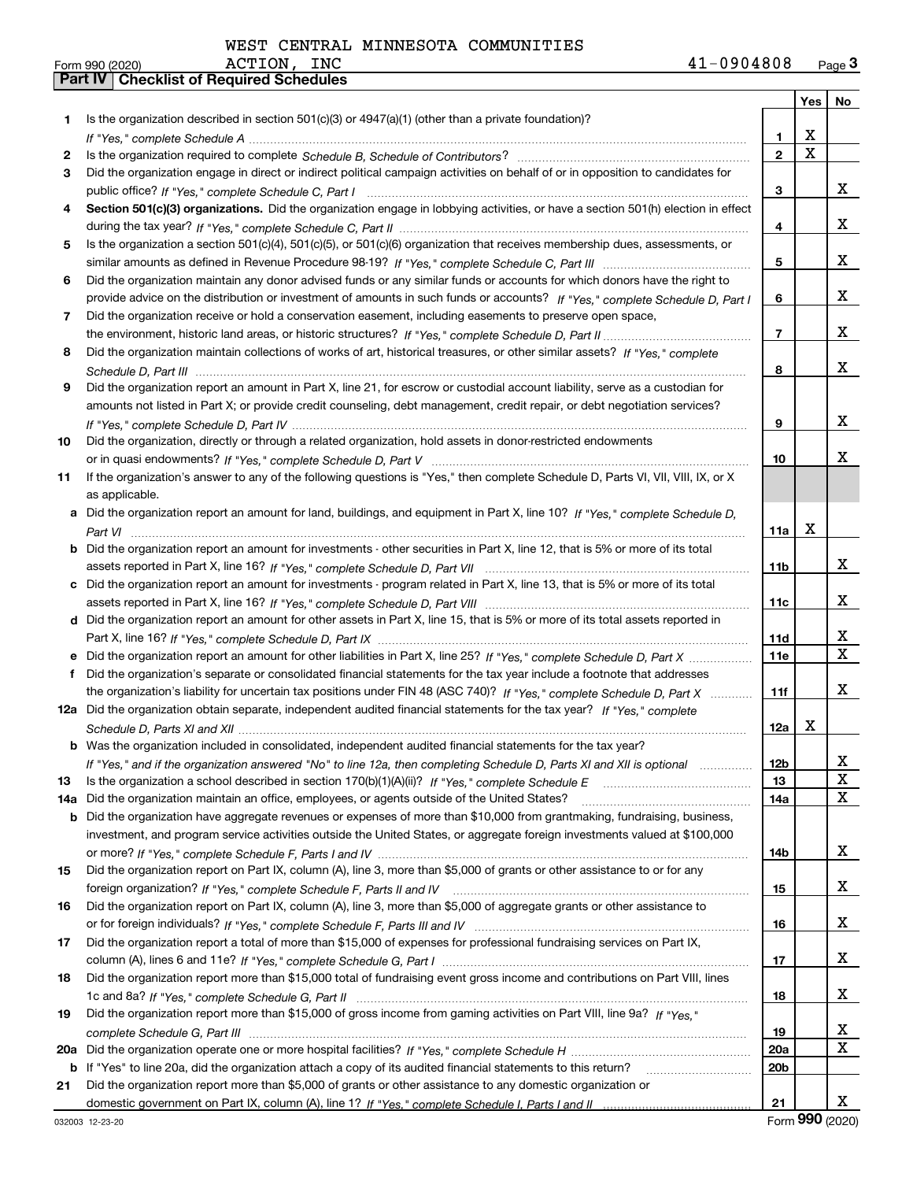WEST CENTRAL MINNESOTA COMMUNITIES

Form 990 (2020) ACTION, INC 41-0904808 Page **3**

**Part IV Checklist of Required Schedules**

| | | | Yes | No |
|---|---|---|---|---|
| 1 | Is the organization described in section 501(c)(3) or 4947(a)(1) (other than a private foundation)? *If "Yes," complete Schedule A* | 1 | X | |
| 2 | Is the organization required to complete *Schedule B, Schedule of Contributors*? | 2 | X | |
| 3 | Did the organization engage in direct or indirect political campaign activities on behalf of or in opposition to candidates for public office? *If "Yes," complete Schedule C, Part I* | 3 | | X |
| 4 | **Section 501(c)(3) organizations.** Did the organization engage in lobbying activities, or have a section 501(h) election in effect during the tax year? *If "Yes," complete Schedule C, Part II* | 4 | | X |
| 5 | Is the organization a section 501(c)(4), 501(c)(5), or 501(c)(6) organization that receives membership dues, assessments, or similar amounts as defined in Revenue Procedure 98-19? *If "Yes," complete Schedule C, Part III* | 5 | | X |
| 6 | Did the organization maintain any donor advised funds or any similar funds or accounts for which donors have the right to provide advice on the distribution or investment of amounts in such funds or accounts? *If "Yes," complete Schedule D, Part I* | 6 | | X |
| 7 | Did the organization receive or hold a conservation easement, including easements to preserve open space, the environment, historic land areas, or historic structures? *If "Yes," complete Schedule D, Part II* | 7 | | X |
| 8 | Did the organization maintain collections of works of art, historical treasures, or other similar assets? *If "Yes," complete Schedule D, Part III* | 8 | | X |
| 9 | Did the organization report an amount in Part X, line 21, for escrow or custodial account liability, serve as a custodian for amounts not listed in Part X; or provide credit counseling, debt management, credit repair, or debt negotiation services? *If "Yes," complete Schedule D, Part IV* | 9 | | X |
| 10 | Did the organization, directly or through a related organization, hold assets in donor-restricted endowments or in quasi endowments? *If "Yes," complete Schedule D, Part V* | 10 | | X |
| 11 | If the organization's answer to any of the following questions is "Yes," then complete Schedule D, Parts VI, VII, VIII, IX, or X as applicable. | | | |
| a | Did the organization report an amount for land, buildings, and equipment in Part X, line 10? *If "Yes," complete Schedule D, Part VI* | 11a | X | |
| b | Did the organization report an amount for investments - other securities in Part X, line 12, that is 5% or more of its total assets reported in Part X, line 16? *If "Yes," complete Schedule D, Part VII* | 11b | | X |
| c | Did the organization report an amount for investments - program related in Part X, line 13, that is 5% or more of its total assets reported in Part X, line 16? *If "Yes," complete Schedule D, Part VIII* | 11c | | X |
| d | Did the organization report an amount for other assets in Part X, line 15, that is 5% or more of its total assets reported in Part X, line 16? *If "Yes," complete Schedule D, Part IX* | 11d | | X |
| e | Did the organization report an amount for other liabilities in Part X, line 25? *If "Yes," complete Schedule D, Part X* | 11e | | X |
| f | Did the organization's separate or consolidated financial statements for the tax year include a footnote that addresses the organization's liability for uncertain tax positions under FIN 48 (ASC 740)? *If "Yes," complete Schedule D, Part X* | 11f | | X |
| 12a | Did the organization obtain separate, independent audited financial statements for the tax year? *If "Yes," complete Schedule D, Parts XI and XII* | 12a | X | |
| b | Was the organization included in consolidated, independent audited financial statements for the tax year? *If "Yes," and if the organization answered "No" to line 12a, then completing Schedule D, Parts XI and XII is optional* | 12b | | X |
| 13 | Is the organization a school described in section 170(b)(1)(A)(ii)? *If "Yes," complete Schedule E* | 13 | | X |
| 14a | Did the organization maintain an office, employees, or agents outside of the United States? | 14a | | X |
| b | Did the organization have aggregate revenues or expenses of more than $10,000 from grantmaking, fundraising, business, investment, and program service activities outside the United States, or aggregate foreign investments valued at $100,000 or more? *If "Yes," complete Schedule F, Parts I and IV* | 14b | | X |
| 15 | Did the organization report on Part IX, column (A), line 3, more than $5,000 of grants or other assistance to or for any foreign organization? *If "Yes," complete Schedule F, Parts II and IV* | 15 | | X |
| 16 | Did the organization report on Part IX, column (A), line 3, more than $5,000 of aggregate grants or other assistance to or for foreign individuals? *If "Yes," complete Schedule F, Parts III and IV* | 16 | | X |
| 17 | Did the organization report a total of more than $15,000 of expenses for professional fundraising services on Part IX, column (A), lines 6 and 11e? *If "Yes," complete Schedule G, Part I* | 17 | | X |
| 18 | Did the organization report more than $15,000 total of fundraising event gross income and contributions on Part VIII, lines 1c and 8a? *If "Yes," complete Schedule G, Part II* | 18 | | X |
| 19 | Did the organization report more than $15,000 of gross income from gaming activities on Part VIII, line 9a? *If "Yes," complete Schedule G, Part III* | 19 | | X |
| 20a | Did the organization operate one or more hospital facilities? *If "Yes," complete Schedule H* | 20a | | X |
| b | If "Yes" to line 20a, did the organization attach a copy of its audited financial statements to this return? | 20b | | |
| 21 | Did the organization report more than $5,000 of grants or other assistance to any domestic organization or domestic government on Part IX, column (A), line 1? *If "Yes," complete Schedule I, Parts I and II* | 21 | | X |

032003 12-23-20 Form **990** (2020)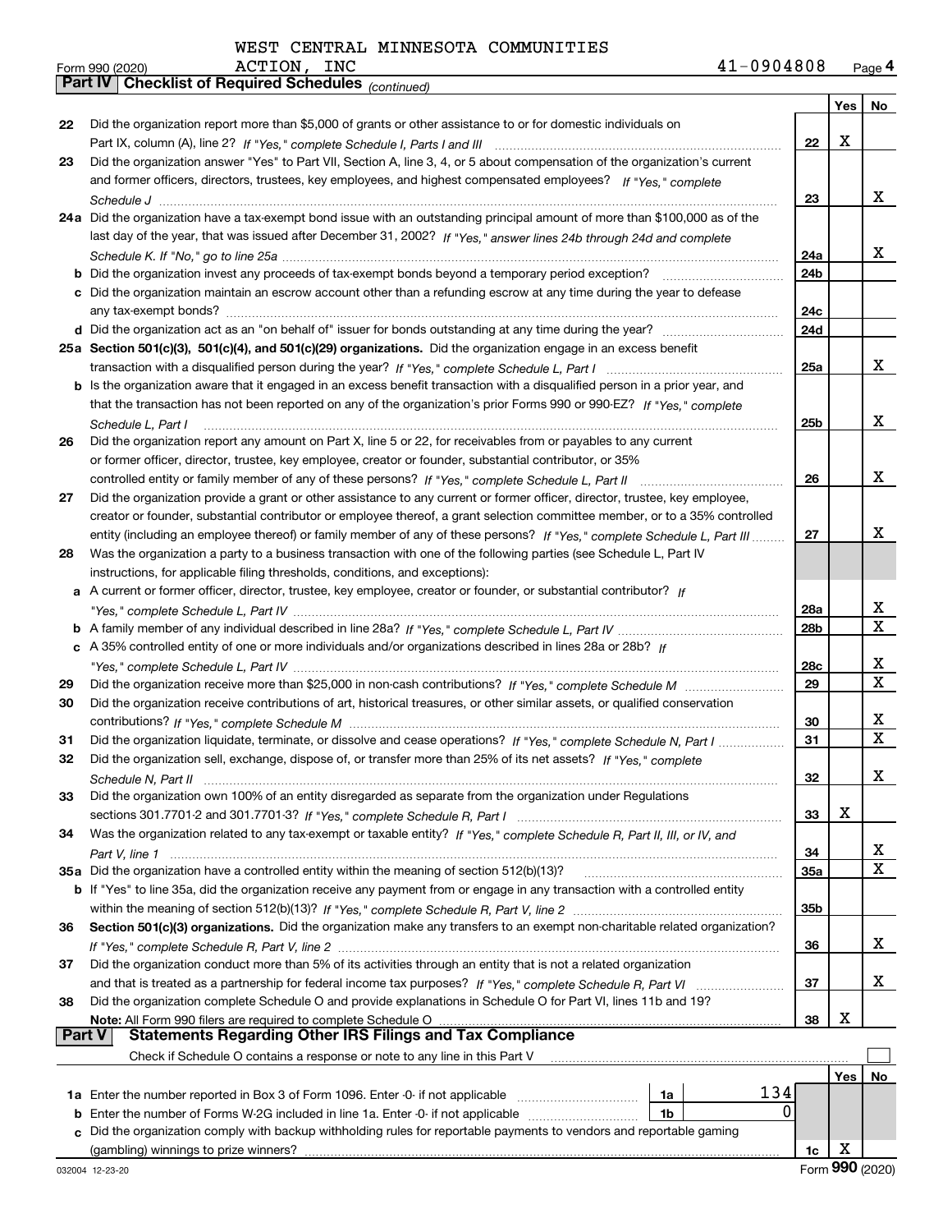WEST CENTRAL MINNESOTA COMMUNITIES ACTION, INC

Form 990 (2020) 41-0904808 Page 4

**Part IV Checklist of Required Schedules** *(continued)*

| | | | Yes | No |
|---|---|---|---|---|
| 22 | Did the organization report more than $5,000 of grants or other assistance to or for domestic individuals on Part IX, column (A), line 2? *If "Yes," complete Schedule I, Parts I and III* | 22 | X | |
| 23 | Did the organization answer "Yes" to Part VII, Section A, line 3, 4, or 5 about compensation of the organization's current and former officers, directors, trustees, key employees, and highest compensated employees? *If "Yes," complete Schedule J* | 23 | | X |
| 24a | Did the organization have a tax-exempt bond issue with an outstanding principal amount of more than $100,000 as of the last day of the year, that was issued after December 31, 2002? *If "Yes," answer lines 24b through 24d and complete Schedule K. If "No," go to line 25a* | 24a | | X |
| b | Did the organization invest any proceeds of tax-exempt bonds beyond a temporary period exception? | 24b | | |
| c | Did the organization maintain an escrow account other than a refunding escrow at any time during the year to defease any tax-exempt bonds? | 24c | | |
| d | Did the organization act as an "on behalf of" issuer for bonds outstanding at any time during the year? | 24d | | |
| 25a | **Section 501(c)(3), 501(c)(4), and 501(c)(29) organizations.** Did the organization engage in an excess benefit transaction with a disqualified person during the year? *If "Yes," complete Schedule L, Part I* | 25a | | X |
| b | Is the organization aware that it engaged in an excess benefit transaction with a disqualified person in a prior year, and that the transaction has not been reported on any of the organization's prior Forms 990 or 990-EZ? *If "Yes," complete Schedule L, Part I* | 25b | | X |
| 26 | Did the organization report any amount on Part X, line 5 or 22, for receivables from or payables to any current or former officer, director, trustee, key employee, creator or founder, substantial contributor, or 35% controlled entity or family member of any of these persons? *If "Yes," complete Schedule L, Part II* | 26 | | X |
| 27 | Did the organization provide a grant or other assistance to any current or former officer, director, trustee, key employee, creator or founder, substantial contributor or employee thereof, a grant selection committee member, or to a 35% controlled entity (including an employee thereof) or family member of any of these persons? *If "Yes," complete Schedule L, Part III* | 27 | | X |
| 28 | Was the organization a party to a business transaction with one of the following parties (see Schedule L, Part IV instructions, for applicable filing thresholds, conditions, and exceptions): | | | |
| a | A current or former officer, director, trustee, key employee, creator or founder, or substantial contributor? *If "Yes," complete Schedule L, Part IV* | 28a | | X |
| b | A family member of any individual described in line 28a? *If "Yes," complete Schedule L, Part IV* | 28b | | X |
| c | A 35% controlled entity of one or more individuals and/or organizations described in lines 28a or 28b? *If "Yes," complete Schedule L, Part IV* | 28c | | X |
| 29 | Did the organization receive more than $25,000 in non-cash contributions? *If "Yes," complete Schedule M* | 29 | | X |
| 30 | Did the organization receive contributions of art, historical treasures, or other similar assets, or qualified conservation contributions? *If "Yes," complete Schedule M* | 30 | | X |
| 31 | Did the organization liquidate, terminate, or dissolve and cease operations? *If "Yes," complete Schedule N, Part I* | 31 | | X |
| 32 | Did the organization sell, exchange, dispose of, or transfer more than 25% of its net assets? *If "Yes," complete Schedule N, Part II* | 32 | | X |
| 33 | Did the organization own 100% of an entity disregarded as separate from the organization under Regulations sections 301.7701-2 and 301.7701-3? *If "Yes," complete Schedule R, Part I* | 33 | X | |
| 34 | Was the organization related to any tax-exempt or taxable entity? *If "Yes," complete Schedule R, Part II, III, or IV, and Part V, line 1* | 34 | | X |
| 35a | Did the organization have a controlled entity within the meaning of section 512(b)(13)? | 35a | | X |
| b | If "Yes" to line 35a, did the organization receive any payment from or engage in any transaction with a controlled entity within the meaning of section 512(b)(13)? *If "Yes," complete Schedule R, Part V, line 2* | 35b | | |
| 36 | **Section 501(c)(3) organizations.** Did the organization make any transfers to an exempt non-charitable related organization? *If "Yes," complete Schedule R, Part V, line 2* | 36 | | X |
| 37 | Did the organization conduct more than 5% of its activities through an entity that is not a related organization and that is treated as a partnership for federal income tax purposes? *If "Yes," complete Schedule R, Part VI* | 37 | | X |
| 38 | Did the organization complete Schedule O and provide explanations in Schedule O for Part VI, lines 11b and 19? **Note:** All Form 990 filers are required to complete Schedule O | 38 | X | |

**Part V Statements Regarding Other IRS Filings and Tax Compliance**

Check if Schedule O contains a response or note to any line in this Part V ☐

| | | | | | Yes | No |
|---|---|---|---|---|---|---|
| 1a | Enter the number reported in Box 3 of Form 1096. Enter -0- if not applicable | 1a | 134 | | | |
| b | Enter the number of Forms W-2G included in line 1a. Enter -0- if not applicable | 1b | 0 | | | |
| c | Did the organization comply with backup withholding rules for reportable payments to vendors and reportable gaming (gambling) winnings to prize winners? | | | 1c | X | |

032004 12-23-20 Form **990** (2020)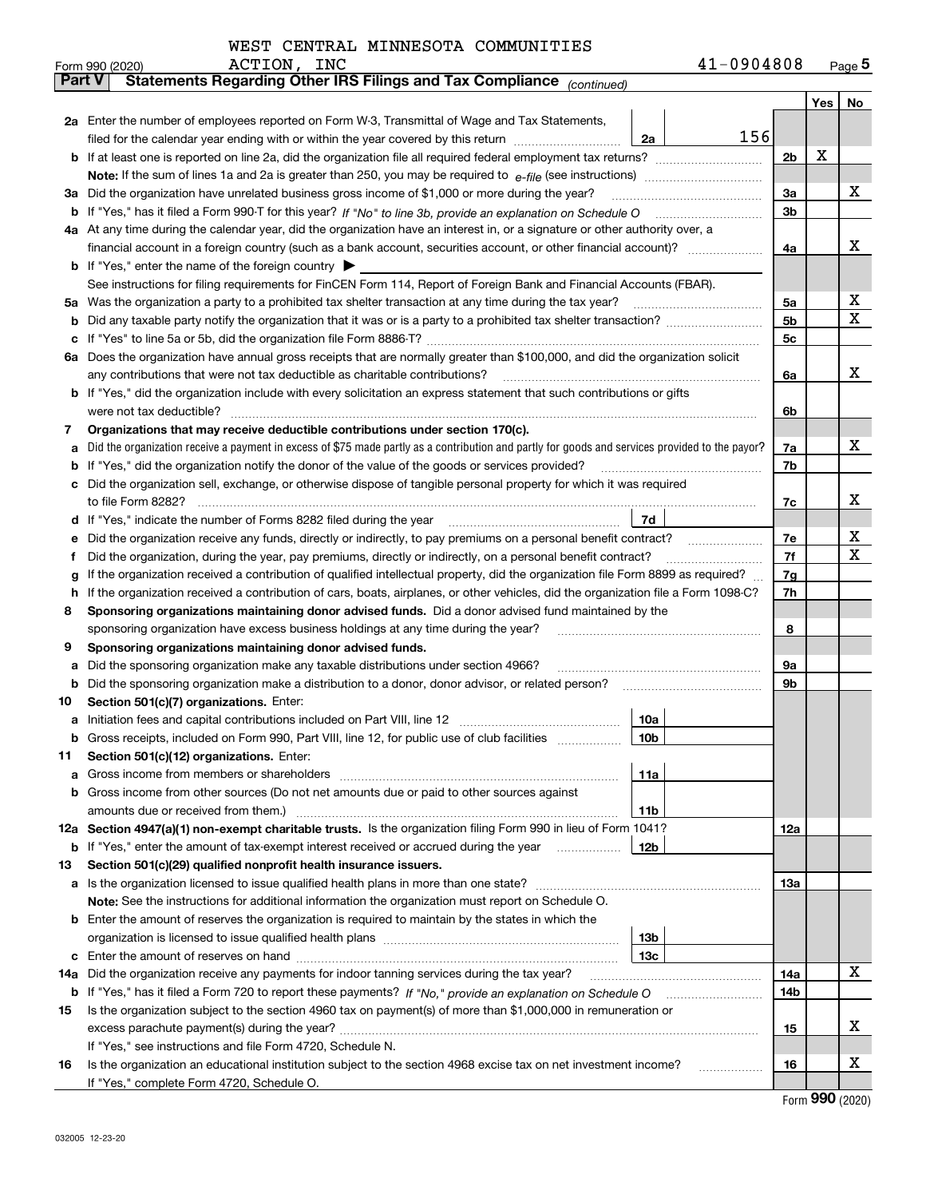WEST CENTRAL MINNESOTA COMMUNITIES ACTION, INC 41-0904808

Form 990 (2020) Page 5

**Part V Statements Regarding Other IRS Filings and Tax Compliance** *(continued)*

| | | | | Yes | No |
|---|---|---|---|---|---|
| **2a** | Enter the number of employees reported on Form W-3, Transmittal of Wage and Tax Statements, filed for the calendar year ending with or within the year covered by this return | 2a | 156 | | |
| **b** | If at least one is reported on line 2a, did the organization file all required federal employment tax returns? | 2b | | X | |
| | **Note:** If the sum of lines 1a and 2a is greater than 250, you may be required to *e-file* (see instructions) | | | | |
| **3a** | Did the organization have unrelated business gross income of $1,000 or more during the year? | 3a | | | X |
| **b** | If "Yes," has it filed a Form 990-T for this year? *If "No" to line 3b, provide an explanation on Schedule O* | 3b | | | |
| **4a** | At any time during the calendar year, did the organization have an interest in, or a signature or other authority over, a financial account in a foreign country (such as a bank account, securities account, or other financial account)? | 4a | | | X |
| **b** | If "Yes," enter the name of the foreign country ▶ | | | | |
| | See instructions for filing requirements for FinCEN Form 114, Report of Foreign Bank and Financial Accounts (FBAR). | | | | |
| **5a** | Was the organization a party to a prohibited tax shelter transaction at any time during the tax year? | 5a | | | X |
| **b** | Did any taxable party notify the organization that it was or is a party to a prohibited tax shelter transaction? | 5b | | | X |
| **c** | If "Yes" to line 5a or 5b, did the organization file Form 8886-T? | 5c | | | |
| **6a** | Does the organization have annual gross receipts that are normally greater than $100,000, and did the organization solicit any contributions that were not tax deductible as charitable contributions? | 6a | | | X |
| **b** | If "Yes," did the organization include with every solicitation an express statement that such contributions or gifts were not tax deductible? | 6b | | | |
| **7** | **Organizations that may receive deductible contributions under section 170(c).** | | | | |
| **a** | Did the organization receive a payment in excess of $75 made partly as a contribution and partly for goods and services provided to the payor? | 7a | | | X |
| **b** | If "Yes," did the organization notify the donor of the value of the goods or services provided? | 7b | | | |
| **c** | Did the organization sell, exchange, or otherwise dispose of tangible personal property for which it was required to file Form 8282? | 7c | | | X |
| **d** | If "Yes," indicate the number of Forms 8282 filed during the year | 7d | | | |
| **e** | Did the organization receive any funds, directly or indirectly, to pay premiums on a personal benefit contract? | 7e | | | X |
| **f** | Did the organization, during the year, pay premiums, directly or indirectly, on a personal benefit contract? | 7f | | | X |
| **g** | If the organization received a contribution of qualified intellectual property, did the organization file Form 8899 as required? | 7g | | | |
| **h** | If the organization received a contribution of cars, boats, airplanes, or other vehicles, did the organization file a Form 1098-C? | 7h | | | |
| **8** | **Sponsoring organizations maintaining donor advised funds.** Did a donor advised fund maintained by the sponsoring organization have excess business holdings at any time during the year? | 8 | | | |
| **9** | **Sponsoring organizations maintaining donor advised funds.** | | | | |
| **a** | Did the sponsoring organization make any taxable distributions under section 4966? | 9a | | | |
| **b** | Did the sponsoring organization make a distribution to a donor, donor advisor, or related person? | 9b | | | |
| **10** | **Section 501(c)(7) organizations.** Enter: | | | | |
| **a** | Initiation fees and capital contributions included on Part VIII, line 12 | 10a | | | |
| **b** | Gross receipts, included on Form 990, Part VIII, line 12, for public use of club facilities | 10b | | | |
| **11** | **Section 501(c)(12) organizations.** Enter: | | | | |
| **a** | Gross income from members or shareholders | 11a | | | |
| **b** | Gross income from other sources (Do not net amounts due or paid to other sources against amounts due or received from them.) | 11b | | | |
| **12a** | **Section 4947(a)(1) non-exempt charitable trusts.** Is the organization filing Form 990 in lieu of Form 1041? | 12a | | | |
| **b** | If "Yes," enter the amount of tax-exempt interest received or accrued during the year | 12b | | | |
| **13** | **Section 501(c)(29) qualified nonprofit health insurance issuers.** | | | | |
| **a** | Is the organization licensed to issue qualified health plans in more than one state? | 13a | | | |
| | **Note:** See the instructions for additional information the organization must report on Schedule O. | | | | |
| **b** | Enter the amount of reserves the organization is required to maintain by the states in which the organization is licensed to issue qualified health plans | 13b | | | |
| **c** | Enter the amount of reserves on hand | 13c | | | |
| **14a** | Did the organization receive any payments for indoor tanning services during the tax year? | 14a | | | X |
| **b** | If "Yes," has it filed a Form 720 to report these payments? *If "No," provide an explanation on Schedule O* | 14b | | | |
| **15** | Is the organization subject to the section 4960 tax on payment(s) of more than $1,000,000 in remuneration or excess parachute payment(s) during the year? | 15 | | | X |
| | If "Yes," see instructions and file Form 4720, Schedule N. | | | | |
| **16** | Is the organization an educational institution subject to the section 4968 excise tax on net investment income? | 16 | | | X |
| | If "Yes," complete Form 4720, Schedule O. | | | | |

Form **990** (2020)

032005 12-23-20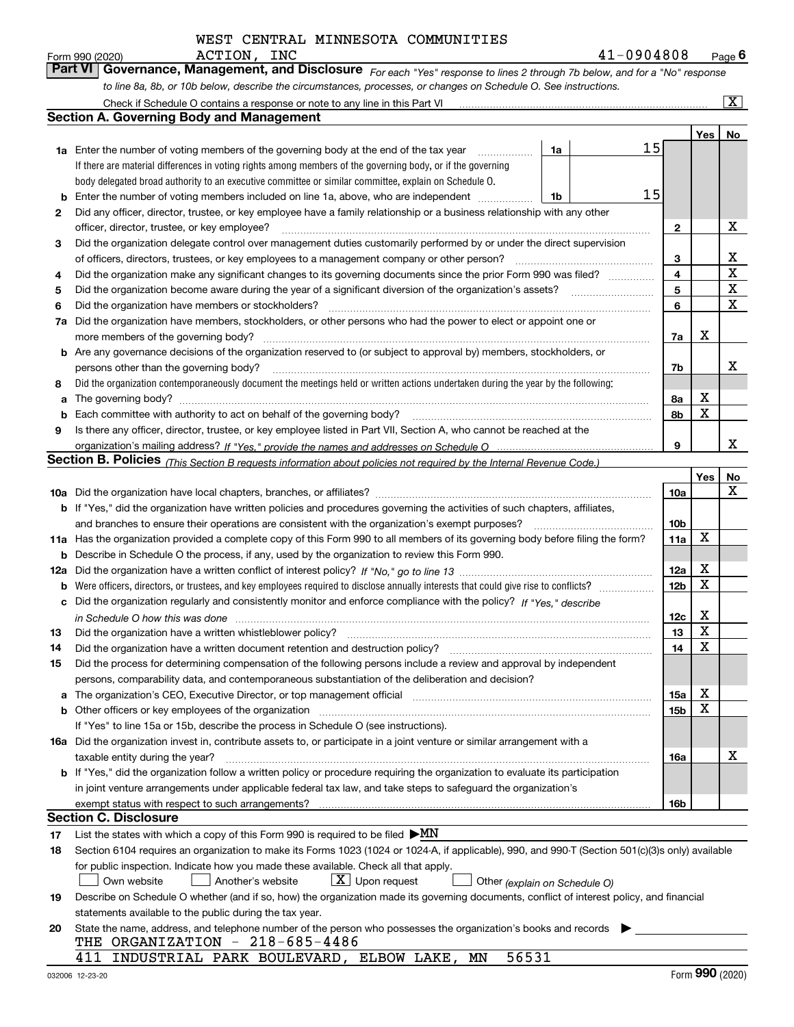WEST CENTRAL MINNESOTA COMMUNITIES ACTION, INC

Form 990 (2020) 41-0904808 Page 6

**Part VI Governance, Management, and Disclosure** *For each "Yes" response to lines 2 through 7b below, and for a "No" response to line 8a, 8b, or 10b below, describe the circumstances, processes, or changes on Schedule O. See instructions.*

Check if Schedule O contains a response or note to any line in this Part VI [X]

## Section A. Governing Body and Management

| | | | | Yes | No |
|---|---|---|---|---|---|
| 1a | Enter the number of voting members of the governing body at the end of the tax year. If there are material differences in voting rights among members of the governing body, or if the governing body delegated broad authority to an executive committee or similar committee, explain on Schedule O. | 1a | 15 | | |
| b | Enter the number of voting members included on line 1a, above, who are independent | 1b | 15 | | |
| 2 | Did any officer, director, trustee, or key employee have a family relationship or a business relationship with any other officer, director, trustee, or key employee? | 2 | | | X |
| 3 | Did the organization delegate control over management duties customarily performed by or under the direct supervision of officers, directors, trustees, or key employees to a management company or other person? | 3 | | | X |
| 4 | Did the organization make any significant changes to its governing documents since the prior Form 990 was filed? | 4 | | | X |
| 5 | Did the organization become aware during the year of a significant diversion of the organization's assets? | 5 | | | X |
| 6 | Did the organization have members or stockholders? | 6 | | | X |
| 7a | Did the organization have members, stockholders, or other persons who had the power to elect or appoint one or more members of the governing body? | 7a | | X | |
| b | Are any governance decisions of the organization reserved to (or subject to approval by) members, stockholders, or persons other than the governing body? | 7b | | | X |
| 8 | Did the organization contemporaneously document the meetings held or written actions undertaken during the year by the following: | | | | |
| a | The governing body? | 8a | | X | |
| b | Each committee with authority to act on behalf of the governing body? | 8b | | X | |
| 9 | Is there any officer, director, trustee, or key employee listed in Part VII, Section A, who cannot be reached at the organization's mailing address? *If "Yes," provide the names and addresses on Schedule O* | 9 | | | X |

## Section B. Policies *(This Section B requests information about policies not required by the Internal Revenue Code.)*

| | | | Yes | No |
|---|---|---|---|---|
| 10a | Did the organization have local chapters, branches, or affiliates? | 10a | | X |
| b | If "Yes," did the organization have written policies and procedures governing the activities of such chapters, affiliates, and branches to ensure their operations are consistent with the organization's exempt purposes? | 10b | | |
| 11a | Has the organization provided a complete copy of this Form 990 to all members of its governing body before filing the form? | 11a | X | |
| b | Describe in Schedule O the process, if any, used by the organization to review this Form 990. | | | |
| 12a | Did the organization have a written conflict of interest policy? *If "No," go to line 13* | 12a | X | |
| b | Were officers, directors, or trustees, and key employees required to disclose annually interests that could give rise to conflicts? | 12b | X | |
| c | Did the organization regularly and consistently monitor and enforce compliance with the policy? *If "Yes," describe in Schedule O how this was done* | 12c | X | |
| 13 | Did the organization have a written whistleblower policy? | 13 | X | |
| 14 | Did the organization have a written document retention and destruction policy? | 14 | X | |
| 15 | Did the process for determining compensation of the following persons include a review and approval by independent persons, comparability data, and contemporaneous substantiation of the deliberation and decision? | | | |
| a | The organization's CEO, Executive Director, or top management official | 15a | X | |
| b | Other officers or key employees of the organization | 15b | X | |
| | If "Yes" to line 15a or 15b, describe the process in Schedule O (see instructions). | | | |
| 16a | Did the organization invest in, contribute assets to, or participate in a joint venture or similar arrangement with a taxable entity during the year? | 16a | | X |
| b | If "Yes," did the organization follow a written policy or procedure requiring the organization to evaluate its participation in joint venture arrangements under applicable federal tax law, and take steps to safeguard the organization's exempt status with respect to such arrangements? | 16b | | |

## Section C. Disclosure

17 List the states with which a copy of this Form 990 is required to be filed ▶MN

18 Section 6104 requires an organization to make its Forms 1023 (1024 or 1024-A, if applicable), 990, and 990-T (Section 501(c)(3)s only) available for public inspection. Indicate how you made these available. Check all that apply.

[ ] Own website [ ] Another's website [X] Upon request [ ] Other *(explain on Schedule O)*

19 Describe on Schedule O whether (and if so, how) the organization made its governing documents, conflict of interest policy, and financial statements available to the public during the tax year.

20 State the name, address, and telephone number of the person who possesses the organization's books and records ▶

THE ORGANIZATION - 218-685-4486

411 INDUSTRIAL PARK BOULEVARD, ELBOW LAKE, MN 56531

032006 12-23-20 Form **990** (2020)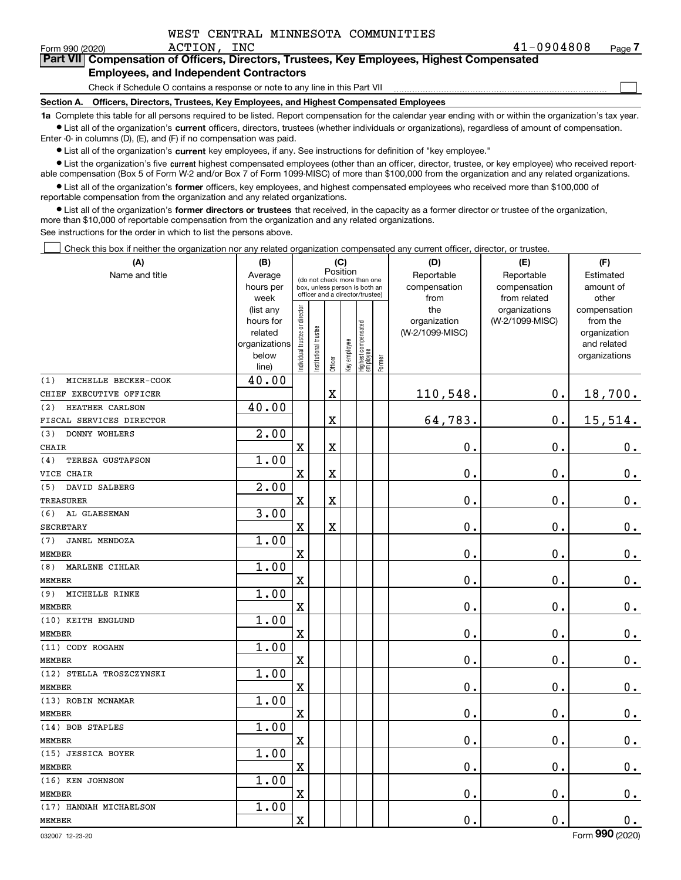WEST CENTRAL MINNESOTA COMMUNITIES ACTION, INC

Form 990 (2020) 41-0904808 Page 7

## Part VII Compensation of Officers, Directors, Trustees, Key Employees, Highest Compensated Employees, and Independent Contractors

Check if Schedule O contains a response or note to any line in this Part VII

### Section A. Officers, Directors, Trustees, Key Employees, and Highest Compensated Employees

**1a** Complete this table for all persons required to be listed. Report compensation for the calendar year ending with or within the organization's tax year.

- List all of the organization's **current** officers, directors, trustees (whether individuals or organizations), regardless of amount of compensation. Enter -0- in columns (D), (E), and (F) if no compensation was paid.
- List all of the organization's **current** key employees, if any. See instructions for definition of "key employee."
- List the organization's five **current** highest compensated employees (other than an officer, director, trustee, or key employee) who received reportable compensation (Box 5 of Form W-2 and/or Box 7 of Form 1099-MISC) of more than $100,000 from the organization and any related organizations.
- List all of the organization's **former** officers, key employees, and highest compensated employees who received more than $100,000 of reportable compensation from the organization and any related organizations.
- List all of the organization's **former directors or trustees** that received, in the capacity as a former director or trustee of the organization, more than $10,000 of reportable compensation from the organization and any related organizations.

See instructions for the order in which to list the persons above.

Check this box if neither the organization nor any related organization compensated any current officer, director, or trustee.

| (A) Name and title | (B) Average hours per week (list any hours for related organizations below line) | (C) Position: Individual trustee or director | Institutional trustee | Officer | Key employee | Highest compensated employee | Former | (D) Reportable compensation from the organization (W-2/1099-MISC) | (E) Reportable compensation from related organizations (W-2/1099-MISC) | (F) Estimated amount of other compensation from the organization and related organizations |
|---|---|---|---|---|---|---|---|---|---|---|
| (1) MICHELLE BECKER-COOK<br>CHIEF EXECUTIVE OFFICER | 40.00 | | | X | | | | 110,548. | 0. | 18,700. |
| (2) HEATHER CARLSON<br>FISCAL SERVICES DIRECTOR | 40.00 | | | X | | | | 64,783. | 0. | 15,514. |
| (3) DONNY WOHLERS<br>CHAIR | 2.00 | X | | X | | | | 0. | 0. | 0. |
| (4) TERESA GUSTAFSON<br>VICE CHAIR | 1.00 | X | | X | | | | 0. | 0. | 0. |
| (5) DAVID SALBERG<br>TREASURER | 2.00 | X | | X | | | | 0. | 0. | 0. |
| (6) AL GLAESEMAN<br>SECRETARY | 3.00 | X | | X | | | | 0. | 0. | 0. |
| (7) JANEL MENDOZA<br>MEMBER | 1.00 | X | | | | | | 0. | 0. | 0. |
| (8) MARLENE CIHLAR<br>MEMBER | 1.00 | X | | | | | | 0. | 0. | 0. |
| (9) MICHELLE RINKE<br>MEMBER | 1.00 | X | | | | | | 0. | 0. | 0. |
| (10) KEITH ENGLUND<br>MEMBER | 1.00 | X | | | | | | 0. | 0. | 0. |
| (11) CODY ROGAHN<br>MEMBER | 1.00 | X | | | | | | 0. | 0. | 0. |
| (12) STELLA TROSZCZYNSKI<br>MEMBER | 1.00 | X | | | | | | 0. | 0. | 0. |
| (13) ROBIN MCNAMAR<br>MEMBER | 1.00 | X | | | | | | 0. | 0. | 0. |
| (14) BOB STAPLES<br>MEMBER | 1.00 | X | | | | | | 0. | 0. | 0. |
| (15) JESSICA BOYER<br>MEMBER | 1.00 | X | | | | | | 0. | 0. | 0. |
| (16) KEN JOHNSON<br>MEMBER | 1.00 | X | | | | | | 0. | 0. | 0. |
| (17) HANNAH MICHAELSON<br>MEMBER | 1.00 | X | | | | | | 0. | 0. | 0. |

032007 12-23-20 Form 990 (2020)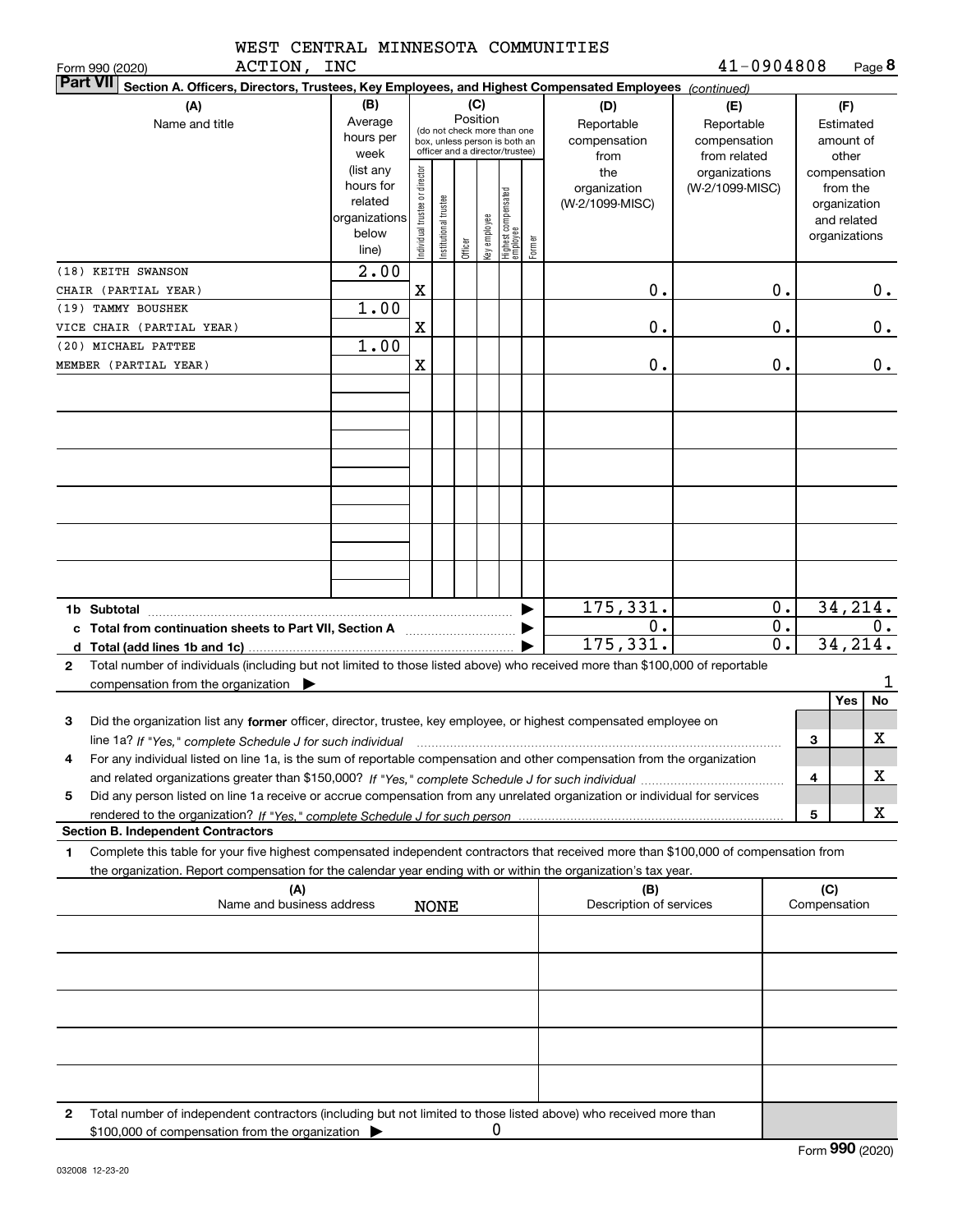WEST CENTRAL MINNESOTA COMMUNITIES ACTION, INC

Form 990 (2020) 41-0904808 Page **8**

**Part VII Section A. Officers, Directors, Trustees, Key Employees, and Highest Compensated Employees** *(continued)*

| (A) Name and title | (B) Average hours per week (list any hours for related organizations below line) | (C) Position: Individual trustee or director | Institutional trustee | Officer | Key employee | Highest compensated employee | Former | (D) Reportable compensation from the organization (W-2/1099-MISC) | (E) Reportable compensation from related organizations (W-2/1099-MISC) | (F) Estimated amount of other compensation from the organization and related organizations |
|---|---|---|---|---|---|---|---|---|---|---|
| (18) KEITH SWANSON CHAIR (PARTIAL YEAR) | 2.00 | X | | | | | | 0. | 0. | 0. |
| (19) TAMMY BOUSHEK VICE CHAIR (PARTIAL YEAR) | 1.00 | X | | | | | | 0. | 0. | 0. |
| (20) MICHAEL PATTEE MEMBER (PARTIAL YEAR) | 1.00 | X | | | | | | 0. | 0. | 0. |

| | | (D) | (E) | (F) |
|---|---|---|---|---|
| **1b** | **Subtotal** | 175,331. | 0. | 34,214. |
| **c** | **Total from continuation sheets to Part VII, Section A** | 0. | 0. | 0. |
| **d** | **Total (add lines 1b and 1c)** | 175,331. | 0. | 34,214. |

**2** Total number of individuals (including but not limited to those listed above) who received more than $100,000 of reportable compensation from the organization ▶ 1

| | | | Yes | No |
|---|---|---|---|---|
| **3** | Did the organization list any **former** officer, director, trustee, key employee, or highest compensated employee on line 1a? *If "Yes," complete Schedule J for such individual* | 3 | | X |
| **4** | For any individual listed on line 1a, is the sum of reportable compensation and other compensation from the organization and related organizations greater than $150,000? *If "Yes," complete Schedule J for such individual* | 4 | | X |
| **5** | Did any person listed on line 1a receive or accrue compensation from any unrelated organization or individual for services rendered to the organization? *If "Yes," complete Schedule J for such person* | 5 | | X |

**Section B. Independent Contractors**

**1** Complete this table for your five highest compensated independent contractors that received more than $100,000 of compensation from the organization. Report compensation for the calendar year ending with or within the organization's tax year.

| (A) Name and business address | (B) Description of services | (C) Compensation |
|---|---|---|
| NONE | | |

**2** Total number of independent contractors (including but not limited to those listed above) who received more than $100,000 of compensation from the organization ▶ 0

Form **990** (2020)

032008 12-23-20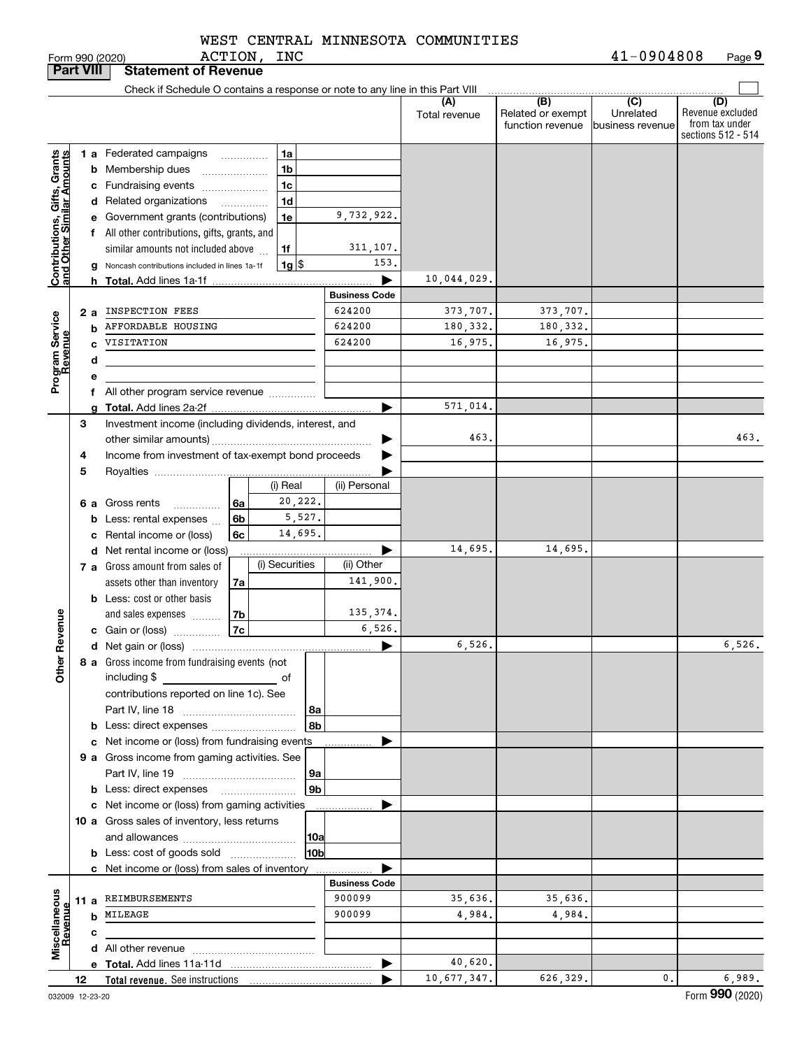WEST CENTRAL MINNESOTA COMMUNITIES ACTION, INC

Form 990 (2020) 41-0904808 Page 9

**Part VIII Statement of Revenue**

Check if Schedule O contains a response or note to any line in this Part VIII

| | | | | (A) Total revenue | (B) Related or exempt function revenue | (C) Unrelated business revenue | (D) Revenue excluded from tax under sections 512 - 514 |
|---|---|---|---|---|---|---|---|
| **Contributions, Gifts, Grants and Other Similar Amounts** | 1 a Federated campaigns | 1a | | | | | |
| | b Membership dues | 1b | | | | | |
| | c Fundraising events | 1c | | | | | |
| | d Related organizations | 1d | | | | | |
| | e Government grants (contributions) | 1e | 9,732,922. | | | | |
| | f All other contributions, gifts, grants, and similar amounts not included above | 1f | 311,107. | | | | |
| | g Noncash contributions included in lines 1a-1f | 1g $ | 153. | | | | |
| | h **Total.** Add lines 1a-1f | | ▶ | 10,044,029. | | | |
| | | | **Business Code** | | | | |
| **Program Service Revenue** | 2 a INSPECTION FEES | | 624200 | 373,707. | 373,707. | | |
| | b AFFORDABLE HOUSING | | 624200 | 180,332. | 180,332. | | |
| | c VISITATION | | 624200 | 16,975. | 16,975. | | |
| | d | | | | | | |
| | e | | | | | | |
| | f All other program service revenue | | | | | | |
| | g **Total.** Add lines 2a-2f | | ▶ | 571,014. | | | |
| **Other Revenue** | 3 Investment income (including dividends, interest, and other similar amounts) | | ▶ | 463. | | | 463. |
| | 4 Income from investment of tax-exempt bond proceeds | | ▶ | | | | |
| | 5 Royalties | | ▶ | | | | |
| | | (i) Real | (ii) Personal | | | | |
| | 6 a Gross rents (6a) | 20,222. | | | | | |
| | b Less: rental expenses (6b) | 5,527. | | | | | |
| | c Rental income or (loss) (6c) | 14,695. | | | | | |
| | d Net rental income or (loss) | | ▶ | 14,695. | 14,695. | | |
| | | (i) Securities | (ii) Other | | | | |
| | 7 a Gross amount from sales of assets other than inventory (7a) | | 141,900. | | | | |
| | b Less: cost or other basis and sales expenses (7b) | | 135,374. | | | | |
| | c Gain or (loss) (7c) | | 6,526. | | | | |
| | d Net gain or (loss) | | ▶ | 6,526. | | | 6,526. |
| | 8 a Gross income from fundraising events (not including $ ___ of contributions reported on line 1c). See Part IV, line 18 | 8a | | | | | |
| | b Less: direct expenses | 8b | | | | | |
| | c Net income or (loss) from fundraising events | | ▶ | | | | |
| | 9 a Gross income from gaming activities. See Part IV, line 19 | 9a | | | | | |
| | b Less: direct expenses | 9b | | | | | |
| | c Net income or (loss) from gaming activities | | ▶ | | | | |
| | 10 a Gross sales of inventory, less returns and allowances | 10a | | | | | |
| | b Less: cost of goods sold | 10b | | | | | |
| | c Net income or (loss) from sales of inventory | | ▶ | | | | |
| | | | **Business Code** | | | | |
| **Miscellaneous Revenue** | 11 a REIMBURSEMENTS | | 900099 | 35,636. | 35,636. | | |
| | b MILEAGE | | 900099 | 4,984. | 4,984. | | |
| | c | | | | | | |
| | d All other revenue | | | | | | |
| | e **Total.** Add lines 11a-11d | | ▶ | 40,620. | | | |
| | 12 **Total revenue.** See instructions | | ▶ | 10,677,347. | 626,329. | 0. | 6,989. |

032009 12-23-20 Form **990** (2020)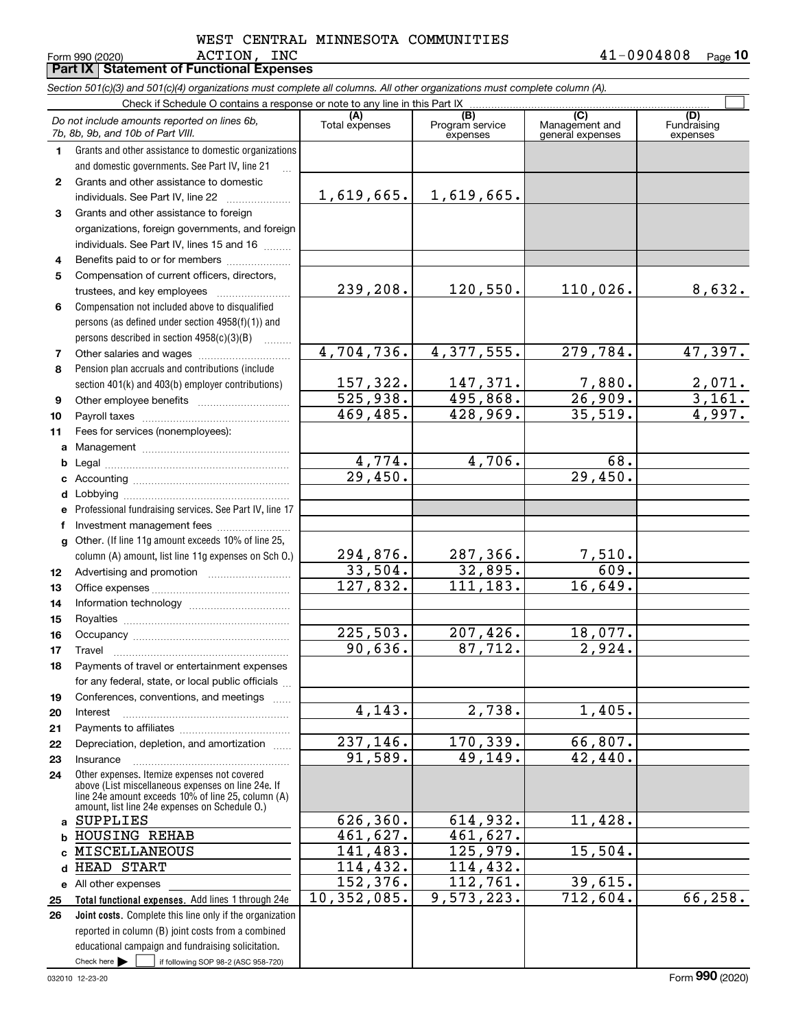WEST CENTRAL MINNESOTA COMMUNITIES ACTION, INC

Form 990 (2020) 41-0904808

## Part IX Statement of Functional Expenses

*Section 501(c)(3) and 501(c)(4) organizations must complete all columns. All other organizations must complete column (A).*

Check if Schedule O contains a response or note to any line in this Part IX

| | *Do not include amounts reported on lines 6b, 7b, 8b, 9b, and 10b of Part VIII.* | (A) Total expenses | (B) Program service expenses | (C) Management and general expenses | (D) Fundraising expenses |
|---|---|---|---|---|---|
| 1 | Grants and other assistance to domestic organizations and domestic governments. See Part IV, line 21 | | | | |
| 2 | Grants and other assistance to domestic individuals. See Part IV, line 22 | 1,619,665. | 1,619,665. | | |
| 3 | Grants and other assistance to foreign organizations, foreign governments, and foreign individuals. See Part IV, lines 15 and 16 | | | | |
| 4 | Benefits paid to or for members | | | | |
| 5 | Compensation of current officers, directors, trustees, and key employees | 239,208. | 120,550. | 110,026. | 8,632. |
| 6 | Compensation not included above to disqualified persons (as defined under section 4958(f)(1)) and persons described in section 4958(c)(3)(B) | | | | |
| 7 | Other salaries and wages | 4,704,736. | 4,377,555. | 279,784. | 47,397. |
| 8 | Pension plan accruals and contributions (include section 401(k) and 403(b) employer contributions) | 157,322. | 147,371. | 7,880. | 2,071. |
| 9 | Other employee benefits | 525,938. | 495,868. | 26,909. | 3,161. |
| 10 | Payroll taxes | 469,485. | 428,969. | 35,519. | 4,997. |
| 11 | Fees for services (nonemployees): | | | | |
| a | Management | | | | |
| b | Legal | 4,774. | 4,706. | 68. | |
| c | Accounting | 29,450. | | 29,450. | |
| d | Lobbying | | | | |
| e | Professional fundraising services. See Part IV, line 17 | | | | |
| f | Investment management fees | | | | |
| g | Other. (If line 11g amount exceeds 10% of line 25, column (A) amount, list line 11g expenses on Sch O.) | 294,876. | 287,366. | 7,510. | |
| 12 | Advertising and promotion | 33,504. | 32,895. | 609. | |
| 13 | Office expenses | 127,832. | 111,183. | 16,649. | |
| 14 | Information technology | | | | |
| 15 | Royalties | | | | |
| 16 | Occupancy | 225,503. | 207,426. | 18,077. | |
| 17 | Travel | 90,636. | 87,712. | 2,924. | |
| 18 | Payments of travel or entertainment expenses for any federal, state, or local public officials | | | | |
| 19 | Conferences, conventions, and meetings | | | | |
| 20 | Interest | 4,143. | 2,738. | 1,405. | |
| 21 | Payments to affiliates | | | | |
| 22 | Depreciation, depletion, and amortization | 237,146. | 170,339. | 66,807. | |
| 23 | Insurance | 91,589. | 49,149. | 42,440. | |
| 24 | Other expenses. Itemize expenses not covered above (List miscellaneous expenses on line 24e. If line 24e amount exceeds 10% of line 25, column (A) amount, list line 24e expenses on Schedule O.) | | | | |
| a | SUPPLIES | 626,360. | 614,932. | 11,428. | |
| b | HOUSING REHAB | 461,627. | 461,627. | | |
| c | MISCELLANEOUS | 141,483. | 125,979. | 15,504. | |
| d | HEAD START | 114,432. | 114,432. | | |
| e | All other expenses | 152,376. | 112,761. | 39,615. | |
| 25 | **Total functional expenses.** Add lines 1 through 24e | 10,352,085. | 9,573,223. | 712,604. | 66,258. |
| 26 | **Joint costs.** Complete this line only if the organization reported in column (B) joint costs from a combined educational campaign and fundraising solicitation. Check here ☐ if following SOP 98-2 (ASC 958-720) | | | | |

032010 12-23-20 Form **990** (2020)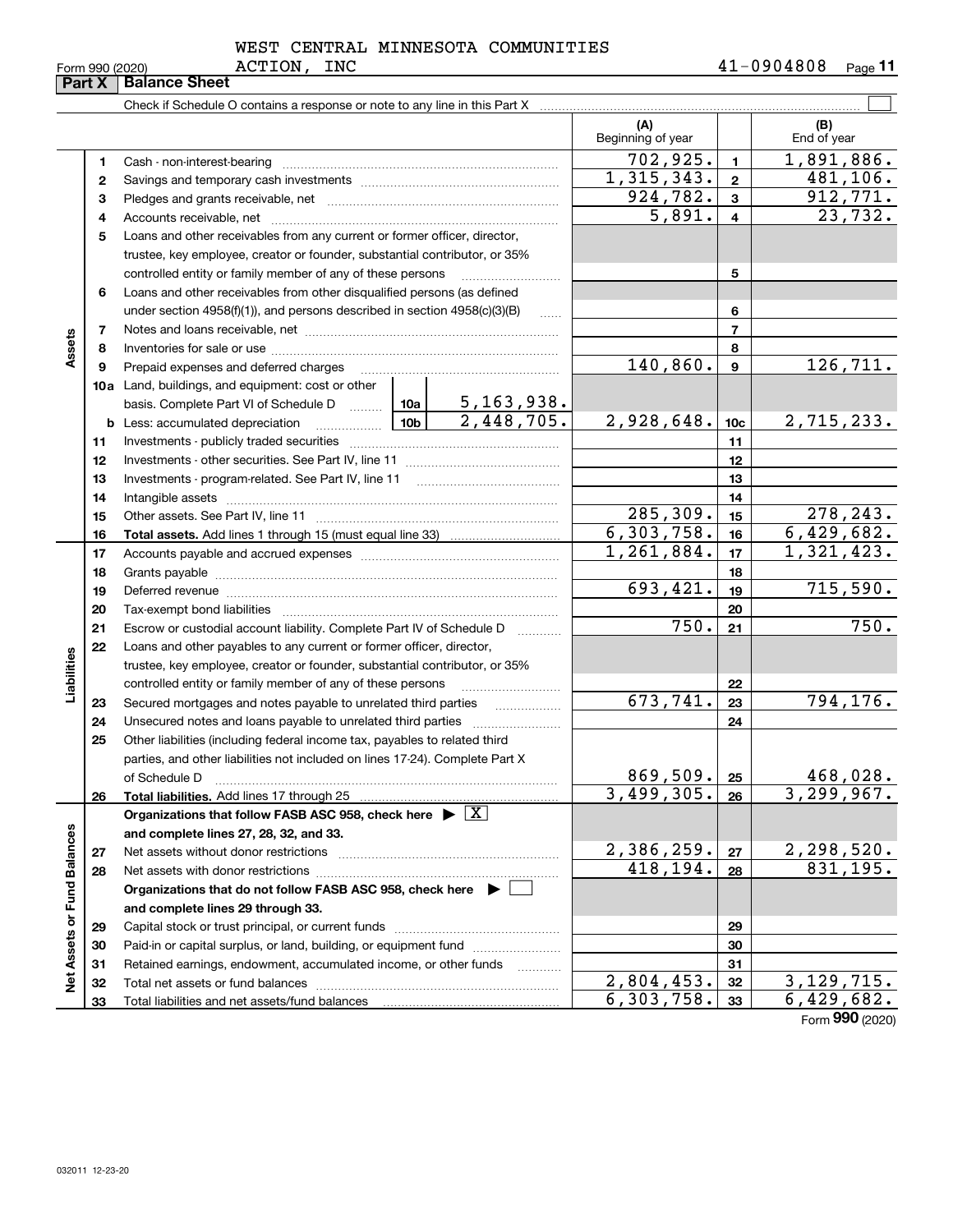WEST CENTRAL MINNESOTA COMMUNITIES ACTION, INC

Form 990 (2020) 41-0904808

## Part X Balance Sheet

Check if Schedule O contains a response or note to any line in this Part X

| Section | Line | Description | | | (A) Beginning of year | | (B) End of year |
|---|---|---|---|---|---|---|---|
| Assets | 1 | Cash - non-interest-bearing | | | 702,925. | 1 | 1,891,886. |
| | 2 | Savings and temporary cash investments | | | 1,315,343. | 2 | 481,106. |
| | 3 | Pledges and grants receivable, net | | | 924,782. | 3 | 912,771. |
| | 4 | Accounts receivable, net | | | 5,891. | 4 | 23,732. |
| | 5 | Loans and other receivables from any current or former officer, director, trustee, key employee, creator or founder, substantial contributor, or 35% controlled entity or family member of any of these persons | | | | 5 | |
| | 6 | Loans and other receivables from other disqualified persons (as defined under section 4958(f)(1)), and persons described in section 4958(c)(3)(B) | | | | 6 | |
| | 7 | Notes and loans receivable, net | | | | 7 | |
| | 8 | Inventories for sale or use | | | | 8 | |
| | 9 | Prepaid expenses and deferred charges | | | 140,860. | 9 | 126,711. |
| | 10a | Land, buildings, and equipment: cost or other basis. Complete Part VI of Schedule D | 10a | 5,163,938. | | | |
| | b | Less: accumulated depreciation | 10b | 2,448,705. | 2,928,648. | 10c | 2,715,233. |
| | 11 | Investments - publicly traded securities | | | | 11 | |
| | 12 | Investments - other securities. See Part IV, line 11 | | | | 12 | |
| | 13 | Investments - program-related. See Part IV, line 11 | | | | 13 | |
| | 14 | Intangible assets | | | | 14 | |
| | 15 | Other assets. See Part IV, line 11 | | | 285,309. | 15 | 278,243. |
| | 16 | **Total assets.** Add lines 1 through 15 (must equal line 33) | | | 6,303,758. | 16 | 6,429,682. |
| Liabilities | 17 | Accounts payable and accrued expenses | | | 1,261,884. | 17 | 1,321,423. |
| | 18 | Grants payable | | | | 18 | |
| | 19 | Deferred revenue | | | 693,421. | 19 | 715,590. |
| | 20 | Tax-exempt bond liabilities | | | | 20 | |
| | 21 | Escrow or custodial account liability. Complete Part IV of Schedule D | | | 750. | 21 | 750. |
| | 22 | Loans and other payables to any current or former officer, director, trustee, key employee, creator or founder, substantial contributor, or 35% controlled entity or family member of any of these persons | | | | 22 | |
| | 23 | Secured mortgages and notes payable to unrelated third parties | | | 673,741. | 23 | 794,176. |
| | 24 | Unsecured notes and loans payable to unrelated third parties | | | | 24 | |
| | 25 | Other liabilities (including federal income tax, payables to related third parties, and other liabilities not included on lines 17-24). Complete Part X of Schedule D | | | 869,509. | 25 | 468,028. |
| | 26 | **Total liabilities.** Add lines 17 through 25 | | | 3,499,305. | 26 | 3,299,967. |
| Net Assets or Fund Balances | | **Organizations that follow FASB ASC 958, check here ▶ [X] and complete lines 27, 28, 32, and 33.** | | | | | |
| | 27 | Net assets without donor restrictions | | | 2,386,259. | 27 | 2,298,520. |
| | 28 | Net assets with donor restrictions | | | 418,194. | 28 | 831,195. |
| | | **Organizations that do not follow FASB ASC 958, check here ▶ [ ] and complete lines 29 through 33.** | | | | | |
| | 29 | Capital stock or trust principal, or current funds | | | | 29 | |
| | 30 | Paid-in or capital surplus, or land, building, or equipment fund | | | | 30 | |
| | 31 | Retained earnings, endowment, accumulated income, or other funds | | | | 31 | |
| | 32 | Total net assets or fund balances | | | 2,804,453. | 32 | 3,129,715. |
| | 33 | Total liabilities and net assets/fund balances | | | 6,303,758. | 33 | 6,429,682. |

Form **990** (2020)

032011 12-23-20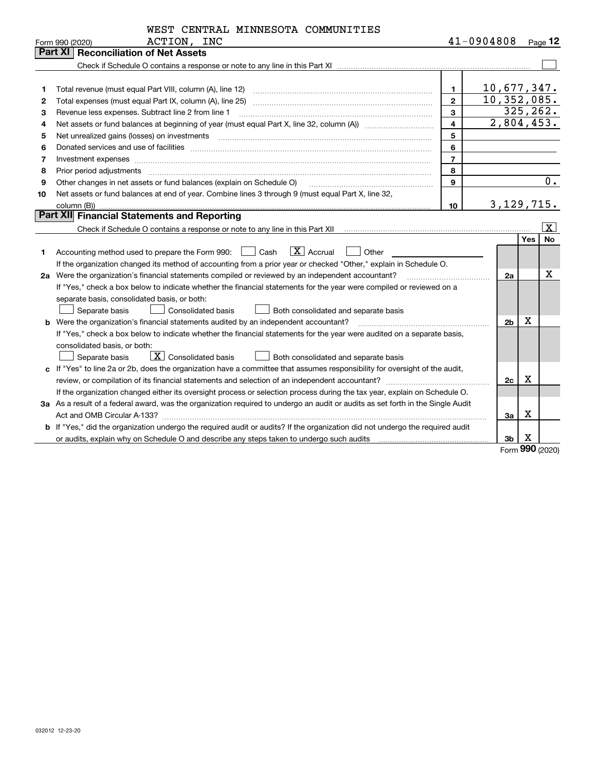WEST CENTRAL MINNESOTA COMMUNITIES ACTION, INC 41-0904808

Form 990 (2020) Page 12

## Part XI Reconciliation of Net Assets

Check if Schedule O contains a response or note to any line in this Part XI ☐

| | | | |
|---|---|---|---|
| 1 | Total revenue (must equal Part VIII, column (A), line 12) | 1 | 10,677,347. |
| 2 | Total expenses (must equal Part IX, column (A), line 25) | 2 | 10,352,085. |
| 3 | Revenue less expenses. Subtract line 2 from line 1 | 3 | 325,262. |
| 4 | Net assets or fund balances at beginning of year (must equal Part X, line 32, column (A)) | 4 | 2,804,453. |
| 5 | Net unrealized gains (losses) on investments | 5 | |
| 6 | Donated services and use of facilities | 6 | |
| 7 | Investment expenses | 7 | |
| 8 | Prior period adjustments | 8 | |
| 9 | Other changes in net assets or fund balances (explain on Schedule O) | 9 | 0. |
| 10 | Net assets or fund balances at end of year. Combine lines 3 through 9 (must equal Part X, line 32, column (B)) | 10 | 3,129,715. |

## Part XII Financial Statements and Reporting

Check if Schedule O contains a response or note to any line in this Part XII ☒

| | | | Yes | No |
|---|---|---|---|---|
| 1 | Accounting method used to prepare the Form 990: ☐ Cash ☒ Accrual ☐ Other<br>If the organization changed its method of accounting from a prior year or checked "Other," explain in Schedule O. | | | |
| 2a | Were the organization's financial statements compiled or reviewed by an independent accountant?<br>If "Yes," check a box below to indicate whether the financial statements for the year were compiled or reviewed on a separate basis, consolidated basis, or both:<br>☐ Separate basis ☐ Consolidated basis ☐ Both consolidated and separate basis | 2a | | X |
| b | Were the organization's financial statements audited by an independent accountant?<br>If "Yes," check a box below to indicate whether the financial statements for the year were audited on a separate basis, consolidated basis, or both:<br>☐ Separate basis ☒ Consolidated basis ☐ Both consolidated and separate basis | 2b | X | |
| c | If "Yes" to line 2a or 2b, does the organization have a committee that assumes responsibility for oversight of the audit, review, or compilation of its financial statements and selection of an independent accountant?<br>If the organization changed either its oversight process or selection process during the tax year, explain on Schedule O. | 2c | X | |
| 3a | As a result of a federal award, was the organization required to undergo an audit or audits as set forth in the Single Audit Act and OMB Circular A-133? | 3a | X | |
| b | If "Yes," did the organization undergo the required audit or audits? If the organization did not undergo the required audit or audits, explain why on Schedule O and describe any steps taken to undergo such audits | 3b | X | |

Form 990 (2020)

032012 12-23-20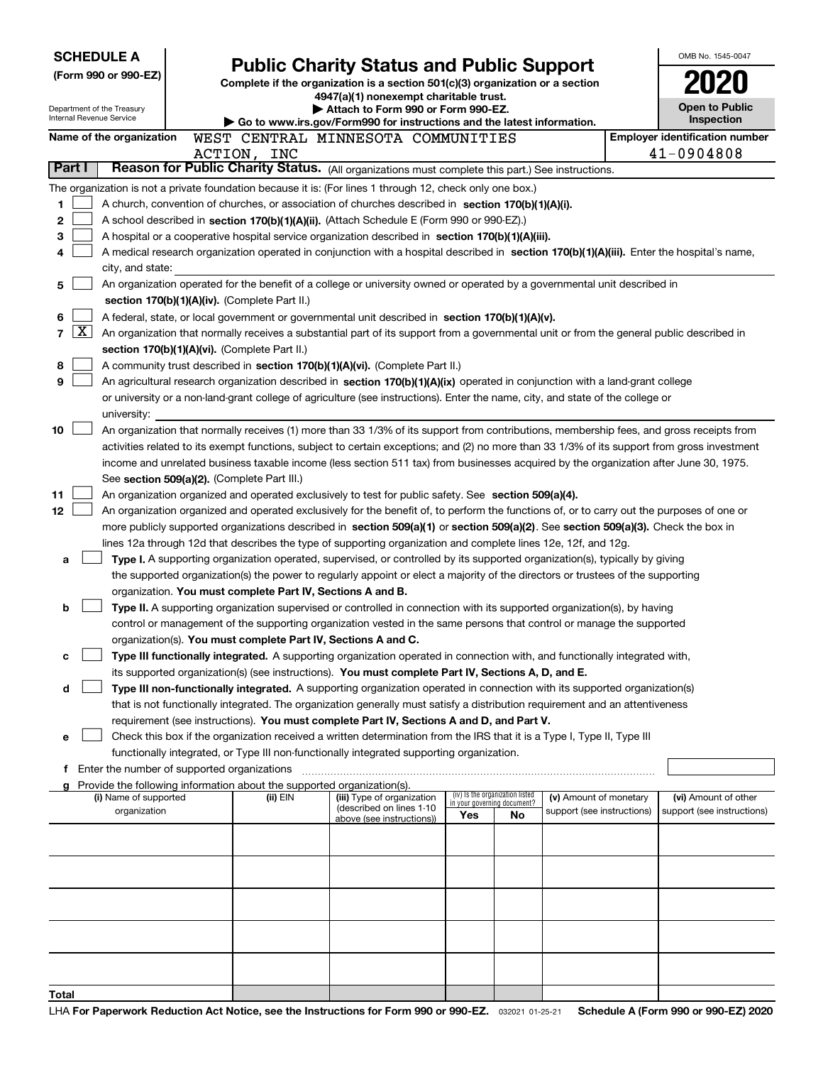**SCHEDULE A**
**(Form 990 or 990-EZ)**

Department of the Treasury
Internal Revenue Service

# Public Charity Status and Public Support

**Complete if the organization is a section 501(c)(3) organization or a section 4947(a)(1) nonexempt charitable trust.**
**▶ Attach to Form 990 or Form 990-EZ.**
**▶ Go to www.irs.gov/Form990 for instructions and the latest information.**

OMB No. 1545-0047
**2020**
**Open to Public Inspection**

**Name of the organization:** WEST CENTRAL MINNESOTA COMMUNITIES ACTION, INC
**Employer identification number:** 41-0904808

**Part I** **Reason for Public Charity Status.** (All organizations must complete this part.) See instructions.

The organization is not a private foundation because it is: (For lines 1 through 12, check only one box.)

1. ☐ A church, convention of churches, or association of churches described in **section 170(b)(1)(A)(i).**
2. ☐ A school described in **section 170(b)(1)(A)(ii).** (Attach Schedule E (Form 990 or 990-EZ).)
3. ☐ A hospital or a cooperative hospital service organization described in **section 170(b)(1)(A)(iii).**
4. ☐ A medical research organization operated in conjunction with a hospital described in **section 170(b)(1)(A)(iii).** Enter the hospital's name, city, and state:
5. ☐ An organization operated for the benefit of a college or university owned or operated by a governmental unit described in **section 170(b)(1)(A)(iv).** (Complete Part II.)
6. ☐ A federal, state, or local government or governmental unit described in **section 170(b)(1)(A)(v).**
7. ☒ An organization that normally receives a substantial part of its support from a governmental unit or from the general public described in **section 170(b)(1)(A)(vi).** (Complete Part II.)
8. ☐ A community trust described in **section 170(b)(1)(A)(vi).** (Complete Part II.)
9. ☐ An agricultural research organization described in **section 170(b)(1)(A)(ix)** operated in conjunction with a land-grant college or university or a non-land-grant college of agriculture (see instructions). Enter the name, city, and state of the college or university:
10. ☐ An organization that normally receives (1) more than 33 1/3% of its support from contributions, membership fees, and gross receipts from activities related to its exempt functions, subject to certain exceptions; and (2) no more than 33 1/3% of its support from gross investment income and unrelated business taxable income (less section 511 tax) from businesses acquired by the organization after June 30, 1975. See **section 509(a)(2).** (Complete Part III.)
11. ☐ An organization organized and operated exclusively to test for public safety. See **section 509(a)(4).**
12. ☐ An organization organized and operated exclusively for the benefit of, to perform the functions of, or to carry out the purposes of one or more publicly supported organizations described in **section 509(a)(1)** or **section 509(a)(2)**. See **section 509(a)(3).** Check the box in lines 12a through 12d that describes the type of supporting organization and complete lines 12e, 12f, and 12g.
   - **a** ☐ **Type I.** A supporting organization operated, supervised, or controlled by its supported organization(s), typically by giving the supported organization(s) the power to regularly appoint or elect a majority of the directors or trustees of the supporting organization. **You must complete Part IV, Sections A and B.**
   - **b** ☐ **Type II.** A supporting organization supervised or controlled in connection with its supported organization(s), by having control or management of the supporting organization vested in the same persons that control or manage the supported organization(s). **You must complete Part IV, Sections A and C.**
   - **c** ☐ **Type III functionally integrated.** A supporting organization operated in connection with, and functionally integrated with, its supported organization(s) (see instructions). **You must complete Part IV, Sections A, D, and E.**
   - **d** ☐ **Type III non-functionally integrated.** A supporting organization operated in connection with its supported organization(s) that is not functionally integrated. The organization generally must satisfy a distribution requirement and an attentiveness requirement (see instructions). **You must complete Part IV, Sections A and D, and Part V.**
   - **e** ☐ Check this box if the organization received a written determination from the IRS that it is a Type I, Type II, Type III functionally integrated, or Type III non-functionally integrated supporting organization.
   - **f** Enter the number of supported organizations
   - **g** Provide the following information about the supported organization(s).

| (i) Name of supported organization | (ii) EIN | (iii) Type of organization (described on lines 1-10 above (see instructions)) | (iv) Is the organization listed in your governing document? Yes | No | (v) Amount of monetary support (see instructions) | (vi) Amount of other support (see instructions) |
|---|---|---|---|---|---|---|
| | | | | | | |
| | | | | | | |
| | | | | | | |
| | | | | | | |
| | | | | | | |
| **Total** | | | | | | |

LHA **For Paperwork Reduction Act Notice, see the Instructions for Form 990 or 990-EZ.** 032021 01-25-21 **Schedule A (Form 990 or 990-EZ) 2020**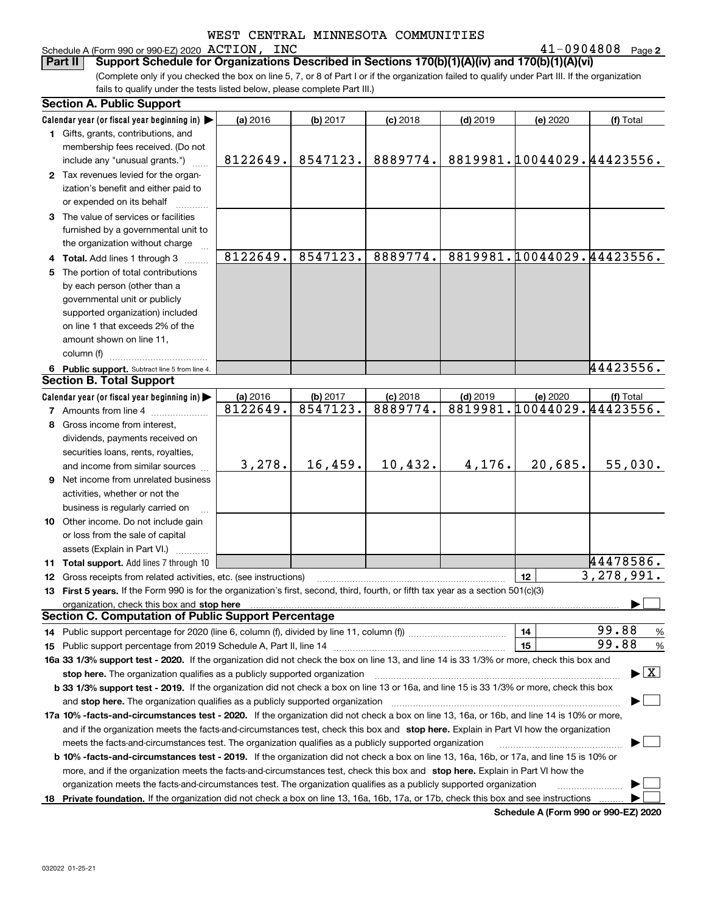WEST CENTRAL MINNESOTA COMMUNITIES

Schedule A (Form 990 or 990-EZ) 2020 ACTION, INC 41-0904808 Page 2

**Part II Support Schedule for Organizations Described in Sections 170(b)(1)(A)(iv) and 170(b)(1)(A)(vi)**

(Complete only if you checked the box on line 5, 7, or 8 of Part I or if the organization failed to qualify under Part III. If the organization fails to qualify under the tests listed below, please complete Part III.)

**Section A. Public Support**

| Calendar year (or fiscal year beginning in) ▶ | (a) 2016 | (b) 2017 | (c) 2018 | (d) 2019 | (e) 2020 | (f) Total |
|---|---|---|---|---|---|---|
| 1 Gifts, grants, contributions, and membership fees received. (Do not include any "unusual grants.") | 8122649. | 8547123. | 8889774. | 8819981. | 10044029. | 44423556. |
| 2 Tax revenues levied for the organization's benefit and either paid to or expended on its behalf | | | | | | |
| 3 The value of services or facilities furnished by a governmental unit to the organization without charge | | | | | | |
| 4 Total. Add lines 1 through 3 | 8122649. | 8547123. | 8889774. | 8819981. | 10044029. | 44423556. |
| 5 The portion of total contributions by each person (other than a governmental unit or publicly supported organization) included on line 1 that exceeds 2% of the amount shown on line 11, column (f) | | | | | | |
| 6 Public support. Subtract line 5 from line 4. | | | | | | 44423556. |

**Section B. Total Support**

| Calendar year (or fiscal year beginning in) ▶ | (a) 2016 | (b) 2017 | (c) 2018 | (d) 2019 | (e) 2020 | (f) Total |
|---|---|---|---|---|---|---|
| 7 Amounts from line 4 | 8122649. | 8547123. | 8889774. | 8819981. | 10044029. | 44423556. |
| 8 Gross income from interest, dividends, payments received on securities loans, rents, royalties, and income from similar sources | 3,278. | 16,459. | 10,432. | 4,176. | 20,685. | 55,030. |
| 9 Net income from unrelated business activities, whether or not the business is regularly carried on | | | | | | |
| 10 Other income. Do not include gain or loss from the sale of capital assets (Explain in Part VI.) | | | | | | |
| 11 Total support. Add lines 7 through 10 | | | | | | 44478586. |

12 Gross receipts from related activities, etc. (see instructions) | 12 | 3,278,991.

13 **First 5 years.** If the Form 990 is for the organization's first, second, third, fourth, or fifth tax year as a section 501(c)(3) organization, check this box and **stop here** ▶ ☐

**Section C. Computation of Public Support Percentage**

14 Public support percentage for 2020 (line 6, column (f), divided by line 11, column (f)) | 14 | 99.88 %

15 Public support percentage from 2019 Schedule A, Part II, line 14 | 15 | 99.88 %

**16a 33 1/3% support test - 2020.** If the organization did not check the box on line 13, and line 14 is 33 1/3% or more, check this box and **stop here.** The organization qualifies as a publicly supported organization ▶ ☒

**b 33 1/3% support test - 2019.** If the organization did not check a box on line 13 or 16a, and line 15 is 33 1/3% or more, check this box and **stop here.** The organization qualifies as a publicly supported organization ▶ ☐

**17a 10% -facts-and-circumstances test - 2020.** If the organization did not check a box on line 13, 16a, or 16b, and line 14 is 10% or more, and if the organization meets the facts-and-circumstances test, check this box and **stop here.** Explain in Part VI how the organization meets the facts-and-circumstances test. The organization qualifies as a publicly supported organization ▶ ☐

**b 10% -facts-and-circumstances test - 2019.** If the organization did not check a box on line 13, 16a, 16b, or 17a, and line 15 is 10% or more, and if the organization meets the facts-and-circumstances test, check this box and **stop here.** Explain in Part VI how the organization meets the facts-and-circumstances test. The organization qualifies as a publicly supported organization ▶ ☐

**18 Private foundation.** If the organization did not check a box on line 13, 16a, 16b, 17a, or 17b, check this box and see instructions ▶ ☐

**Schedule A (Form 990 or 990-EZ) 2020**

032022 01-25-21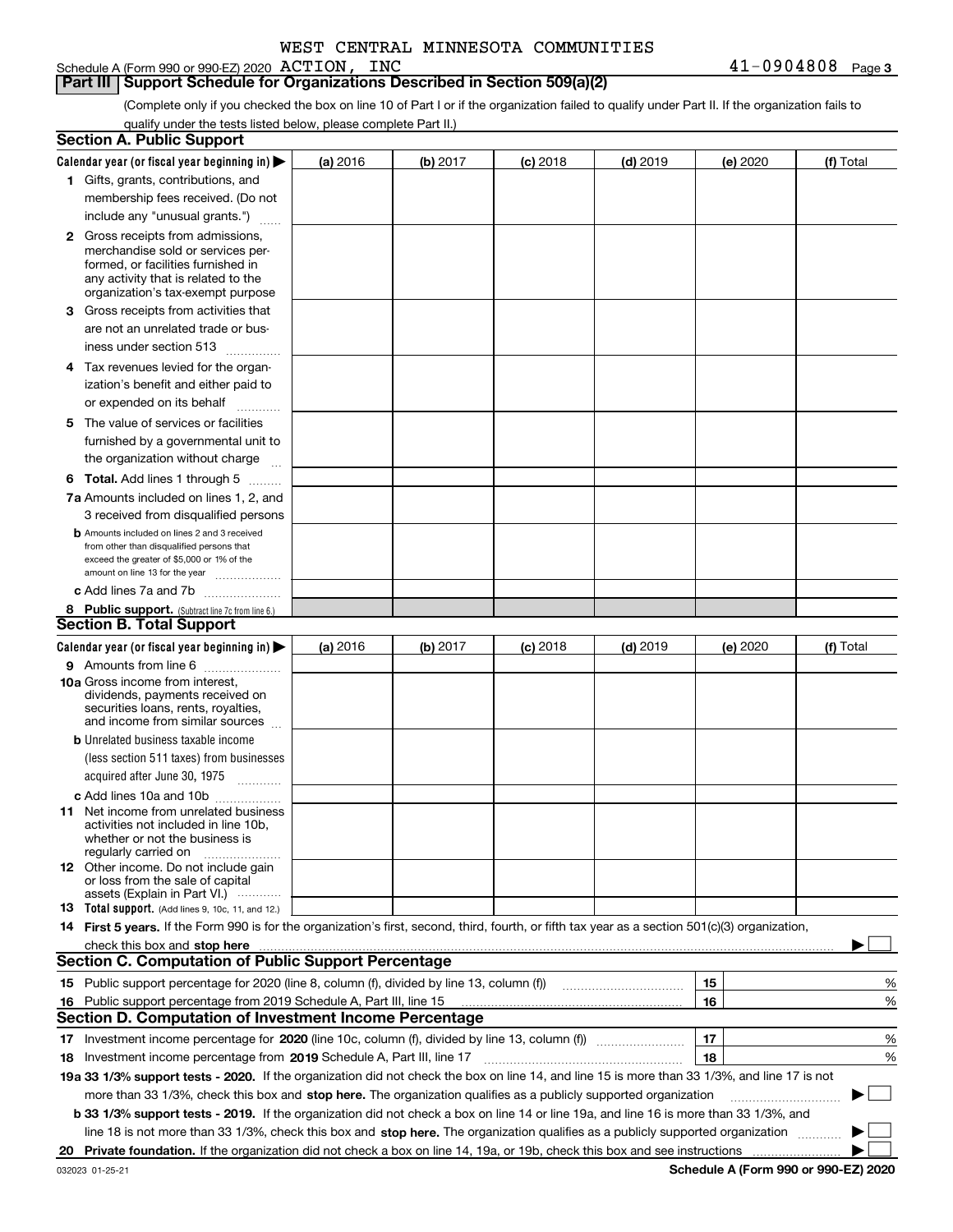WEST CENTRAL MINNESOTA COMMUNITIES

Schedule A (Form 990 or 990-EZ) 2020 ACTION, INC 41-0904808 Page 3

## Part III Support Schedule for Organizations Described in Section 509(a)(2)

(Complete only if you checked the box on line 10 of Part I or if the organization failed to qualify under Part II. If the organization fails to qualify under the tests listed below, please complete Part II.)

### Section A. Public Support

| Calendar year (or fiscal year beginning in) ▶ | (a) 2016 | (b) 2017 | (c) 2018 | (d) 2019 | (e) 2020 | (f) Total |
|---|---|---|---|---|---|---|
| 1 Gifts, grants, contributions, and membership fees received. (Do not include any "unusual grants.") | | | | | | |
| 2 Gross receipts from admissions, merchandise sold or services performed, or facilities furnished in any activity that is related to the organization's tax-exempt purpose | | | | | | |
| 3 Gross receipts from activities that are not an unrelated trade or business under section 513 | | | | | | |
| 4 Tax revenues levied for the organization's benefit and either paid to or expended on its behalf | | | | | | |
| 5 The value of services or facilities furnished by a governmental unit to the organization without charge | | | | | | |
| 6 Total. Add lines 1 through 5 | | | | | | |
| 7a Amounts included on lines 1, 2, and 3 received from disqualified persons | | | | | | |
| b Amounts included on lines 2 and 3 received from other than disqualified persons that exceed the greater of $5,000 or 1% of the amount on line 13 for the year | | | | | | |
| c Add lines 7a and 7b | | | | | | |
| 8 Public support. (Subtract line 7c from line 6.) | | | | | | |

### Section B. Total Support

| Calendar year (or fiscal year beginning in) ▶ | (a) 2016 | (b) 2017 | (c) 2018 | (d) 2019 | (e) 2020 | (f) Total |
|---|---|---|---|---|---|---|
| 9 Amounts from line 6 | | | | | | |
| 10a Gross income from interest, dividends, payments received on securities loans, rents, royalties, and income from similar sources | | | | | | |
| b Unrelated business taxable income (less section 511 taxes) from businesses acquired after June 30, 1975 | | | | | | |
| c Add lines 10a and 10b | | | | | | |
| 11 Net income from unrelated business activities not included in line 10b, whether or not the business is regularly carried on | | | | | | |
| 12 Other income. Do not include gain or loss from the sale of capital assets (Explain in Part VI.) | | | | | | |
| 13 Total support. (Add lines 9, 10c, 11, and 12.) | | | | | | |

14 **First 5 years.** If the Form 990 is for the organization's first, second, third, fourth, or fifth tax year as a section 501(c)(3) organization, check this box and **stop here** ▶ ☐

### Section C. Computation of Public Support Percentage

| | | | |
|---|---|---|---|
| 15 | Public support percentage for 2020 (line 8, column (f), divided by line 13, column (f)) | 15 | % |
| 16 | Public support percentage from 2019 Schedule A, Part III, line 15 | 16 | % |

### Section D. Computation of Investment Income Percentage

| | | | |
|---|---|---|---|
| 17 | Investment income percentage for **2020** (line 10c, column (f), divided by line 13, column (f)) | 17 | % |
| 18 | Investment income percentage from **2019** Schedule A, Part III, line 17 | 18 | % |

**19a 33 1/3% support tests - 2020.** If the organization did not check the box on line 14, and line 15 is more than 33 1/3%, and line 17 is not more than 33 1/3%, check this box and **stop here.** The organization qualifies as a publicly supported organization ▶ ☐

**b 33 1/3% support tests - 2019.** If the organization did not check a box on line 14 or line 19a, and line 16 is more than 33 1/3%, and line 18 is not more than 33 1/3%, check this box and **stop here.** The organization qualifies as a publicly supported organization ▶ ☐

**20 Private foundation.** If the organization did not check a box on line 14, 19a, or 19b, check this box and see instructions ▶ ☐

032023 01-25-21 **Schedule A (Form 990 or 990-EZ) 2020**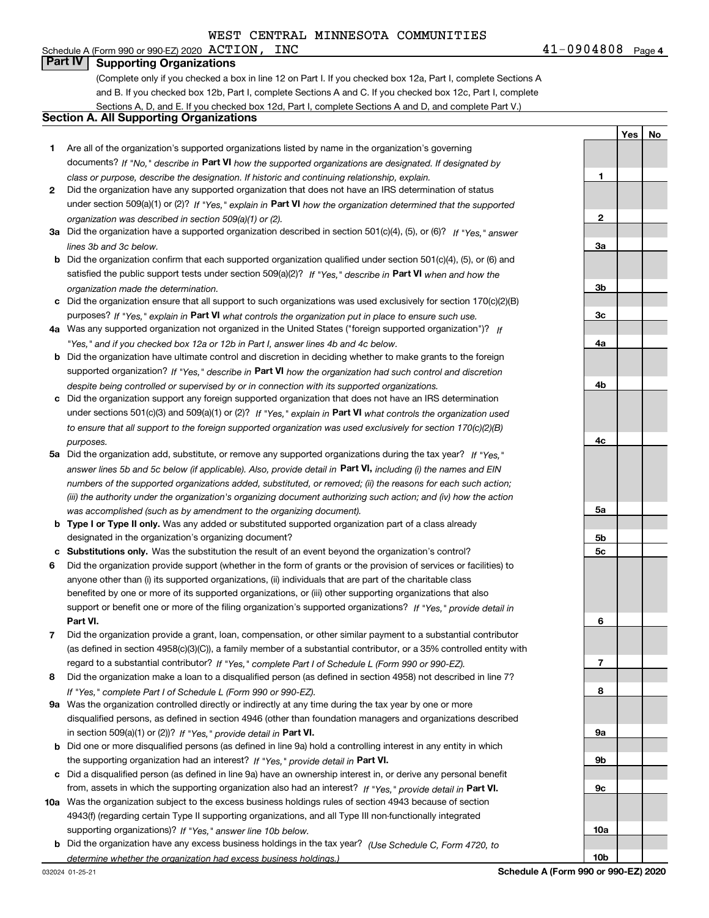WEST CENTRAL MINNESOTA COMMUNITIES

Schedule A (Form 990 or 990-EZ) 2020 ACTION, INC 41-0904808 Page 4

## Part IV Supporting Organizations

(Complete only if you checked a box in line 12 on Part I. If you checked box 12a, Part I, complete Sections A and B. If you checked box 12b, Part I, complete Sections A and C. If you checked box 12c, Part I, complete Sections A, D, and E. If you checked box 12d, Part I, complete Sections A and D, and complete Part V.)

### Section A. All Supporting Organizations

| | | | Yes | No |
|---|---|---|---|---|
| **1** | Are all of the organization's supported organizations listed by name in the organization's governing documents? *If "No," describe in* **Part VI** *how the supported organizations are designated. If designated by class or purpose, describe the designation. If historic and continuing relationship, explain.* | **1** | | |
| **2** | Did the organization have any supported organization that does not have an IRS determination of status under section 509(a)(1) or (2)? *If "Yes," explain in* **Part VI** *how the organization determined that the supported organization was described in section 509(a)(1) or (2).* | **2** | | |
| **3a** | Did the organization have a supported organization described in section 501(c)(4), (5), or (6)? *If "Yes," answer lines 3b and 3c below.* | **3a** | | |
| **b** | Did the organization confirm that each supported organization qualified under section 501(c)(4), (5), or (6) and satisfied the public support tests under section 509(a)(2)? *If "Yes," describe in* **Part VI** *when and how the organization made the determination.* | **3b** | | |
| **c** | Did the organization ensure that all support to such organizations was used exclusively for section 170(c)(2)(B) purposes? *If "Yes," explain in* **Part VI** *what controls the organization put in place to ensure such use.* | **3c** | | |
| **4a** | Was any supported organization not organized in the United States ("foreign supported organization")? *If "Yes," and if you checked box 12a or 12b in Part I, answer lines 4b and 4c below.* | **4a** | | |
| **b** | Did the organization have ultimate control and discretion in deciding whether to make grants to the foreign supported organization? *If "Yes," describe in* **Part VI** *how the organization had such control and discretion despite being controlled or supervised by or in connection with its supported organizations.* | **4b** | | |
| **c** | Did the organization support any foreign supported organization that does not have an IRS determination under sections 501(c)(3) and 509(a)(1) or (2)? *If "Yes," explain in* **Part VI** *what controls the organization used to ensure that all support to the foreign supported organization was used exclusively for section 170(c)(2)(B) purposes.* | **4c** | | |
| **5a** | Did the organization add, substitute, or remove any supported organizations during the tax year? *If "Yes," answer lines 5b and 5c below (if applicable). Also, provide detail in* **Part VI,** *including (i) the names and EIN numbers of the supported organizations added, substituted, or removed; (ii) the reasons for each such action; (iii) the authority under the organization's organizing document authorizing such action; and (iv) how the action was accomplished (such as by amendment to the organizing document).* | **5a** | | |
| **b** | **Type I or Type II only.** Was any added or substituted supported organization part of a class already designated in the organization's organizing document? | **5b** | | |
| **c** | **Substitutions only.** Was the substitution the result of an event beyond the organization's control? | **5c** | | |
| **6** | Did the organization provide support (whether in the form of grants or the provision of services or facilities) to anyone other than (i) its supported organizations, (ii) individuals that are part of the charitable class benefited by one or more of its supported organizations, or (iii) other supporting organizations that also support or benefit one or more of the filing organization's supported organizations? *If "Yes," provide detail in* **Part VI.** | **6** | | |
| **7** | Did the organization provide a grant, loan, compensation, or other similar payment to a substantial contributor (as defined in section 4958(c)(3)(C)), a family member of a substantial contributor, or a 35% controlled entity with regard to a substantial contributor? *If "Yes," complete Part I of Schedule L (Form 990 or 990-EZ).* | **7** | | |
| **8** | Did the organization make a loan to a disqualified person (as defined in section 4958) not described in line 7? *If "Yes," complete Part I of Schedule L (Form 990 or 990-EZ).* | **8** | | |
| **9a** | Was the organization controlled directly or indirectly at any time during the tax year by one or more disqualified persons, as defined in section 4946 (other than foundation managers and organizations described in section 509(a)(1) or (2))? *If "Yes," provide detail in* **Part VI.** | **9a** | | |
| **b** | Did one or more disqualified persons (as defined in line 9a) hold a controlling interest in any entity in which the supporting organization had an interest? *If "Yes," provide detail in* **Part VI.** | **9b** | | |
| **c** | Did a disqualified person (as defined in line 9a) have an ownership interest in, or derive any personal benefit from, assets in which the supporting organization also had an interest? *If "Yes," provide detail in* **Part VI.** | **9c** | | |
| **10a** | Was the organization subject to the excess business holdings rules of section 4943 because of section 4943(f) (regarding certain Type II supporting organizations, and all Type III non-functionally integrated supporting organizations)? *If "Yes," answer line 10b below.* | **10a** | | |
| **b** | Did the organization have any excess business holdings in the tax year? *(Use Schedule C, Form 4720, to determine whether the organization had excess business holdings.)* | **10b** | | |

032024 01-25-21 **Schedule A (Form 990 or 990-EZ) 2020**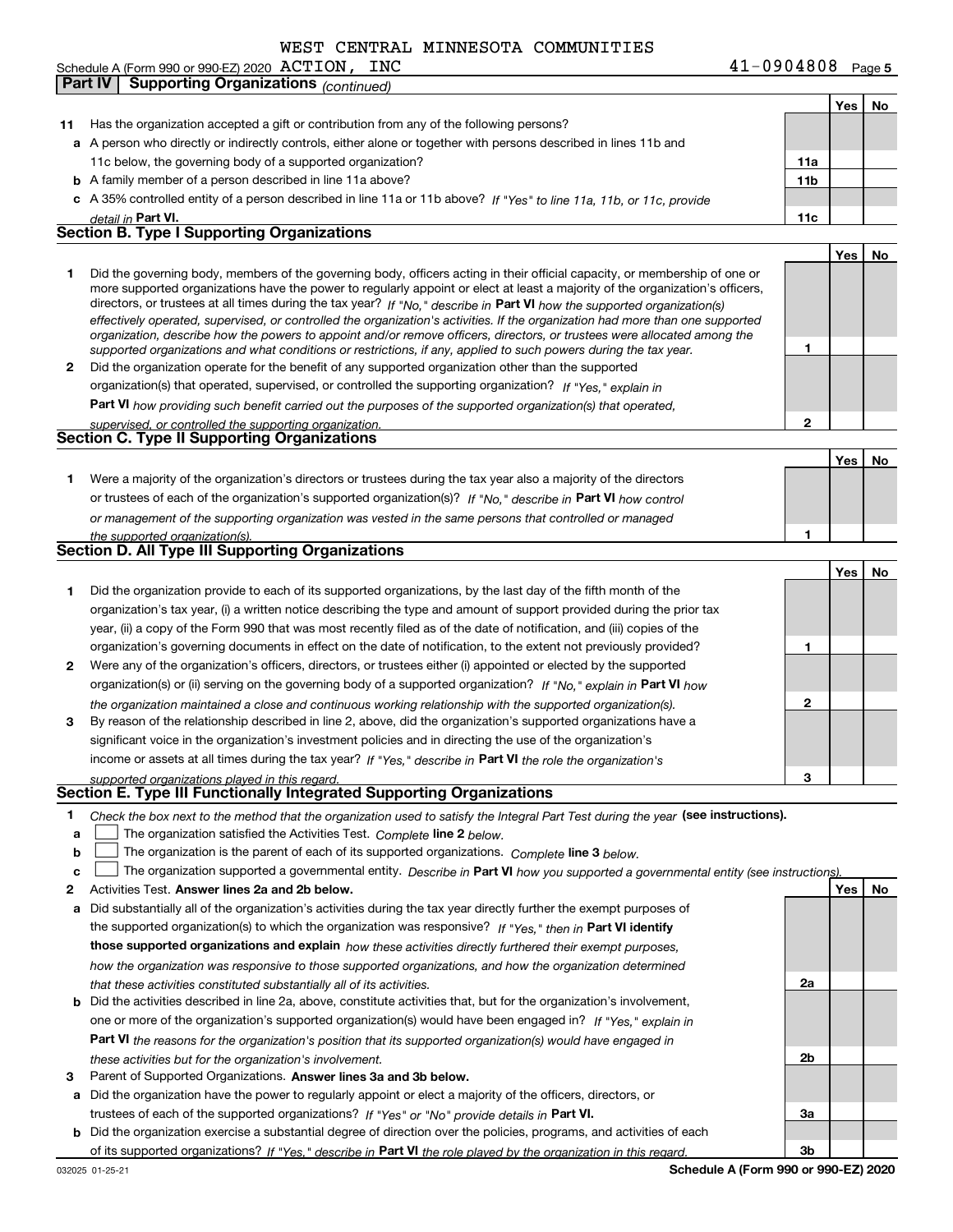WEST CENTRAL MINNESOTA COMMUNITIES

Schedule A (Form 990 or 990-EZ) 2020 ACTION, INC 41-0904808 Page 5

**Part IV Supporting Organizations** *(continued)*

| | | | Yes | No |
|---|---|---|---|---|
| **11** | Has the organization accepted a gift or contribution from any of the following persons? | | | |
| **a** | A person who directly or indirectly controls, either alone or together with persons described in lines 11b and 11c below, the governing body of a supported organization? | **11a** | | |
| **b** | A family member of a person described in line 11a above? | **11b** | | |
| **c** | A 35% controlled entity of a person described in line 11a or 11b above? *If "Yes" to line 11a, 11b, or 11c, provide detail in* **Part VI.** | **11c** | | |

## Section B. Type I Supporting Organizations

| | | | Yes | No |
|---|---|---|---|---|
| **1** | Did the governing body, members of the governing body, officers acting in their official capacity, or membership of one or more supported organizations have the power to regularly appoint or elect at least a majority of the organization's officers, directors, or trustees at all times during the tax year? *If "No," describe in* **Part VI** *how the supported organization(s) effectively operated, supervised, or controlled the organization's activities. If the organization had more than one supported organization, describe how the powers to appoint and/or remove officers, directors, or trustees were allocated among the supported organizations and what conditions or restrictions, if any, applied to such powers during the tax year.* | **1** | | |
| **2** | Did the organization operate for the benefit of any supported organization other than the supported organization(s) that operated, supervised, or controlled the supporting organization? *If "Yes," explain in* **Part VI** *how providing such benefit carried out the purposes of the supported organization(s) that operated, supervised, or controlled the supporting organization.* | **2** | | |

## Section C. Type II Supporting Organizations

| | | | Yes | No |
|---|---|---|---|---|
| **1** | Were a majority of the organization's directors or trustees during the tax year also a majority of the directors or trustees of each of the organization's supported organization(s)? *If "No," describe in* **Part VI** *how control or management of the supporting organization was vested in the same persons that controlled or managed the supported organization(s).* | **1** | | |

## Section D. All Type III Supporting Organizations

| | | | Yes | No |
|---|---|---|---|---|
| **1** | Did the organization provide to each of its supported organizations, by the last day of the fifth month of the organization's tax year, (i) a written notice describing the type and amount of support provided during the prior tax year, (ii) a copy of the Form 990 that was most recently filed as of the date of notification, and (iii) copies of the organization's governing documents in effect on the date of notification, to the extent not previously provided? | **1** | | |
| **2** | Were any of the organization's officers, directors, or trustees either (i) appointed or elected by the supported organization(s) or (ii) serving on the governing body of a supported organization? *If "No," explain in* **Part VI** *how the organization maintained a close and continuous working relationship with the supported organization(s).* | **2** | | |
| **3** | By reason of the relationship described in line 2, above, did the organization's supported organizations have a significant voice in the organization's investment policies and in directing the use of the organization's income or assets at all times during the tax year? *If "Yes," describe in* **Part VI** *the role the organization's supported organizations played in this regard.* | **3** | | |

## Section E. Type III Functionally Integrated Supporting Organizations

**1** *Check the box next to the method that the organization used to satisfy the Integral Part Test during the year* **(see instructions).**

- **a** ☐ The organization satisfied the Activities Test. *Complete* **line 2** *below.*
- **b** ☐ The organization is the parent of each of its supported organizations. *Complete* **line 3** *below.*
- **c** ☐ The organization supported a governmental entity. *Describe in* **Part VI** *how you supported a governmental entity (see instructions).*

| | | | Yes | No |
|---|---|---|---|---|
| **2** | Activities Test. **Answer lines 2a and 2b below.** | | | |
| **a** | Did substantially all of the organization's activities during the tax year directly further the exempt purposes of the supported organization(s) to which the organization was responsive? *If "Yes," then in* **Part VI identify those supported organizations and explain** *how these activities directly furthered their exempt purposes, how the organization was responsive to those supported organizations, and how the organization determined that these activities constituted substantially all of its activities.* | **2a** | | |
| **b** | Did the activities described in line 2a, above, constitute activities that, but for the organization's involvement, one or more of the organization's supported organization(s) would have been engaged in? *If "Yes," explain in* **Part VI** *the reasons for the organization's position that its supported organization(s) would have engaged in these activities but for the organization's involvement.* | **2b** | | |
| **3** | Parent of Supported Organizations. **Answer lines 3a and 3b below.** | | | |
| **a** | Did the organization have the power to regularly appoint or elect a majority of the officers, directors, or trustees of each of the supported organizations? *If "Yes" or "No" provide details in* **Part VI.** | **3a** | | |
| **b** | Did the organization exercise a substantial degree of direction over the policies, programs, and activities of each of its supported organizations? *If "Yes," describe in* **Part VI** *the role played by the organization in this regard.* | **3b** | | |

032025 01-25-21 **Schedule A (Form 990 or 990-EZ) 2020**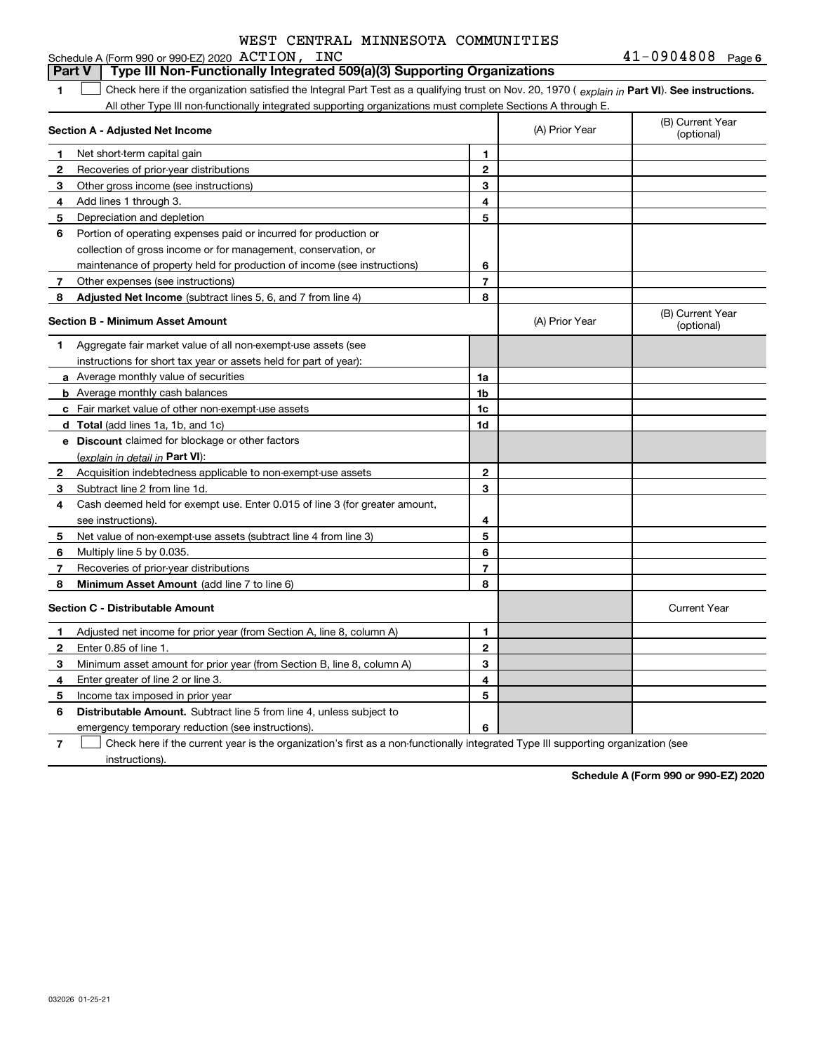WEST CENTRAL MINNESOTA COMMUNITIES

Schedule A (Form 990 or 990-EZ) 2020 ACTION, INC 41-0904808 Page 6

**Part V | Type III Non-Functionally Integrated 509(a)(3) Supporting Organizations**

**1** ☐ Check here if the organization satisfied the Integral Part Test as a qualifying trust on Nov. 20, 1970 ( *explain in* **Part VI**). **See instructions.** All other Type III non-functionally integrated supporting organizations must complete Sections A through E.

| **Section A - Adjusted Net Income** | | | (A) Prior Year | (B) Current Year (optional) |
|---|---|---|---|---|
| **1** | Net short-term capital gain | **1** | | |
| **2** | Recoveries of prior-year distributions | **2** | | |
| **3** | Other gross income (see instructions) | **3** | | |
| **4** | Add lines 1 through 3. | **4** | | |
| **5** | Depreciation and depletion | **5** | | |
| **6** | Portion of operating expenses paid or incurred for production or collection of gross income or for management, conservation, or maintenance of property held for production of income (see instructions) | **6** | | |
| **7** | Other expenses (see instructions) | **7** | | |
| **8** | **Adjusted Net Income** (subtract lines 5, 6, and 7 from line 4) | **8** | | |

| **Section B - Minimum Asset Amount** | | | (A) Prior Year | (B) Current Year (optional) |
|---|---|---|---|---|
| **1** | Aggregate fair market value of all non-exempt-use assets (see instructions for short tax year or assets held for part of year): | | | |
| **a** | Average monthly value of securities | **1a** | | |
| **b** | Average monthly cash balances | **1b** | | |
| **c** | Fair market value of other non-exempt-use assets | **1c** | | |
| **d** | **Total** (add lines 1a, 1b, and 1c) | **1d** | | |
| **e** | **Discount** claimed for blockage or other factors (*explain in detail in* **Part VI**): | | | |
| **2** | Acquisition indebtedness applicable to non-exempt-use assets | **2** | | |
| **3** | Subtract line 2 from line 1d. | **3** | | |
| **4** | Cash deemed held for exempt use. Enter 0.015 of line 3 (for greater amount, see instructions). | **4** | | |
| **5** | Net value of non-exempt-use assets (subtract line 4 from line 3) | **5** | | |
| **6** | Multiply line 5 by 0.035. | **6** | | |
| **7** | Recoveries of prior-year distributions | **7** | | |
| **8** | **Minimum Asset Amount** (add line 7 to line 6) | **8** | | |

| **Section C - Distributable Amount** | | | | Current Year |
|---|---|---|---|---|
| **1** | Adjusted net income for prior year (from Section A, line 8, column A) | **1** | | |
| **2** | Enter 0.85 of line 1. | **2** | | |
| **3** | Minimum asset amount for prior year (from Section B, line 8, column A) | **3** | | |
| **4** | Enter greater of line 2 or line 3. | **4** | | |
| **5** | Income tax imposed in prior year | **5** | | |
| **6** | **Distributable Amount.** Subtract line 5 from line 4, unless subject to emergency temporary reduction (see instructions). | **6** | | |

**7** ☐ Check here if the current year is the organization's first as a non-functionally integrated Type III supporting organization (see instructions).

**Schedule A (Form 990 or 990-EZ) 2020**

032026 01-25-21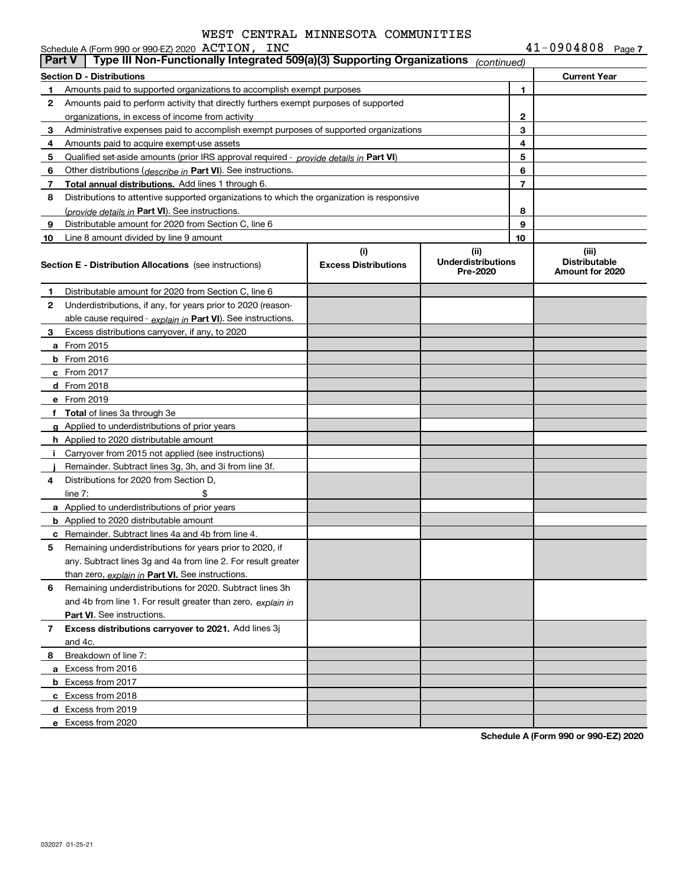WEST CENTRAL MINNESOTA COMMUNITIES

Schedule A (Form 990 or 990-EZ) 2020 ACTION, INC 41-0904808 Page 7

## Part V | Type III Non-Functionally Integrated 509(a)(3) Supporting Organizations *(continued)*

| Section D - Distributions | | | Current Year |
|---|---|---|---|
| 1 | Amounts paid to supported organizations to accomplish exempt purposes | 1 | |
| 2 | Amounts paid to perform activity that directly furthers exempt purposes of supported organizations, in excess of income from activity | 2 | |
| 3 | Administrative expenses paid to accomplish exempt purposes of supported organizations | 3 | |
| 4 | Amounts paid to acquire exempt-use assets | 4 | |
| 5 | Qualified set-aside amounts (prior IRS approval required - *provide details in* **Part VI**) | 5 | |
| 6 | Other distributions (*describe in* **Part VI**). See instructions. | 6 | |
| 7 | **Total annual distributions.** Add lines 1 through 6. | 7 | |
| 8 | Distributions to attentive supported organizations to which the organization is responsive (*provide details in* **Part VI**). See instructions. | 8 | |
| 9 | Distributable amount for 2020 from Section C, line 6 | 9 | |
| 10 | Line 8 amount divided by line 9 amount | 10 | |

| **Section E - Distribution Allocations** (see instructions) | (i) Excess Distributions | (ii) Underdistributions Pre-2020 | (iii) Distributable Amount for 2020 |
|---|---|---|---|
| **1** Distributable amount for 2020 from Section C, line 6 | | | |
| **2** Underdistributions, if any, for years prior to 2020 (reasonable cause required - *explain in* **Part VI**). See instructions. | | | |
| **3** Excess distributions carryover, if any, to 2020 | | | |
| **a** From 2015 | | | |
| **b** From 2016 | | | |
| **c** From 2017 | | | |
| **d** From 2018 | | | |
| **e** From 2019 | | | |
| **f** **Total** of lines 3a through 3e | | | |
| **g** Applied to underdistributions of prior years | | | |
| **h** Applied to 2020 distributable amount | | | |
| **i** Carryover from 2015 not applied (see instructions) | | | |
| **j** Remainder. Subtract lines 3g, 3h, and 3i from line 3f. | | | |
| **4** Distributions for 2020 from Section D, line 7: $ | | | |
| **a** Applied to underdistributions of prior years | | | |
| **b** Applied to 2020 distributable amount | | | |
| **c** Remainder. Subtract lines 4a and 4b from line 4. | | | |
| **5** Remaining underdistributions for years prior to 2020, if any. Subtract lines 3g and 4a from line 2. For result greater than zero, *explain in* **Part VI.** See instructions. | | | |
| **6** Remaining underdistributions for 2020. Subtract lines 3h and 4b from line 1. For result greater than zero, *explain in* **Part VI**. See instructions. | | | |
| **7** **Excess distributions carryover to 2021.** Add lines 3j and 4c. | | | |
| **8** Breakdown of line 7: | | | |
| **a** Excess from 2016 | | | |
| **b** Excess from 2017 | | | |
| **c** Excess from 2018 | | | |
| **d** Excess from 2019 | | | |
| **e** Excess from 2020 | | | |

**Schedule A (Form 990 or 990-EZ) 2020**

032027 01-25-21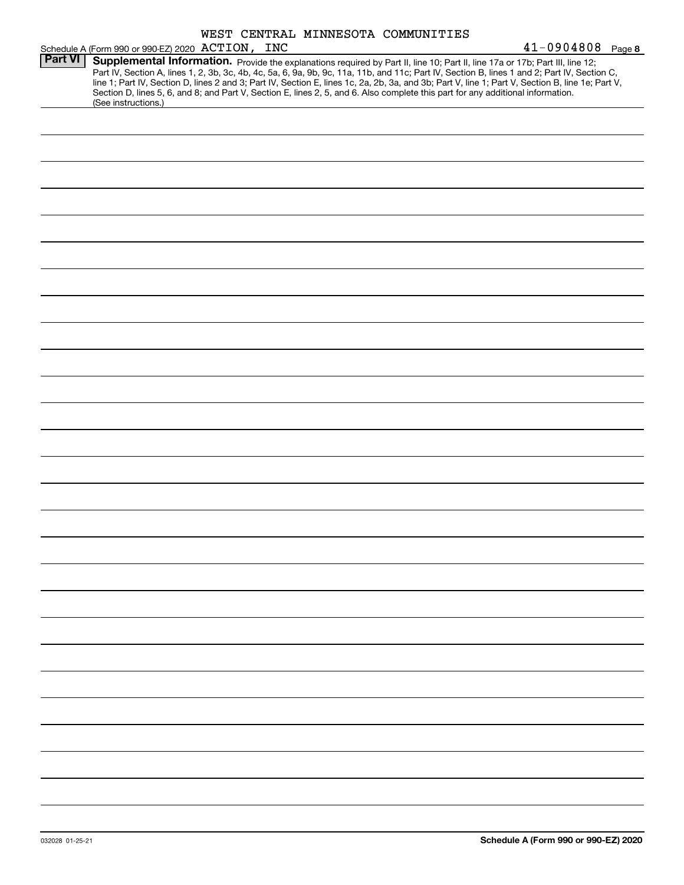WEST CENTRAL MINNESOTA COMMUNITIES

Schedule A (Form 990 or 990-EZ) 2020 ACTION, INC 41-0904808 Page 8

**Part VI** **Supplemental Information.** Provide the explanations required by Part II, line 10; Part II, line 17a or 17b; Part III, line 12; Part IV, Section A, lines 1, 2, 3b, 3c, 4b, 4c, 5a, 6, 9a, 9b, 9c, 11a, 11b, and 11c; Part IV, Section B, lines 1 and 2; Part IV, Section C, line 1; Part IV, Section D, lines 2 and 3; Part IV, Section E, lines 1c, 2a, 2b, 3a, and 3b; Part V, line 1; Part V, Section B, line 1e; Part V, Section D, lines 5, 6, and 8; and Part V, Section E, lines 2, 5, and 6. Also complete this part for any additional information. (See instructions.)

032028 01-25-21

**Schedule A (Form 990 or 990-EZ) 2020**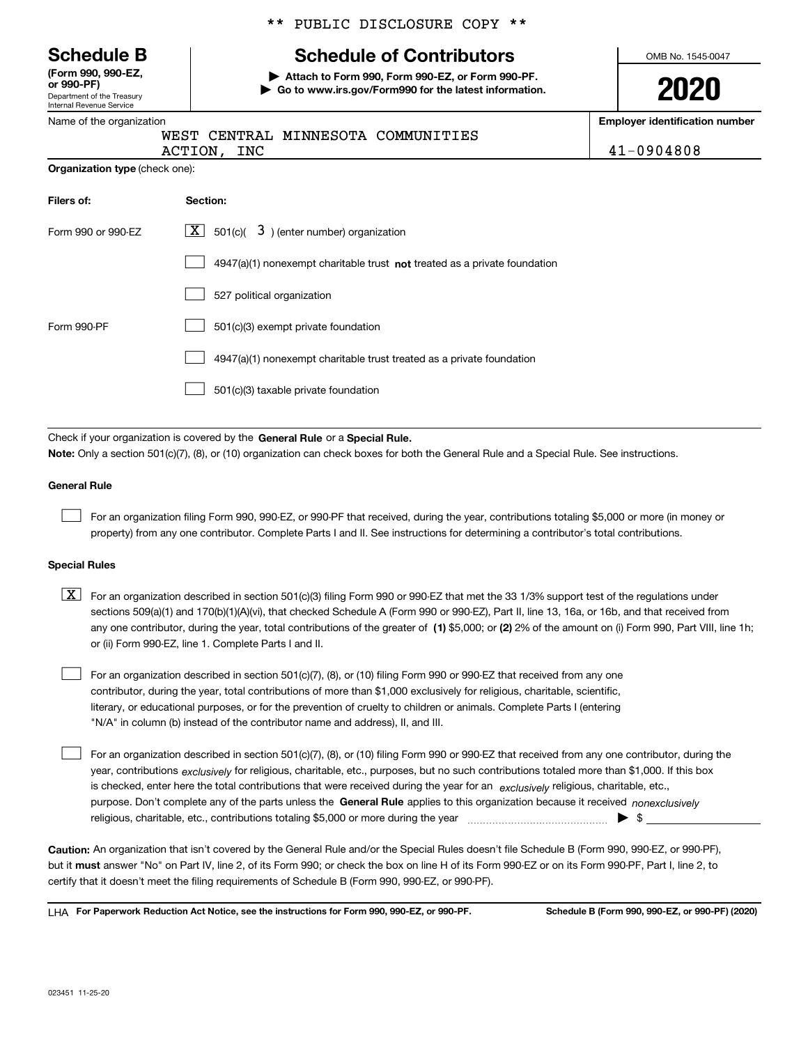** PUBLIC DISCLOSURE COPY **

# Schedule B

**(Form 990, 990-EZ, or 990-PF)**
Department of the Treasury
Internal Revenue Service

## Schedule of Contributors

**▶ Attach to Form 990, Form 990-EZ, or Form 990-PF.**
**▶ Go to www.irs.gov/Form990 for the latest information.**

OMB No. 1545-0047

**2020**

| Name of the organization | Employer identification number |
|---|---|
| WEST CENTRAL MINNESOTA COMMUNITIES ACTION, INC | 41-0904808 |

**Organization type** (check one):

| Filers of: | Section: |
|---|---|
| Form 990 or 990-EZ | [X] 501(c)( 3 ) (enter number) organization |
| | [ ] 4947(a)(1) nonexempt charitable trust **not** treated as a private foundation |
| | [ ] 527 political organization |
| Form 990-PF | [ ] 501(c)(3) exempt private foundation |
| | [ ] 4947(a)(1) nonexempt charitable trust treated as a private foundation |
| | [ ] 501(c)(3) taxable private foundation |

Check if your organization is covered by the **General Rule** or a **Special Rule.**

**Note:** Only a section 501(c)(7), (8), or (10) organization can check boxes for both the General Rule and a Special Rule. See instructions.

**General Rule**

[ ] For an organization filing Form 990, 990-EZ, or 990-PF that received, during the year, contributions totaling $5,000 or more (in money or property) from any one contributor. Complete Parts I and II. See instructions for determining a contributor's total contributions.

**Special Rules**

[X] For an organization described in section 501(c)(3) filing Form 990 or 990-EZ that met the 33 1/3% support test of the regulations under sections 509(a)(1) and 170(b)(1)(A)(vi), that checked Schedule A (Form 990 or 990-EZ), Part II, line 13, 16a, or 16b, and that received from any one contributor, during the year, total contributions of the greater of **(1)** $5,000; or **(2)** 2% of the amount on (i) Form 990, Part VIII, line 1h; or (ii) Form 990-EZ, line 1. Complete Parts I and II.

[ ] For an organization described in section 501(c)(7), (8), or (10) filing Form 990 or 990-EZ that received from any one contributor, during the year, total contributions of more than $1,000 exclusively for religious, charitable, scientific, literary, or educational purposes, or for the prevention of cruelty to children or animals. Complete Parts I (entering "N/A" in column (b) instead of the contributor name and address), II, and III.

[ ] For an organization described in section 501(c)(7), (8), or (10) filing Form 990 or 990-EZ that received from any one contributor, during the year, contributions *exclusively* for religious, charitable, etc., purposes, but no such contributions totaled more than $1,000. If this box is checked, enter here the total contributions that were received during the year for an *exclusively* religious, charitable, etc., purpose. Don't complete any of the parts unless the **General Rule** applies to this organization because it received *nonexclusively* religious, charitable, etc., contributions totaling $5,000 or more during the year ▶ $ ________

**Caution:** An organization that isn't covered by the General Rule and/or the Special Rules doesn't file Schedule B (Form 990, 990-EZ, or 990-PF), but it **must** answer "No" on Part IV, line 2, of its Form 990; or check the box on line H of its Form 990-EZ or on its Form 990-PF, Part I, line 2, to certify that it doesn't meet the filing requirements of Schedule B (Form 990, 990-EZ, or 990-PF).

LHA **For Paperwork Reduction Act Notice, see the instructions for Form 990, 990-EZ, or 990-PF.** **Schedule B (Form 990, 990-EZ, or 990-PF) (2020)**

023451 11-25-20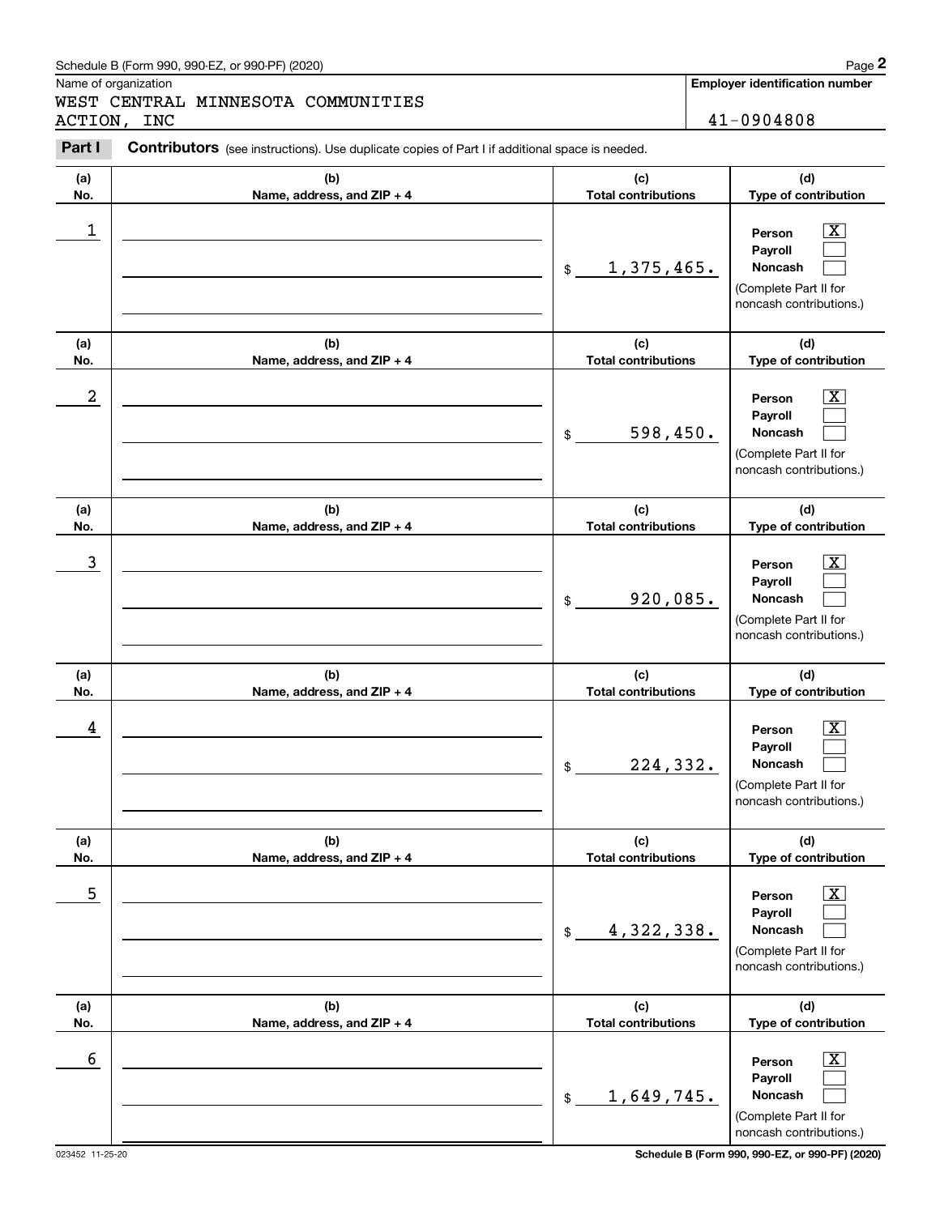Schedule B (Form 990, 990-EZ, or 990-PF) (2020)

Name of organization

WEST CENTRAL MINNESOTA COMMUNITIES ACTION, INC

**Employer identification number**

41-0904808

**Part I** **Contributors** (see instructions). Use duplicate copies of Part I if additional space is needed.

| (a) No. | (b) Name, address, and ZIP + 4 | (c) Total contributions | (d) Type of contribution |
|---|---|---|---|
| 1 | | $ 1,375,465. | Person [X] Payroll [ ] Noncash [ ] (Complete Part II for noncash contributions.) |
| 2 | | $ 598,450. | Person [X] Payroll [ ] Noncash [ ] (Complete Part II for noncash contributions.) |
| 3 | | $ 920,085. | Person [X] Payroll [ ] Noncash [ ] (Complete Part II for noncash contributions.) |
| 4 | | $ 224,332. | Person [X] Payroll [ ] Noncash [ ] (Complete Part II for noncash contributions.) |
| 5 | | $ 4,322,338. | Person [X] Payroll [ ] Noncash [ ] (Complete Part II for noncash contributions.) |
| 6 | | $ 1,649,745. | Person [X] Payroll [ ] Noncash [ ] (Complete Part II for noncash contributions.) |

023452 11-25-20

**Schedule B (Form 990, 990-EZ, or 990-PF) (2020)**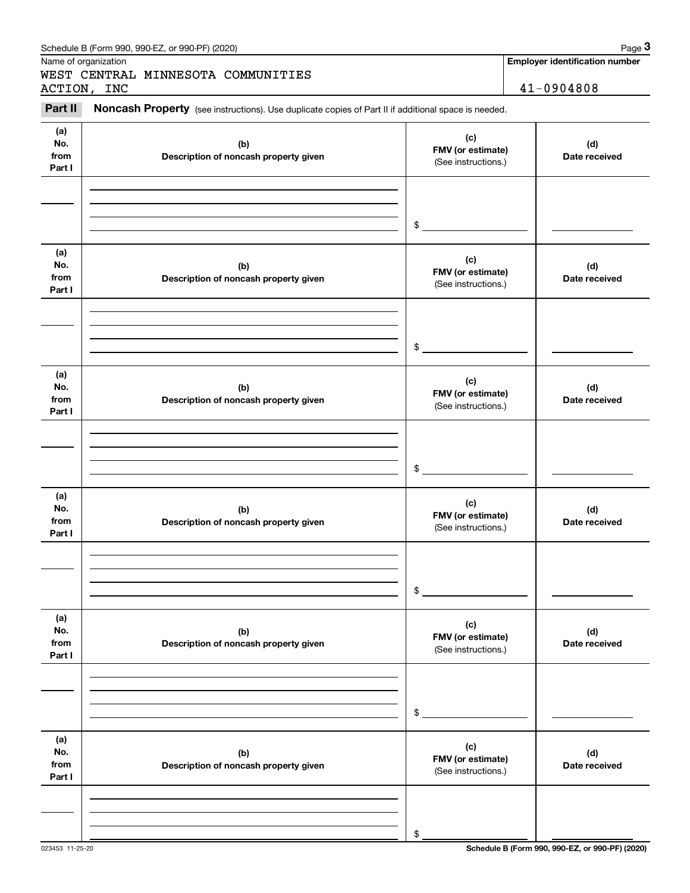Schedule B (Form 990, 990-EZ, or 990-PF) (2020)

Name of organization

WEST CENTRAL MINNESOTA COMMUNITIES ACTION, INC

**Employer identification number**

41-0904808

**Part II** **Noncash Property** (see instructions). Use duplicate copies of Part II if additional space is needed.

| (a) No. from Part I | (b) Description of noncash property given | (c) FMV (or estimate) (See instructions.) | (d) Date received |
|---|---|---|---|
| | | $ | |

| (a) No. from Part I | (b) Description of noncash property given | (c) FMV (or estimate) (See instructions.) | (d) Date received |
|---|---|---|---|
| | | $ | |

| (a) No. from Part I | (b) Description of noncash property given | (c) FMV (or estimate) (See instructions.) | (d) Date received |
|---|---|---|---|
| | | $ | |

| (a) No. from Part I | (b) Description of noncash property given | (c) FMV (or estimate) (See instructions.) | (d) Date received |
|---|---|---|---|
| | | $ | |

| (a) No. from Part I | (b) Description of noncash property given | (c) FMV (or estimate) (See instructions.) | (d) Date received |
|---|---|---|---|
| | | $ | |

| (a) No. from Part I | (b) Description of noncash property given | (c) FMV (or estimate) (See instructions.) | (d) Date received |
|---|---|---|---|
| | | $ | |

023453 11-25-20

**Schedule B (Form 990, 990-EZ, or 990-PF) (2020)**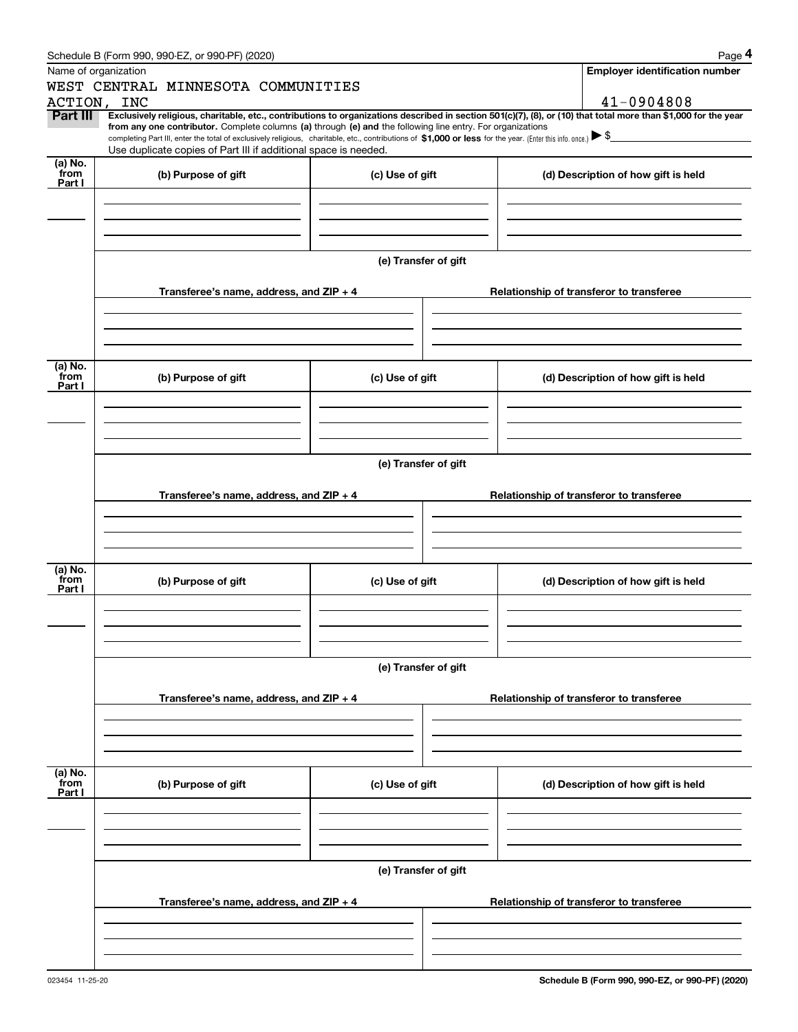Name of organization

WEST CENTRAL MINNESOTA COMMUNITIES ACTION, INC

**Employer identification number**

41-0904808

**Part III** **Exclusively religious, charitable, etc., contributions to organizations described in section 501(c)(7), (8), or (10) that total more than $1,000 for the year from any one contributor.** Complete columns **(a)** through **(e)** and the following line entry. For organizations completing Part III, enter the total of exclusively religious, charitable, etc., contributions of **$1,000 or less** for the year. (Enter this info. once.) ▶ $

Use duplicate copies of Part III if additional space is needed.

| (a) No. from Part I | (b) Purpose of gift | (c) Use of gift | (d) Description of how gift is held |
|---|---|---|---|
| | | | |

**(e) Transfer of gift**

| Transferee's name, address, and ZIP + 4 | Relationship of transferor to transferee |
|---|---|
| | |

| (a) No. from Part I | (b) Purpose of gift | (c) Use of gift | (d) Description of how gift is held |
|---|---|---|---|
| | | | |

**(e) Transfer of gift**

| Transferee's name, address, and ZIP + 4 | Relationship of transferor to transferee |
|---|---|
| | |

| (a) No. from Part I | (b) Purpose of gift | (c) Use of gift | (d) Description of how gift is held |
|---|---|---|---|
| | | | |

**(e) Transfer of gift**

| Transferee's name, address, and ZIP + 4 | Relationship of transferor to transferee |
|---|---|
| | |

| (a) No. from Part I | (b) Purpose of gift | (c) Use of gift | (d) Description of how gift is held |
|---|---|---|---|
| | | | |

**(e) Transfer of gift**

| Transferee's name, address, and ZIP + 4 | Relationship of transferor to transferee |
|---|---|
| | |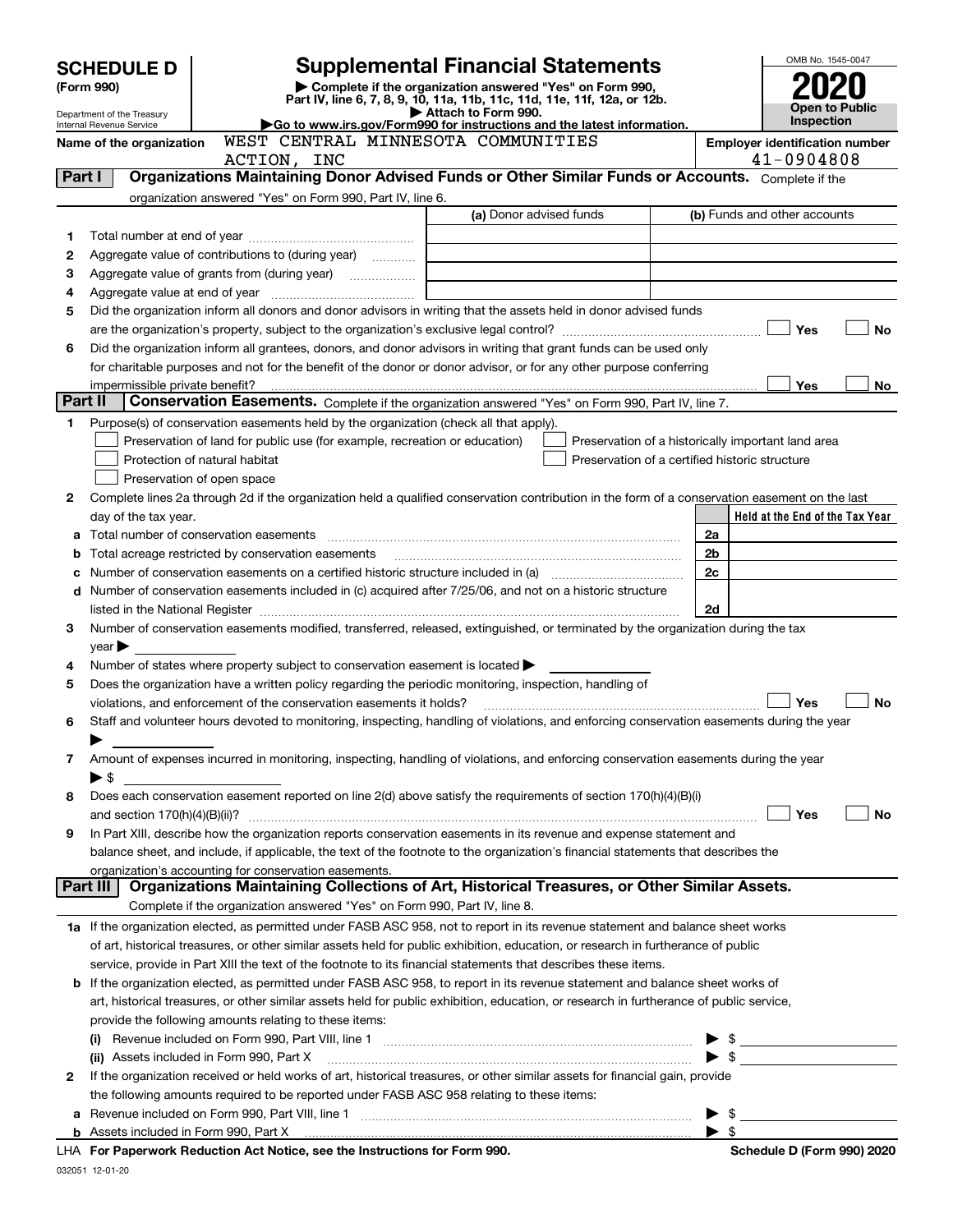# SCHEDULE D (Form 990)

Department of the Treasury
Internal Revenue Service

## Supplemental Financial Statements

▶ Complete if the organization answered "Yes" on Form 990, Part IV, line 6, 7, 8, 9, 10, 11a, 11b, 11c, 11d, 11e, 11f, 12a, or 12b.
▶ Attach to Form 990.
▶Go to www.irs.gov/Form990 for instructions and the latest information.

OMB No. 1545-0047

**2020**

**Open to Public Inspection**

**Name of the organization:** WEST CENTRAL MINNESOTA COMMUNITIES ACTION, INC

**Employer identification number:** 41-0904808

## Part I — Organizations Maintaining Donor Advised Funds or Other Similar Funds or Accounts.

Complete if the organization answered "Yes" on Form 990, Part IV, line 6.

| | | (a) Donor advised funds | (b) Funds and other accounts |
|---|---|---|---|
| 1 | Total number at end of year | | |
| 2 | Aggregate value of contributions to (during year) | | |
| 3 | Aggregate value of grants from (during year) | | |
| 4 | Aggregate value at end of year | | |

5 Did the organization inform all donors and donor advisors in writing that the assets held in donor advised funds are the organization's property, subject to the organization's exclusive legal control? ☐ Yes ☐ No

6 Did the organization inform all grantees, donors, and donor advisors in writing that grant funds can be used only for charitable purposes and not for the benefit of the donor or donor advisor, or for any other purpose conferring impermissible private benefit? ☐ Yes ☐ No

## Part II — Conservation Easements.

Complete if the organization answered "Yes" on Form 990, Part IV, line 7.

1 Purpose(s) of conservation easements held by the organization (check all that apply).

- ☐ Preservation of land for public use (for example, recreation or education)
- ☐ Protection of natural habitat
- ☐ Preservation of open space
- ☐ Preservation of a historically important land area
- ☐ Preservation of a certified historic structure

2 Complete lines 2a through 2d if the organization held a qualified conservation contribution in the form of a conservation easement on the last day of the tax year.

| | | | Held at the End of the Tax Year |
|---|---|---|---|
| a | Total number of conservation easements | 2a | |
| b | Total acreage restricted by conservation easements | 2b | |
| c | Number of conservation easements on a certified historic structure included in (a) | 2c | |
| d | Number of conservation easements included in (c) acquired after 7/25/06, and not on a historic structure listed in the National Register | 2d | |

3 Number of conservation easements modified, transferred, released, extinguished, or terminated by the organization during the tax year ▶

4 Number of states where property subject to conservation easement is located ▶

5 Does the organization have a written policy regarding the periodic monitoring, inspection, handling of violations, and enforcement of the conservation easements it holds? ☐ Yes ☐ No

6 Staff and volunteer hours devoted to monitoring, inspecting, handling of violations, and enforcing conservation easements during the year ▶

7 Amount of expenses incurred in monitoring, inspecting, handling of violations, and enforcing conservation easements during the year ▶ $

8 Does each conservation easement reported on line 2(d) above satisfy the requirements of section 170(h)(4)(B)(i) and section 170(h)(4)(B)(ii)? ☐ Yes ☐ No

9 In Part XIII, describe how the organization reports conservation easements in its revenue and expense statement and balance sheet, and include, if applicable, the text of the footnote to the organization's financial statements that describes the organization's accounting for conservation easements.

## Part III — Organizations Maintaining Collections of Art, Historical Treasures, or Other Similar Assets.

Complete if the organization answered "Yes" on Form 990, Part IV, line 8.

1a If the organization elected, as permitted under FASB ASC 958, not to report in its revenue statement and balance sheet works of art, historical treasures, or other similar assets held for public exhibition, education, or research in furtherance of public service, provide in Part XIII the text of the footnote to its financial statements that describes these items.

b If the organization elected, as permitted under FASB ASC 958, to report in its revenue statement and balance sheet works of art, historical treasures, or other similar assets held for public exhibition, education, or research in furtherance of public service, provide the following amounts relating to these items:

(i) Revenue included on Form 990, Part VIII, line 1 ▶ $

(ii) Assets included in Form 990, Part X ▶ $

2 If the organization received or held works of art, historical treasures, or other similar assets for financial gain, provide the following amounts required to be reported under FASB ASC 958 relating to these items:

a Revenue included on Form 990, Part VIII, line 1 ▶ $

b Assets included in Form 990, Part X ▶ $

LHA **For Paperwork Reduction Act Notice, see the Instructions for Form 990.** **Schedule D (Form 990) 2020**

032051 12-01-20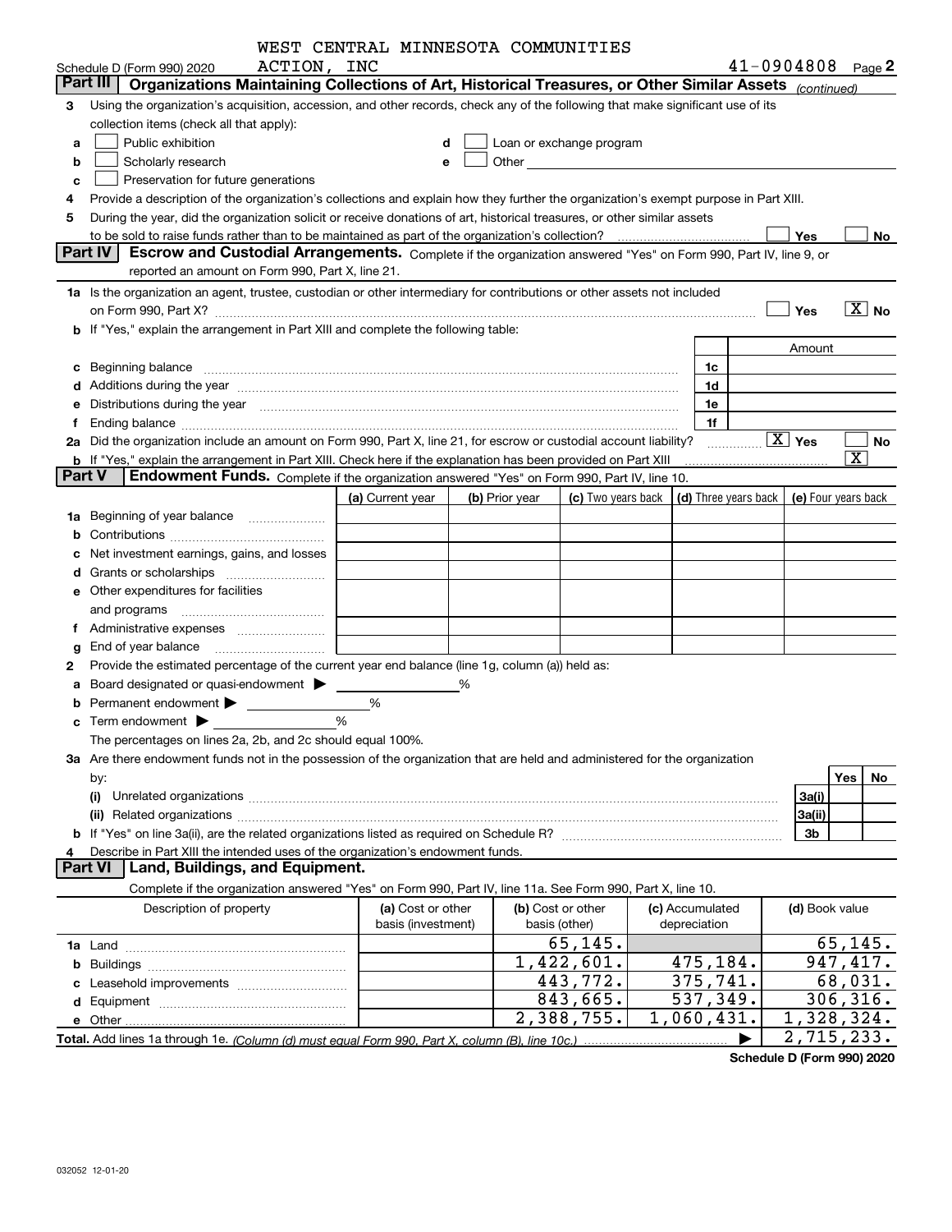WEST CENTRAL MINNESOTA COMMUNITIES ACTION, INC

Schedule D (Form 990) 2020 41-0904808 Page 2

## Part III Organizations Maintaining Collections of Art, Historical Treasures, or Other Similar Assets *(continued)*

**3** Using the organization's acquisition, accession, and other records, check any of the following that make significant use of its collection items (check all that apply):

- **a** ☐ Public exhibition
- **b** ☐ Scholarly research
- **c** ☐ Preservation for future generations
- **d** ☐ Loan or exchange program
- **e** ☐ Other

**4** Provide a description of the organization's collections and explain how they further the organization's exempt purpose in Part XIII.

**5** During the year, did the organization solicit or receive donations of art, historical treasures, or other similar assets to be sold to raise funds rather than to be maintained as part of the organization's collection? ☐ Yes ☐ No

## Part IV Escrow and Custodial Arrangements.

Complete if the organization answered "Yes" on Form 990, Part IV, line 9, or reported an amount on Form 990, Part X, line 21.

**1a** Is the organization an agent, trustee, custodian or other intermediary for contributions or other assets not included on Form 990, Part X? ☐ Yes ☒ No

**b** If "Yes," explain the arrangement in Part XIII and complete the following table:

| | | Amount |
|---|---|---|
| **c** Beginning balance | 1c | |
| **d** Additions during the year | 1d | |
| **e** Distributions during the year | 1e | |
| **f** Ending balance | 1f | |

**2a** Did the organization include an amount on Form 990, Part X, line 21, for escrow or custodial account liability? ☒ Yes ☐ No

**b** If "Yes," explain the arrangement in Part XIII. Check here if the explanation has been provided on Part XIII ☒

## Part V Endowment Funds.

Complete if the organization answered "Yes" on Form 990, Part IV, line 10.

| | (a) Current year | (b) Prior year | (c) Two years back | (d) Three years back | (e) Four years back |
|---|---|---|---|---|---|
| **1a** Beginning of year balance | | | | | |
| **b** Contributions | | | | | |
| **c** Net investment earnings, gains, and losses | | | | | |
| **d** Grants or scholarships | | | | | |
| **e** Other expenditures for facilities and programs | | | | | |
| **f** Administrative expenses | | | | | |
| **g** End of year balance | | | | | |

**2** Provide the estimated percentage of the current year end balance (line 1g, column (a)) held as:

- **a** Board designated or quasi-endowment ▶ %
- **b** Permanent endowment ▶ %
- **c** Term endowment ▶ %

The percentages on lines 2a, 2b, and 2c should equal 100%.

**3a** Are there endowment funds not in the possession of the organization that are held and administered for the organization by:

| | | Yes | No |
|---|---|---|---|
| **(i)** Unrelated organizations | 3a(i) | | |
| **(ii)** Related organizations | 3a(ii) | | |
| **b** If "Yes" on line 3a(ii), are the related organizations listed as required on Schedule R? | 3b | | |

**4** Describe in Part XIII the intended uses of the organization's endowment funds.

## Part VI Land, Buildings, and Equipment.

Complete if the organization answered "Yes" on Form 990, Part IV, line 11a. See Form 990, Part X, line 10.

| Description of property | (a) Cost or other basis (investment) | (b) Cost or other basis (other) | (c) Accumulated depreciation | (d) Book value |
|---|---|---|---|---|
| **1a** Land | | 65,145. | | 65,145. |
| **b** Buildings | | 1,422,601. | 475,184. | 947,417. |
| **c** Leasehold improvements | | 443,772. | 375,741. | 68,031. |
| **d** Equipment | | 843,665. | 537,349. | 306,316. |
| **e** Other | | 2,388,755. | 1,060,431. | 1,328,324. |
| **Total.** Add lines 1a through 1e. *(Column (d) must equal Form 990, Part X, column (B), line 10c.)* | | | ▶ | 2,715,233. |

Schedule D (Form 990) 2020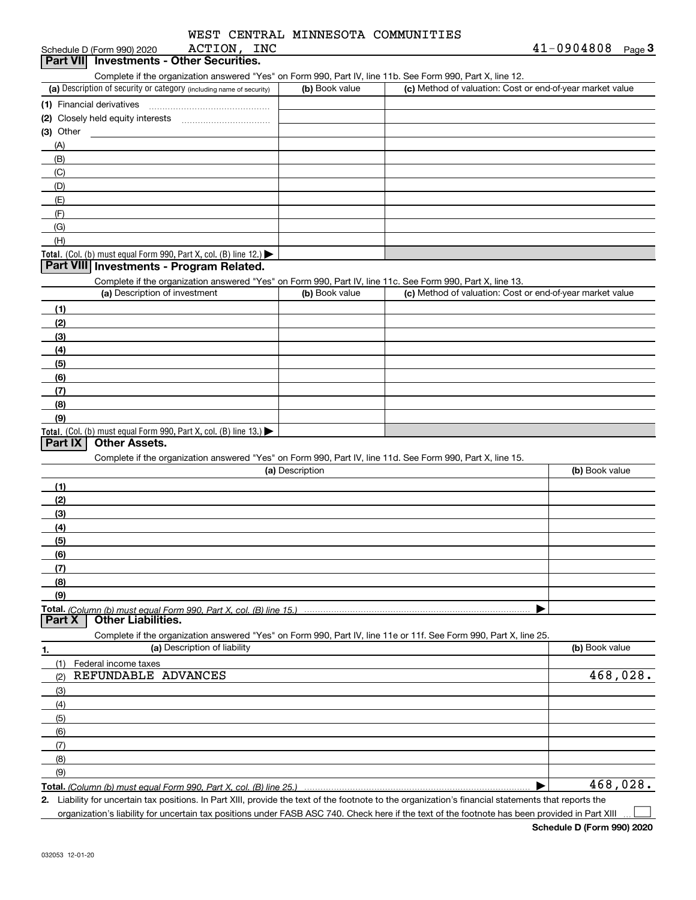Schedule D (Form 990) 2020 WEST CENTRAL MINNESOTA COMMUNITIES ACTION, INC 41-0904808 Page 3

## Part VII Investments - Other Securities.

Complete if the organization answered "Yes" on Form 990, Part IV, line 11b. See Form 990, Part X, line 12.

| (a) Description of security or category (including name of security) | (b) Book value | (c) Method of valuation: Cost or end-of-year market value |
|---|---|---|
| (1) Financial derivatives | | |
| (2) Closely held equity interests | | |
| (3) Other | | |
| (A) | | |
| (B) | | |
| (C) | | |
| (D) | | |
| (E) | | |
| (F) | | |
| (G) | | |
| (H) | | |
| **Total.** (Col. (b) must equal Form 990, Part X, col. (B) line 12.) ▶ | | |

## Part VIII Investments - Program Related.

Complete if the organization answered "Yes" on Form 990, Part IV, line 11c. See Form 990, Part X, line 13.

| (a) Description of investment | (b) Book value | (c) Method of valuation: Cost or end-of-year market value |
|---|---|---|
| (1) | | |
| (2) | | |
| (3) | | |
| (4) | | |
| (5) | | |
| (6) | | |
| (7) | | |
| (8) | | |
| (9) | | |
| **Total.** (Col. (b) must equal Form 990, Part X, col. (B) line 13.) ▶ | | |

## Part IX Other Assets.

Complete if the organization answered "Yes" on Form 990, Part IV, line 11d. See Form 990, Part X, line 15.

| (a) Description | (b) Book value |
|---|---|
| (1) | |
| (2) | |
| (3) | |
| (4) | |
| (5) | |
| (6) | |
| (7) | |
| (8) | |
| (9) | |
| **Total.** *(Column (b) must equal Form 990, Part X, col. (B) line 15.)* ▶ | |

## Part X Other Liabilities.

Complete if the organization answered "Yes" on Form 990, Part IV, line 11e or 11f. See Form 990, Part X, line 25.

| 1. (a) Description of liability | (b) Book value |
|---|---|
| (1) Federal income taxes | |
| (2) REFUNDABLE ADVANCES | 468,028. |
| (3) | |
| (4) | |
| (5) | |
| (6) | |
| (7) | |
| (8) | |
| (9) | |
| **Total.** *(Column (b) must equal Form 990, Part X, col. (B) line 25.)* ▶ | 468,028. |

2. Liability for uncertain tax positions. In Part XIII, provide the text of the footnote to the organization's financial statements that reports the organization's liability for uncertain tax positions under FASB ASC 740. Check here if the text of the footnote has been provided in Part XIII ☐

Schedule D (Form 990) 2020

032053 12-01-20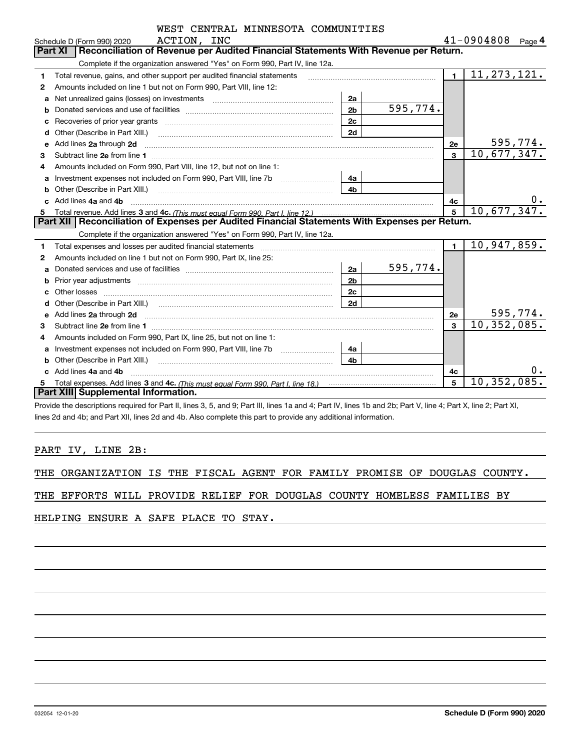WEST CENTRAL MINNESOTA COMMUNITIES

Schedule D (Form 990) 2020 ACTION, INC 41-0904808 Page 4

## Part XI Reconciliation of Revenue per Audited Financial Statements With Revenue per Return.

Complete if the organization answered "Yes" on Form 990, Part IV, line 12a.

| | | | | | |
|---|---|---|---|---|---|
| 1 | Total revenue, gains, and other support per audited financial statements | | | 1 | 11,273,121. |
| 2 | Amounts included on line 1 but not on Form 990, Part VIII, line 12: | | | | |
| a | Net unrealized gains (losses) on investments | 2a | | | |
| b | Donated services and use of facilities | 2b | 595,774. | | |
| c | Recoveries of prior year grants | 2c | | | |
| d | Other (Describe in Part XIII.) | 2d | | | |
| e | Add lines 2a through 2d | | | 2e | 595,774. |
| 3 | Subtract line 2e from line 1 | | | 3 | 10,677,347. |
| 4 | Amounts included on Form 990, Part VIII, line 12, but not on line 1: | | | | |
| a | Investment expenses not included on Form 990, Part VIII, line 7b | 4a | | | |
| b | Other (Describe in Part XIII.) | 4b | | | |
| c | Add lines 4a and 4b | | | 4c | 0. |
| 5 | Total revenue. Add lines 3 and 4c. *(This must equal Form 990, Part I, line 12.)* | | | 5 | 10,677,347. |

## Part XII Reconciliation of Expenses per Audited Financial Statements With Expenses per Return.

Complete if the organization answered "Yes" on Form 990, Part IV, line 12a.

| | | | | | |
|---|---|---|---|---|---|
| 1 | Total expenses and losses per audited financial statements | | | 1 | 10,947,859. |
| 2 | Amounts included on line 1 but not on Form 990, Part IX, line 25: | | | | |
| a | Donated services and use of facilities | 2a | 595,774. | | |
| b | Prior year adjustments | 2b | | | |
| c | Other losses | 2c | | | |
| d | Other (Describe in Part XIII.) | 2d | | | |
| e | Add lines 2a through 2d | | | 2e | 595,774. |
| 3 | Subtract line 2e from line 1 | | | 3 | 10,352,085. |
| 4 | Amounts included on Form 990, Part IX, line 25, but not on line 1: | | | | |
| a | Investment expenses not included on Form 990, Part VIII, line 7b | 4a | | | |
| b | Other (Describe in Part XIII.) | 4b | | | |
| c | Add lines 4a and 4b | | | 4c | 0. |
| 5 | Total expenses. Add lines 3 and 4c. *(This must equal Form 990, Part I, line 18.)* | | | 5 | 10,352,085. |

## Part XIII Supplemental Information.

Provide the descriptions required for Part II, lines 3, 5, and 9; Part III, lines 1a and 4; Part IV, lines 1b and 2b; Part V, line 4; Part X, line 2; Part XI, lines 2d and 4b; and Part XII, lines 2d and 4b. Also complete this part to provide any additional information.

PART IV, LINE 2B:

THE ORGANIZATION IS THE FISCAL AGENT FOR FAMILY PROMISE OF DOUGLAS COUNTY. THE EFFORTS WILL PROVIDE RELIEF FOR DOUGLAS COUNTY HOMELESS FAMILIES BY HELPING ENSURE A SAFE PLACE TO STAY.

032054 12-01-20 **Schedule D (Form 990) 2020**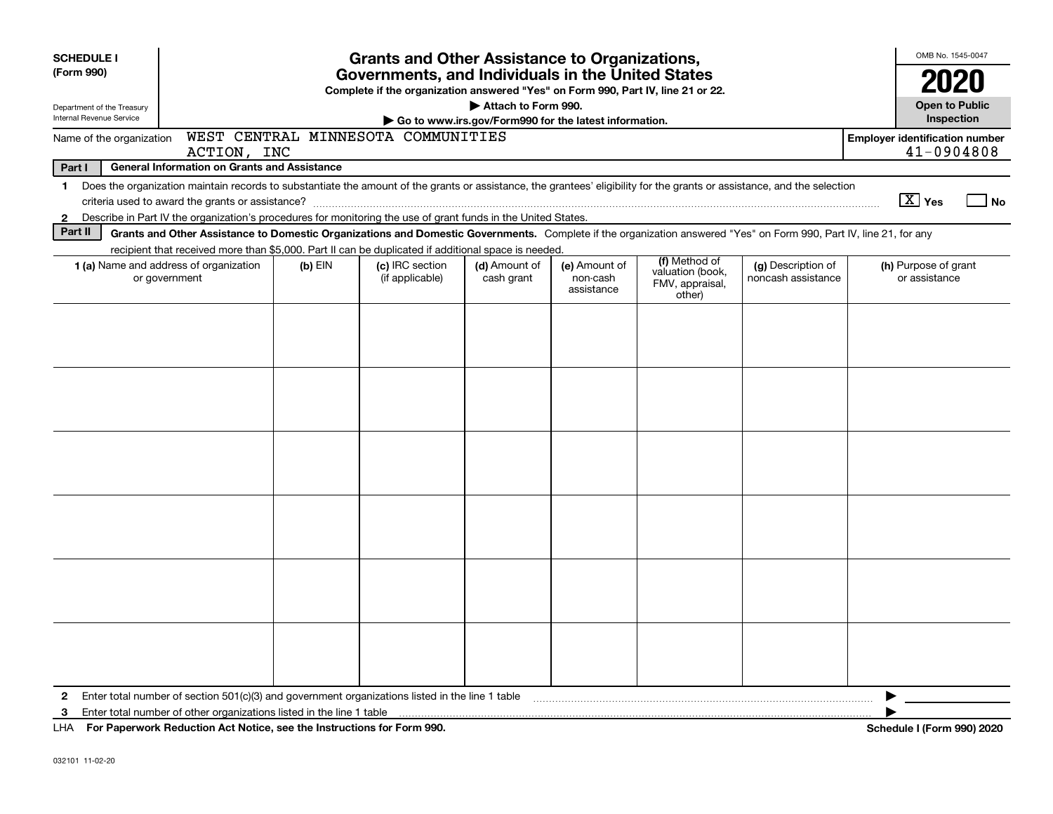**SCHEDULE I (Form 990)**

Department of the Treasury
Internal Revenue Service

# Grants and Other Assistance to Organizations, Governments, and Individuals in the United States

**Complete if the organization answered "Yes" on Form 990, Part IV, line 21 or 22.**

**▶ Attach to Form 990.**

**▶ Go to www.irs.gov/Form990 for the latest information.**

OMB No. 1545-0047

**2020**

**Open to Public Inspection**

Name of the organization: WEST CENTRAL MINNESOTA COMMUNITIES ACTION, INC

**Employer identification number** 41-0904808

**Part I — General Information on Grants and Assistance**

1. Does the organization maintain records to substantiate the amount of the grants or assistance, the grantees' eligibility for the grants or assistance, and the selection criteria used to award the grants or assistance? [X] Yes [ ] No
2. Describe in Part IV the organization's procedures for monitoring the use of grant funds in the United States.

**Part II — Grants and Other Assistance to Domestic Organizations and Domestic Governments.** Complete if the organization answered "Yes" on Form 990, Part IV, line 21, for any recipient that received more than $5,000. Part II can be duplicated if additional space is needed.

| 1 (a) Name and address of organization or government | (b) EIN | (c) IRC section (if applicable) | (d) Amount of cash grant | (e) Amount of non-cash assistance | (f) Method of valuation (book, FMV, appraisal, other) | (g) Description of noncash assistance | (h) Purpose of grant or assistance |
|---|---|---|---|---|---|---|---|
| | | | | | | | |
| | | | | | | | |
| | | | | | | | |
| | | | | | | | |
| | | | | | | | |
| | | | | | | | |

2 Enter total number of section 501(c)(3) and government organizations listed in the line 1 table ▶

3 Enter total number of other organizations listed in the line 1 table ▶

LHA **For Paperwork Reduction Act Notice, see the Instructions for Form 990.** **Schedule I (Form 990) 2020**

032101 11-02-20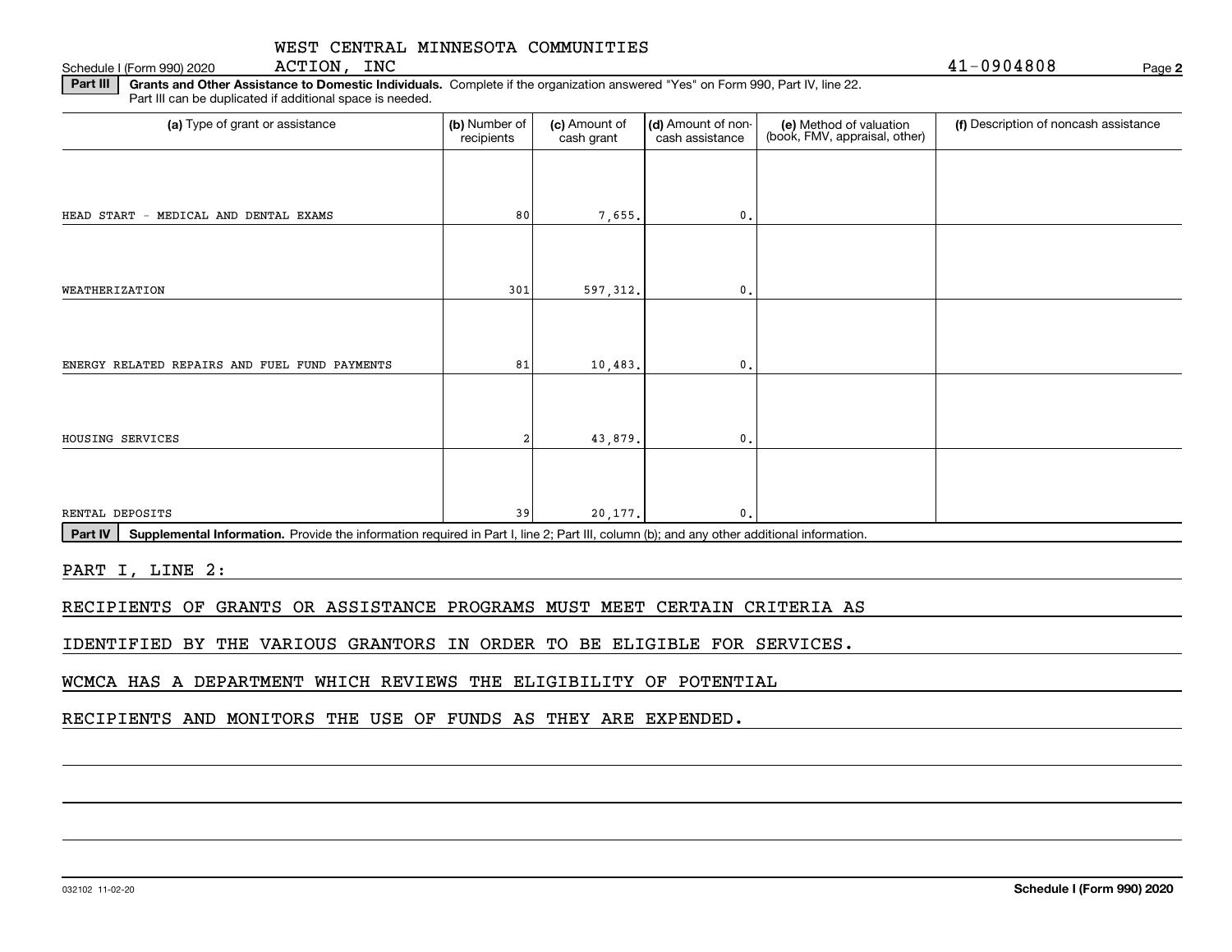Schedule I (Form 990) 2020 WEST CENTRAL MINNESOTA COMMUNITIES ACTION, INC 41-0904808 Page **2**

**Part III** **Grants and Other Assistance to Domestic Individuals.** Complete if the organization answered "Yes" on Form 990, Part IV, line 22. Part III can be duplicated if additional space is needed.

| (a) Type of grant or assistance | (b) Number of recipients | (c) Amount of cash grant | (d) Amount of non-cash assistance | (e) Method of valuation (book, FMV, appraisal, other) | (f) Description of noncash assistance |
|---|---|---|---|---|---|
| HEAD START - MEDICAL AND DENTAL EXAMS | 80 | 7,655. | 0. | | |
| WEATHERIZATION | 301 | 597,312. | 0. | | |
| ENERGY RELATED REPAIRS AND FUEL FUND PAYMENTS | 81 | 10,483. | 0. | | |
| HOUSING SERVICES | 2 | 43,879. | 0. | | |
| RENTAL DEPOSITS | 39 | 20,177. | 0. | | |

**Part IV** **Supplemental Information.** Provide the information required in Part I, line 2; Part III, column (b); and any other additional information.

PART I, LINE 2:

RECIPIENTS OF GRANTS OR ASSISTANCE PROGRAMS MUST MEET CERTAIN CRITERIA AS IDENTIFIED BY THE VARIOUS GRANTORS IN ORDER TO BE ELIGIBLE FOR SERVICES. WCMCA HAS A DEPARTMENT WHICH REVIEWS THE ELIGIBILITY OF POTENTIAL RECIPIENTS AND MONITORS THE USE OF FUNDS AS THEY ARE EXPENDED.

032102 11-02-20 **Schedule I (Form 990) 2020**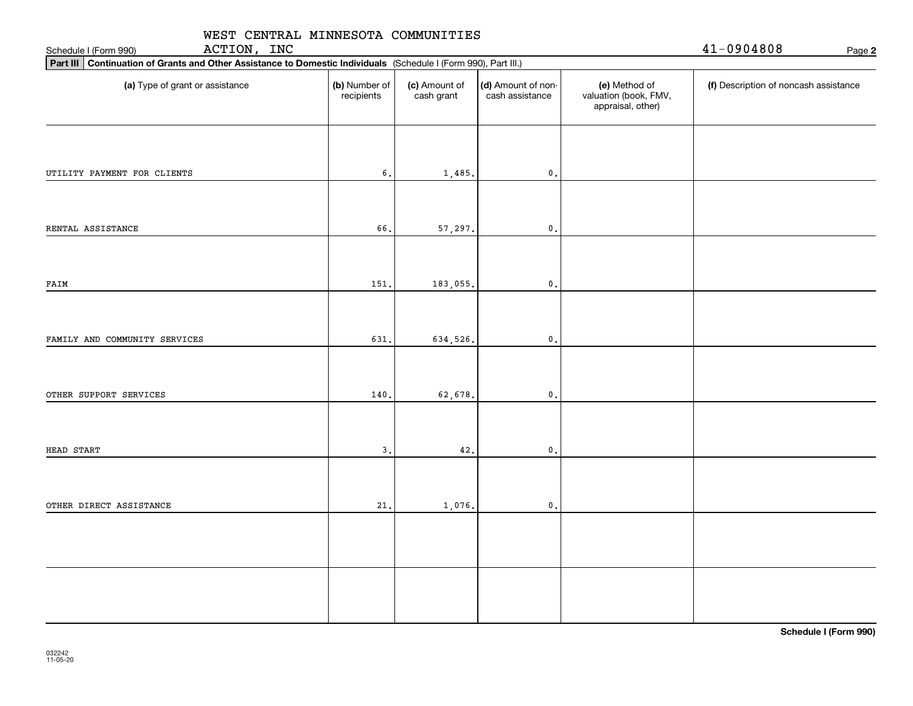Schedule I (Form 990) WEST CENTRAL MINNESOTA COMMUNITIES ACTION, INC 41-0904808

**Part III** **Continuation of Grants and Other Assistance to Domestic Individuals** (Schedule I (Form 990), Part III.)

| (a) Type of grant or assistance | (b) Number of recipients | (c) Amount of cash grant | (d) Amount of non-cash assistance | (e) Method of valuation (book, FMV, appraisal, other) | (f) Description of noncash assistance |
|---|---|---|---|---|---|
| UTILITY PAYMENT FOR CLIENTS | 6. | 1,485. | 0. | | |
| RENTAL ASSISTANCE | 66. | 57,297. | 0. | | |
| FAIM | 151. | 183,055. | 0. | | |
| FAMILY AND COMMUNITY SERVICES | 631. | 634,526. | 0. | | |
| OTHER SUPPORT SERVICES | 140. | 62,678. | 0. | | |
| HEAD START | 3. | 42. | 0. | | |
| OTHER DIRECT ASSISTANCE | 21. | 1,076. | 0. | | |
| | | | | | |
| | | | | | |

**Schedule I (Form 990)**

032242 11-05-20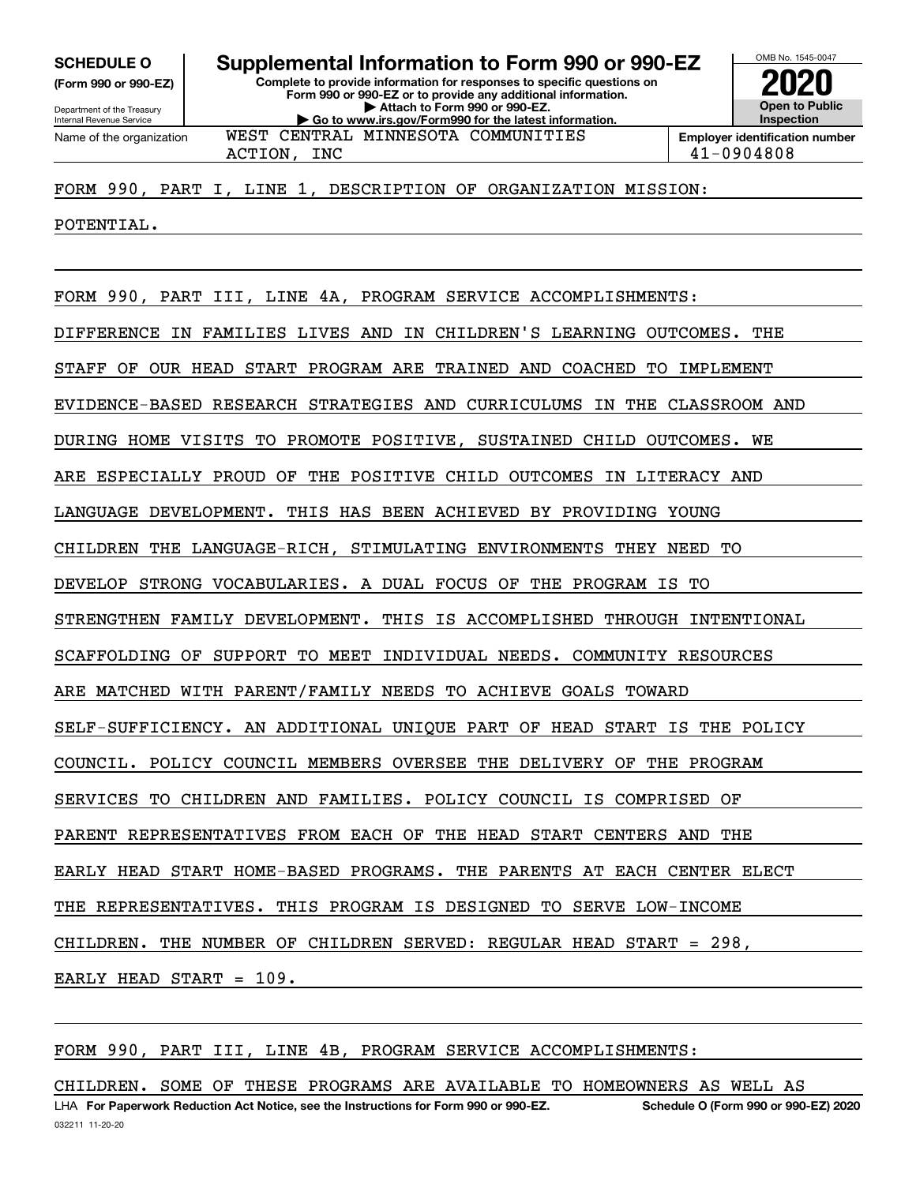**SCHEDULE O**
**(Form 990 or 990-EZ)**

Department of the Treasury
Internal Revenue Service

# Supplemental Information to Form 990 or 990-EZ

**Complete to provide information for responses to specific questions on Form 990 or 990-EZ or to provide any additional information.**
**▶ Attach to Form 990 or 990-EZ.**
**▶ Go to www.irs.gov/Form990 for the latest information.**

OMB No. 1545-0047

**2020**

**Open to Public Inspection**

| Name of the organization | Employer identification number |
|---|---|
| WEST CENTRAL MINNESOTA COMMUNITIES ACTION, INC | 41-0904808 |

FORM 990, PART I, LINE 1, DESCRIPTION OF ORGANIZATION MISSION:

POTENTIAL.

FORM 990, PART III, LINE 4A, PROGRAM SERVICE ACCOMPLISHMENTS:

DIFFERENCE IN FAMILIES LIVES AND IN CHILDREN'S LEARNING OUTCOMES. THE STAFF OF OUR HEAD START PROGRAM ARE TRAINED AND COACHED TO IMPLEMENT EVIDENCE-BASED RESEARCH STRATEGIES AND CURRICULUMS IN THE CLASSROOM AND DURING HOME VISITS TO PROMOTE POSITIVE, SUSTAINED CHILD OUTCOMES. WE ARE ESPECIALLY PROUD OF THE POSITIVE CHILD OUTCOMES IN LITERACY AND LANGUAGE DEVELOPMENT. THIS HAS BEEN ACHIEVED BY PROVIDING YOUNG CHILDREN THE LANGUAGE-RICH, STIMULATING ENVIRONMENTS THEY NEED TO DEVELOP STRONG VOCABULARIES. A DUAL FOCUS OF THE PROGRAM IS TO STRENGTHEN FAMILY DEVELOPMENT. THIS IS ACCOMPLISHED THROUGH INTENTIONAL SCAFFOLDING OF SUPPORT TO MEET INDIVIDUAL NEEDS. COMMUNITY RESOURCES ARE MATCHED WITH PARENT/FAMILY NEEDS TO ACHIEVE GOALS TOWARD SELF-SUFFICIENCY. AN ADDITIONAL UNIQUE PART OF HEAD START IS THE POLICY COUNCIL. POLICY COUNCIL MEMBERS OVERSEE THE DELIVERY OF THE PROGRAM SERVICES TO CHILDREN AND FAMILIES. POLICY COUNCIL IS COMPRISED OF PARENT REPRESENTATIVES FROM EACH OF THE HEAD START CENTERS AND THE EARLY HEAD START HOME-BASED PROGRAMS. THE PARENTS AT EACH CENTER ELECT THE REPRESENTATIVES. THIS PROGRAM IS DESIGNED TO SERVE LOW-INCOME CHILDREN. THE NUMBER OF CHILDREN SERVED: REGULAR HEAD START = 298, EARLY HEAD START = 109.

FORM 990, PART III, LINE 4B, PROGRAM SERVICE ACCOMPLISHMENTS:

CHILDREN. SOME OF THESE PROGRAMS ARE AVAILABLE TO HOMEOWNERS AS WELL AS

LHA **For Paperwork Reduction Act Notice, see the Instructions for Form 990 or 990-EZ.** **Schedule O (Form 990 or 990-EZ) 2020**
032211 11-20-20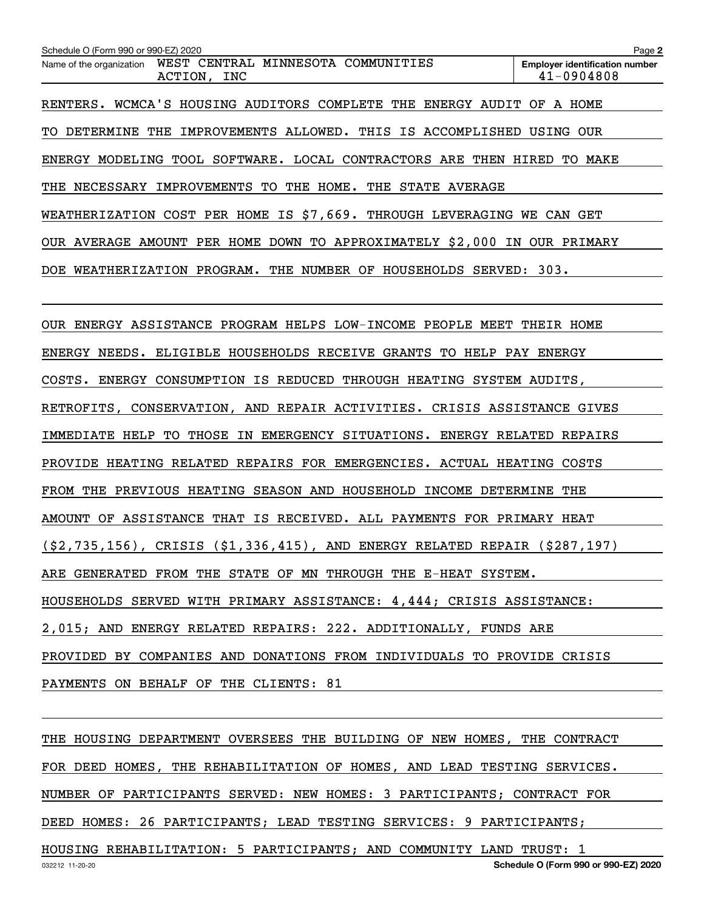Schedule O (Form 990 or 990-EZ) 2020

Name of the organization: WEST CENTRAL MINNESOTA COMMUNITIES ACTION, INC

Employer identification number: 41-0904808

RENTERS. WCMCA'S HOUSING AUDITORS COMPLETE THE ENERGY AUDIT OF A HOME TO DETERMINE THE IMPROVEMENTS ALLOWED. THIS IS ACCOMPLISHED USING OUR ENERGY MODELING TOOL SOFTWARE. LOCAL CONTRACTORS ARE THEN HIRED TO MAKE THE NECESSARY IMPROVEMENTS TO THE HOME. THE STATE AVERAGE WEATHERIZATION COST PER HOME IS $7,669. THROUGH LEVERAGING WE CAN GET OUR AVERAGE AMOUNT PER HOME DOWN TO APPROXIMATELY $2,000 IN OUR PRIMARY DOE WEATHERIZATION PROGRAM. THE NUMBER OF HOUSEHOLDS SERVED: 303.

OUR ENERGY ASSISTANCE PROGRAM HELPS LOW-INCOME PEOPLE MEET THEIR HOME ENERGY NEEDS. ELIGIBLE HOUSEHOLDS RECEIVE GRANTS TO HELP PAY ENERGY COSTS. ENERGY CONSUMPTION IS REDUCED THROUGH HEATING SYSTEM AUDITS, RETROFITS, CONSERVATION, AND REPAIR ACTIVITIES. CRISIS ASSISTANCE GIVES IMMEDIATE HELP TO THOSE IN EMERGENCY SITUATIONS. ENERGY RELATED REPAIRS PROVIDE HEATING RELATED REPAIRS FOR EMERGENCIES. ACTUAL HEATING COSTS FROM THE PREVIOUS HEATING SEASON AND HOUSEHOLD INCOME DETERMINE THE AMOUNT OF ASSISTANCE THAT IS RECEIVED. ALL PAYMENTS FOR PRIMARY HEAT ($2,735,156), CRISIS ($1,336,415), AND ENERGY RELATED REPAIR ($287,197) ARE GENERATED FROM THE STATE OF MN THROUGH THE E-HEAT SYSTEM. HOUSEHOLDS SERVED WITH PRIMARY ASSISTANCE: 4,444; CRISIS ASSISTANCE: 2,015; AND ENERGY RELATED REPAIRS: 222. ADDITIONALLY, FUNDS ARE PROVIDED BY COMPANIES AND DONATIONS FROM INDIVIDUALS TO PROVIDE CRISIS PAYMENTS ON BEHALF OF THE CLIENTS: 81

THE HOUSING DEPARTMENT OVERSEES THE BUILDING OF NEW HOMES, THE CONTRACT FOR DEED HOMES, THE REHABILITATION OF HOMES, AND LEAD TESTING SERVICES. NUMBER OF PARTICIPANTS SERVED: NEW HOMES: 3 PARTICIPANTS; CONTRACT FOR DEED HOMES: 26 PARTICIPANTS; LEAD TESTING SERVICES: 9 PARTICIPANTS; HOUSING REHABILITATION: 5 PARTICIPANTS; AND COMMUNITY LAND TRUST: 1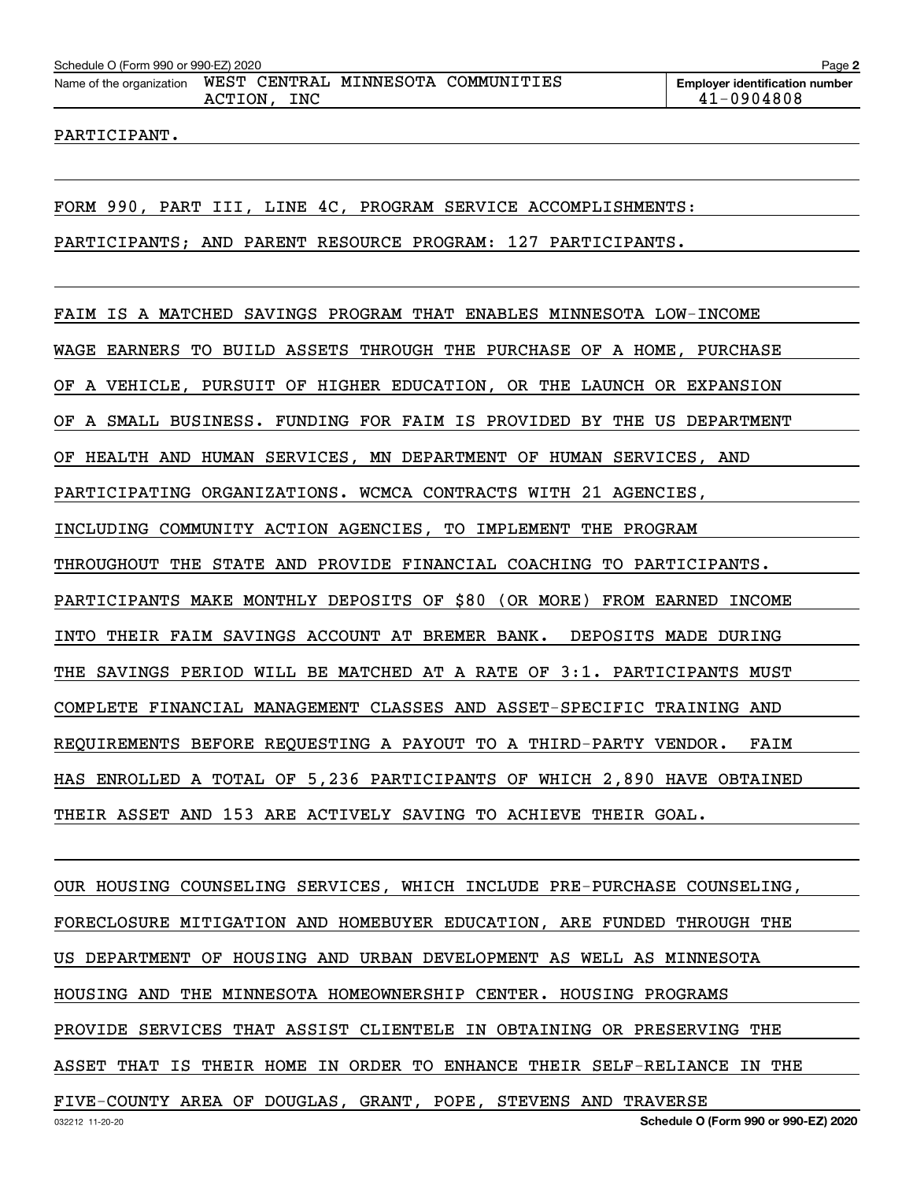PARTICIPANT.

FORM 990, PART III, LINE 4C, PROGRAM SERVICE ACCOMPLISHMENTS:

PARTICIPANTS; AND PARENT RESOURCE PROGRAM: 127 PARTICIPANTS.

FAIM IS A MATCHED SAVINGS PROGRAM THAT ENABLES MINNESOTA LOW-INCOME WAGE EARNERS TO BUILD ASSETS THROUGH THE PURCHASE OF A HOME, PURCHASE OF A VEHICLE, PURSUIT OF HIGHER EDUCATION, OR THE LAUNCH OR EXPANSION OF A SMALL BUSINESS. FUNDING FOR FAIM IS PROVIDED BY THE US DEPARTMENT OF HEALTH AND HUMAN SERVICES, MN DEPARTMENT OF HUMAN SERVICES, AND PARTICIPATING ORGANIZATIONS. WCMCA CONTRACTS WITH 21 AGENCIES, INCLUDING COMMUNITY ACTION AGENCIES, TO IMPLEMENT THE PROGRAM THROUGHOUT THE STATE AND PROVIDE FINANCIAL COACHING TO PARTICIPANTS. PARTICIPANTS MAKE MONTHLY DEPOSITS OF $80 (OR MORE) FROM EARNED INCOME INTO THEIR FAIM SAVINGS ACCOUNT AT BREMER BANK. DEPOSITS MADE DURING THE SAVINGS PERIOD WILL BE MATCHED AT A RATE OF 3:1. PARTICIPANTS MUST COMPLETE FINANCIAL MANAGEMENT CLASSES AND ASSET-SPECIFIC TRAINING AND REQUIREMENTS BEFORE REQUESTING A PAYOUT TO A THIRD-PARTY VENDOR. FAIM HAS ENROLLED A TOTAL OF 5,236 PARTICIPANTS OF WHICH 2,890 HAVE OBTAINED THEIR ASSET AND 153 ARE ACTIVELY SAVING TO ACHIEVE THEIR GOAL.

OUR HOUSING COUNSELING SERVICES, WHICH INCLUDE PRE-PURCHASE COUNSELING, FORECLOSURE MITIGATION AND HOMEBUYER EDUCATION, ARE FUNDED THROUGH THE US DEPARTMENT OF HOUSING AND URBAN DEVELOPMENT AS WELL AS MINNESOTA HOUSING AND THE MINNESOTA HOMEOWNERSHIP CENTER. HOUSING PROGRAMS PROVIDE SERVICES THAT ASSIST CLIENTELE IN OBTAINING OR PRESERVING THE ASSET THAT IS THEIR HOME IN ORDER TO ENHANCE THEIR SELF-RELIANCE IN THE FIVE-COUNTY AREA OF DOUGLAS, GRANT, POPE, STEVENS AND TRAVERSE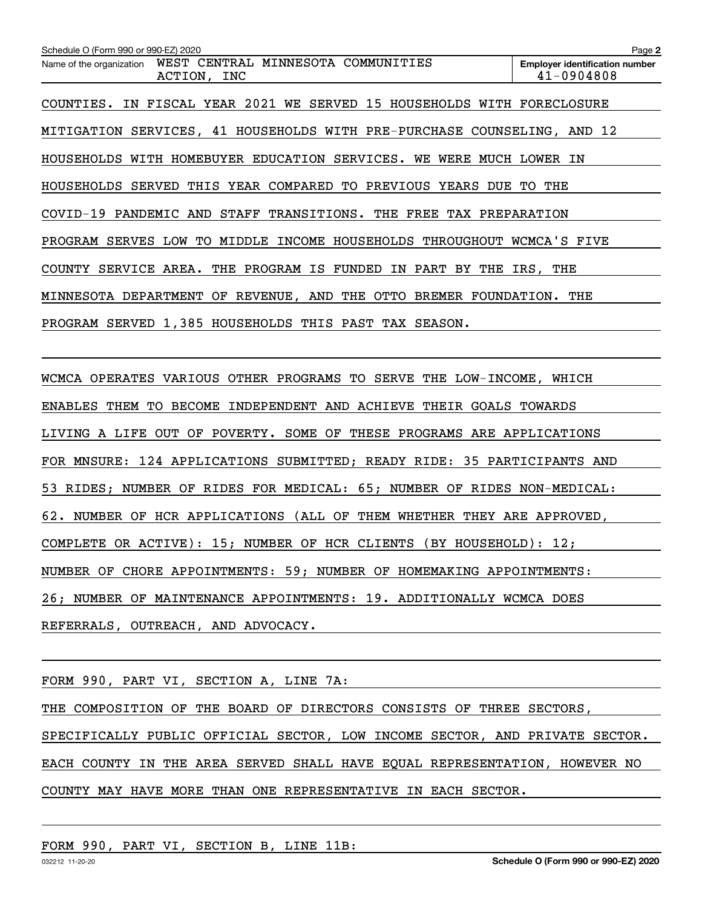Schedule O (Form 990 or 990-EZ) 2020

Name of the organization: WEST CENTRAL MINNESOTA COMMUNITIES ACTION, INC

Employer identification number: 41-0904808

COUNTIES. IN FISCAL YEAR 2021 WE SERVED 15 HOUSEHOLDS WITH FORECLOSURE MITIGATION SERVICES, 41 HOUSEHOLDS WITH PRE-PURCHASE COUNSELING, AND 12 HOUSEHOLDS WITH HOMEBUYER EDUCATION SERVICES. WE WERE MUCH LOWER IN HOUSEHOLDS SERVED THIS YEAR COMPARED TO PREVIOUS YEARS DUE TO THE COVID-19 PANDEMIC AND STAFF TRANSITIONS. THE FREE TAX PREPARATION PROGRAM SERVES LOW TO MIDDLE INCOME HOUSEHOLDS THROUGHOUT WCMCA'S FIVE COUNTY SERVICE AREA. THE PROGRAM IS FUNDED IN PART BY THE IRS, THE MINNESOTA DEPARTMENT OF REVENUE, AND THE OTTO BREMER FOUNDATION. THE PROGRAM SERVED 1,385 HOUSEHOLDS THIS PAST TAX SEASON.

WCMCA OPERATES VARIOUS OTHER PROGRAMS TO SERVE THE LOW-INCOME, WHICH ENABLES THEM TO BECOME INDEPENDENT AND ACHIEVE THEIR GOALS TOWARDS LIVING A LIFE OUT OF POVERTY. SOME OF THESE PROGRAMS ARE APPLICATIONS FOR MNSURE: 124 APPLICATIONS SUBMITTED; READY RIDE: 35 PARTICIPANTS AND 53 RIDES; NUMBER OF RIDES FOR MEDICAL: 65; NUMBER OF RIDES NON-MEDICAL: 62. NUMBER OF HCR APPLICATIONS (ALL OF THEM WHETHER THEY ARE APPROVED, COMPLETE OR ACTIVE): 15; NUMBER OF HCR CLIENTS (BY HOUSEHOLD): 12; NUMBER OF CHORE APPOINTMENTS: 59; NUMBER OF HOMEMAKING APPOINTMENTS: 26; NUMBER OF MAINTENANCE APPOINTMENTS: 19. ADDITIONALLY WCMCA DOES REFERRALS, OUTREACH, AND ADVOCACY.

FORM 990, PART VI, SECTION A, LINE 7A:

THE COMPOSITION OF THE BOARD OF DIRECTORS CONSISTS OF THREE SECTORS, SPECIFICALLY PUBLIC OFFICIAL SECTOR, LOW INCOME SECTOR, AND PRIVATE SECTOR. EACH COUNTY IN THE AREA SERVED SHALL HAVE EQUAL REPRESENTATION, HOWEVER NO COUNTY MAY HAVE MORE THAN ONE REPRESENTATIVE IN EACH SECTOR.

FORM 990, PART VI, SECTION B, LINE 11B: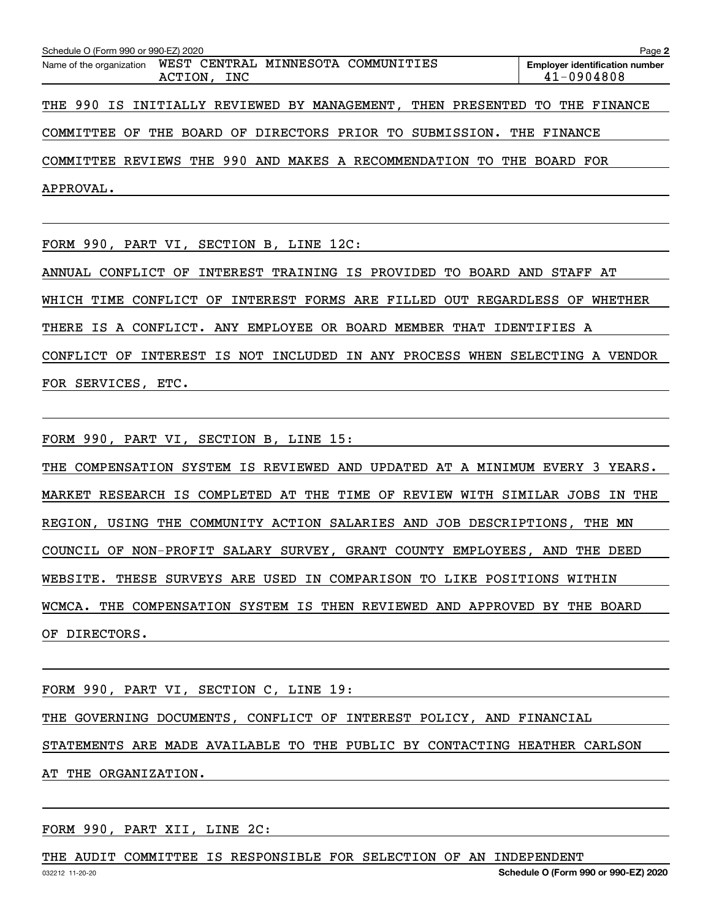Schedule O (Form 990 or 990-EZ) 2020 Page **2**

Name of the organization WEST CENTRAL MINNESOTA COMMUNITIES ACTION, INC

**Employer identification number** 41-0904808

THE 990 IS INITIALLY REVIEWED BY MANAGEMENT, THEN PRESENTED TO THE FINANCE COMMITTEE OF THE BOARD OF DIRECTORS PRIOR TO SUBMISSION. THE FINANCE COMMITTEE REVIEWS THE 990 AND MAKES A RECOMMENDATION TO THE BOARD FOR APPROVAL.

FORM 990, PART VI, SECTION B, LINE 12C:

ANNUAL CONFLICT OF INTEREST TRAINING IS PROVIDED TO BOARD AND STAFF AT WHICH TIME CONFLICT OF INTEREST FORMS ARE FILLED OUT REGARDLESS OF WHETHER THERE IS A CONFLICT. ANY EMPLOYEE OR BOARD MEMBER THAT IDENTIFIES A CONFLICT OF INTEREST IS NOT INCLUDED IN ANY PROCESS WHEN SELECTING A VENDOR FOR SERVICES, ETC.

FORM 990, PART VI, SECTION B, LINE 15:

THE COMPENSATION SYSTEM IS REVIEWED AND UPDATED AT A MINIMUM EVERY 3 YEARS. MARKET RESEARCH IS COMPLETED AT THE TIME OF REVIEW WITH SIMILAR JOBS IN THE REGION, USING THE COMMUNITY ACTION SALARIES AND JOB DESCRIPTIONS, THE MN COUNCIL OF NON-PROFIT SALARY SURVEY, GRANT COUNTY EMPLOYEES, AND THE DEED WEBSITE. THESE SURVEYS ARE USED IN COMPARISON TO LIKE POSITIONS WITHIN WCMCA. THE COMPENSATION SYSTEM IS THEN REVIEWED AND APPROVED BY THE BOARD OF DIRECTORS.

FORM 990, PART VI, SECTION C, LINE 19:

THE GOVERNING DOCUMENTS, CONFLICT OF INTEREST POLICY, AND FINANCIAL STATEMENTS ARE MADE AVAILABLE TO THE PUBLIC BY CONTACTING HEATHER CARLSON AT THE ORGANIZATION.

FORM 990, PART XII, LINE 2C:

THE AUDIT COMMITTEE IS RESPONSIBLE FOR SELECTION OF AN INDEPENDENT

032212 11-20-20 **Schedule O (Form 990 or 990-EZ) 2020**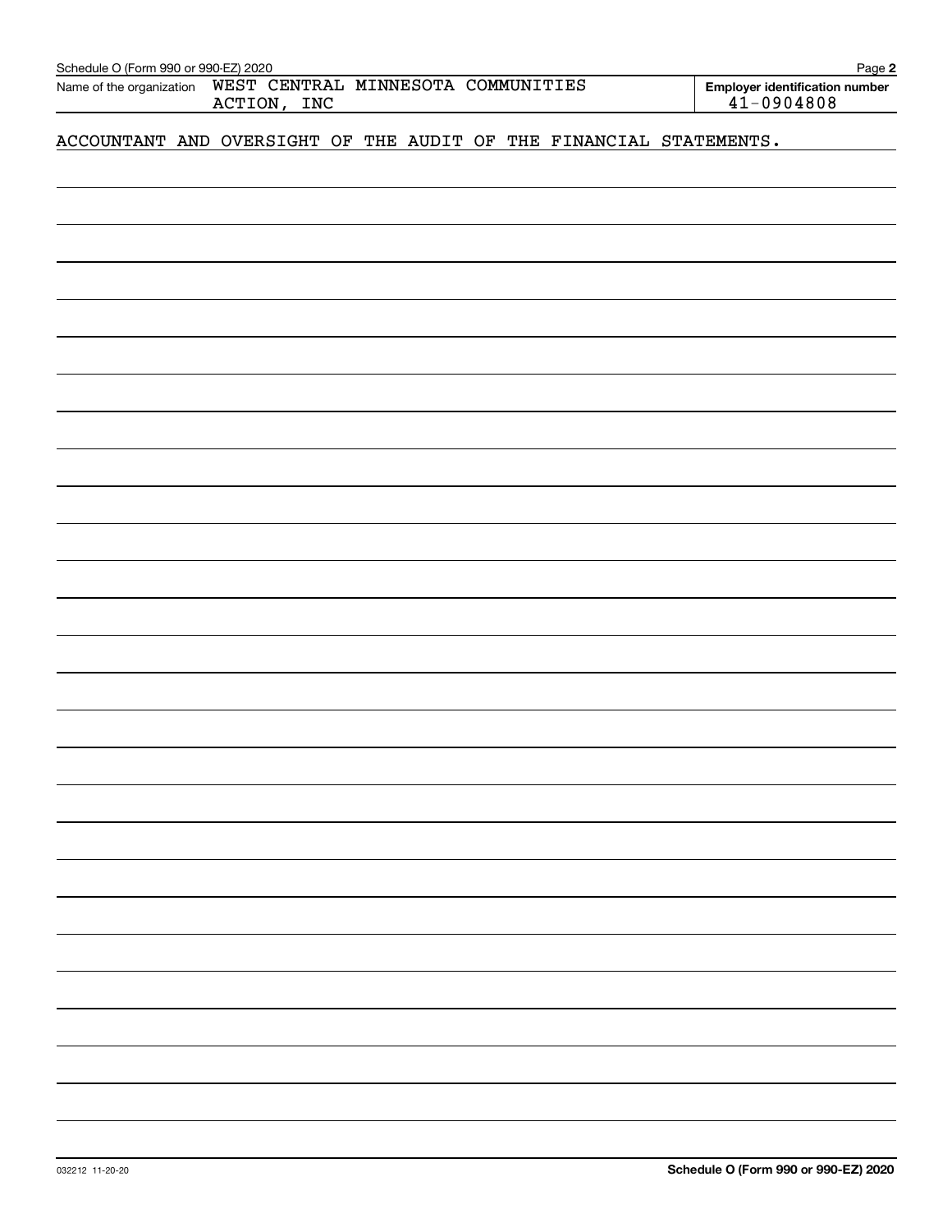Schedule O (Form 990 or 990-EZ) 2020

Name of the organization WEST CENTRAL MINNESOTA COMMUNITIES ACTION, INC

Employer identification number 41-0904808

ACCOUNTANT AND OVERSIGHT OF THE AUDIT OF THE FINANCIAL STATEMENTS.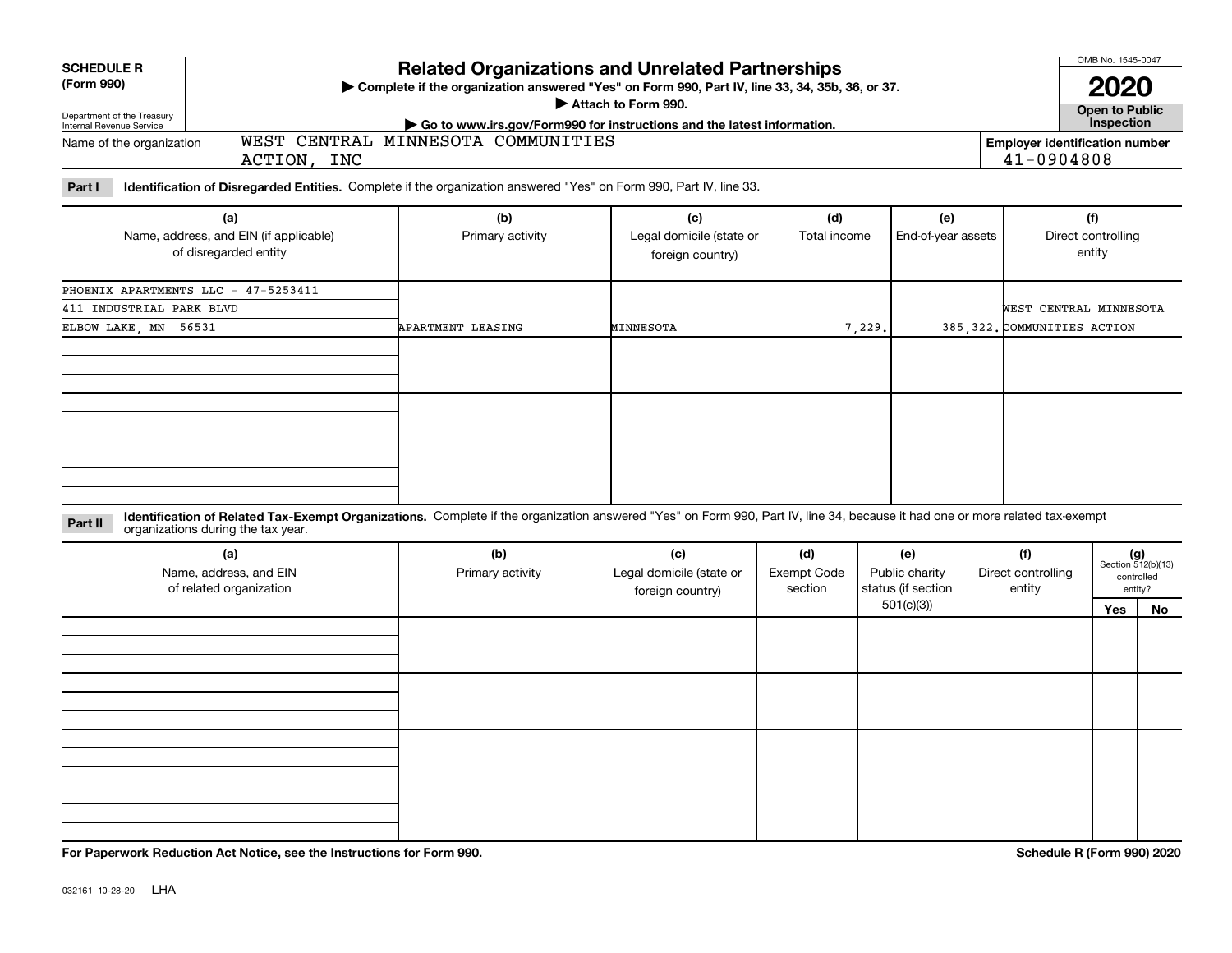**SCHEDULE R (Form 990)**

Department of the Treasury Internal Revenue Service

# Related Organizations and Unrelated Partnerships

▶ Complete if the organization answered "Yes" on Form 990, Part IV, line 33, 34, 35b, 36, or 37.

▶ Attach to Form 990.

▶ Go to www.irs.gov/Form990 for instructions and the latest information.

OMB No. 1545-0047

**2020**

**Open to Public Inspection**

Name of the organization: WEST CENTRAL MINNESOTA COMMUNITIES ACTION, INC

Employer identification number: 41-0904808

**Part I** **Identification of Disregarded Entities.** Complete if the organization answered "Yes" on Form 990, Part IV, line 33.

| (a) Name, address, and EIN (if applicable) of disregarded entity | (b) Primary activity | (c) Legal domicile (state or foreign country) | (d) Total income | (e) End-of-year assets | (f) Direct controlling entity |
|---|---|---|---|---|---|
| PHOENIX APARTMENTS LLC - 47-5253411<br>411 INDUSTRIAL PARK BLVD<br>ELBOW LAKE, MN 56531 | APARTMENT LEASING | MINNESOTA | 7,229. | 385,322. | WEST CENTRAL MINNESOTA COMMUNITIES ACTION |
| | | | | | |
| | | | | | |
| | | | | | |

**Part II** **Identification of Related Tax-Exempt Organizations.** Complete if the organization answered "Yes" on Form 990, Part IV, line 34, because it had one or more related tax-exempt organizations during the tax year.

| (a) Name, address, and EIN of related organization | (b) Primary activity | (c) Legal domicile (state or foreign country) | (d) Exempt Code section | (e) Public charity status (if section 501(c)(3)) | (f) Direct controlling entity | (g) Section 512(b)(13) controlled entity? Yes | No |
|---|---|---|---|---|---|---|---|
| | | | | | | | |
| | | | | | | | |
| | | | | | | | |
| | | | | | | | |

**For Paperwork Reduction Act Notice, see the Instructions for Form 990.**

**Schedule R (Form 990) 2020**

032161 10-28-20 LHA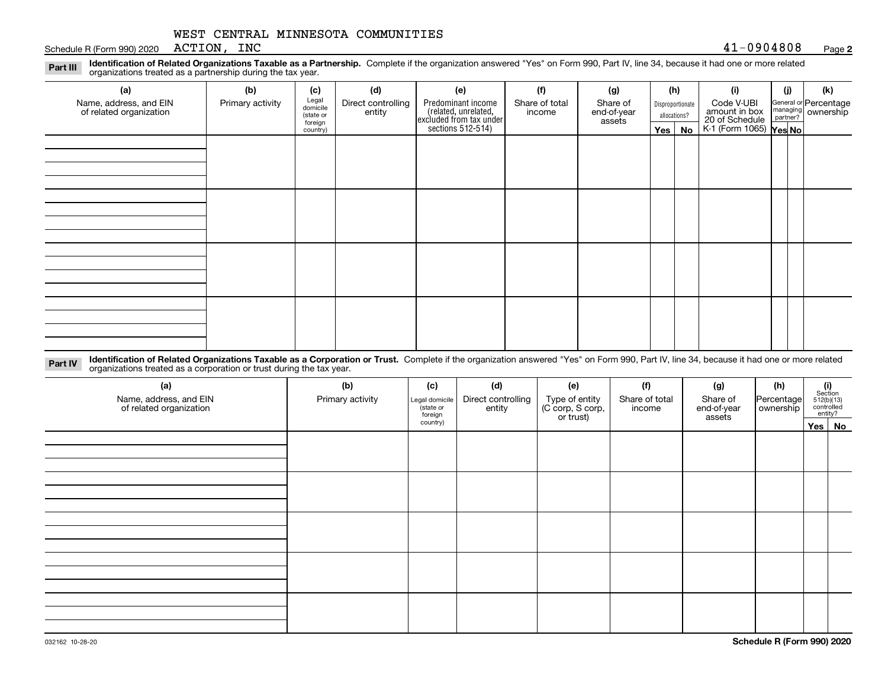WEST CENTRAL MINNESOTA COMMUNITIES ACTION, INC

41-0904808

**Part III** **Identification of Related Organizations Taxable as a Partnership.** Complete if the organization answered "Yes" on Form 990, Part IV, line 34, because it had one or more related organizations treated as a partnership during the tax year.

| (a) Name, address, and EIN of related organization | (b) Primary activity | (c) Legal domicile (state or foreign country) | (d) Direct controlling entity | (e) Predominant income (related, unrelated, excluded from tax under sections 512-514) | (f) Share of total income | (g) Share of end-of-year assets | (h) Disproportionate allocations? | | (i) Code V-UBI amount in box 20 of Schedule K-1 (Form 1065) | (j) General or managing partner? | | (k) Percentage ownership |
|---|---|---|---|---|---|---|---|---|---|---|---|---|
| | | | | | | | Yes | No | | Yes | No | |
| | | | | | | | | | | | | |
| | | | | | | | | | | | | |
| | | | | | | | | | | | | |
| | | | | | | | | | | | | |

**Part IV** **Identification of Related Organizations Taxable as a Corporation or Trust.** Complete if the organization answered "Yes" on Form 990, Part IV, line 34, because it had one or more related organizations treated as a corporation or trust during the tax year.

| (a) Name, address, and EIN of related organization | (b) Primary activity | (c) Legal domicile (state or foreign country) | (d) Direct controlling entity | (e) Type of entity (C corp, S corp, or trust) | (f) Share of total income | (g) Share of end-of-year assets | (h) Percentage ownership | (i) Section 512(b)(13) controlled entity? | |
|---|---|---|---|---|---|---|---|---|---|
| | | | | | | | | Yes | No |
| | | | | | | | | | |
| | | | | | | | | | |
| | | | | | | | | | |
| | | | | | | | | | |
| | | | | | | | | | |

032162 10-28-20

**Schedule R (Form 990) 2020**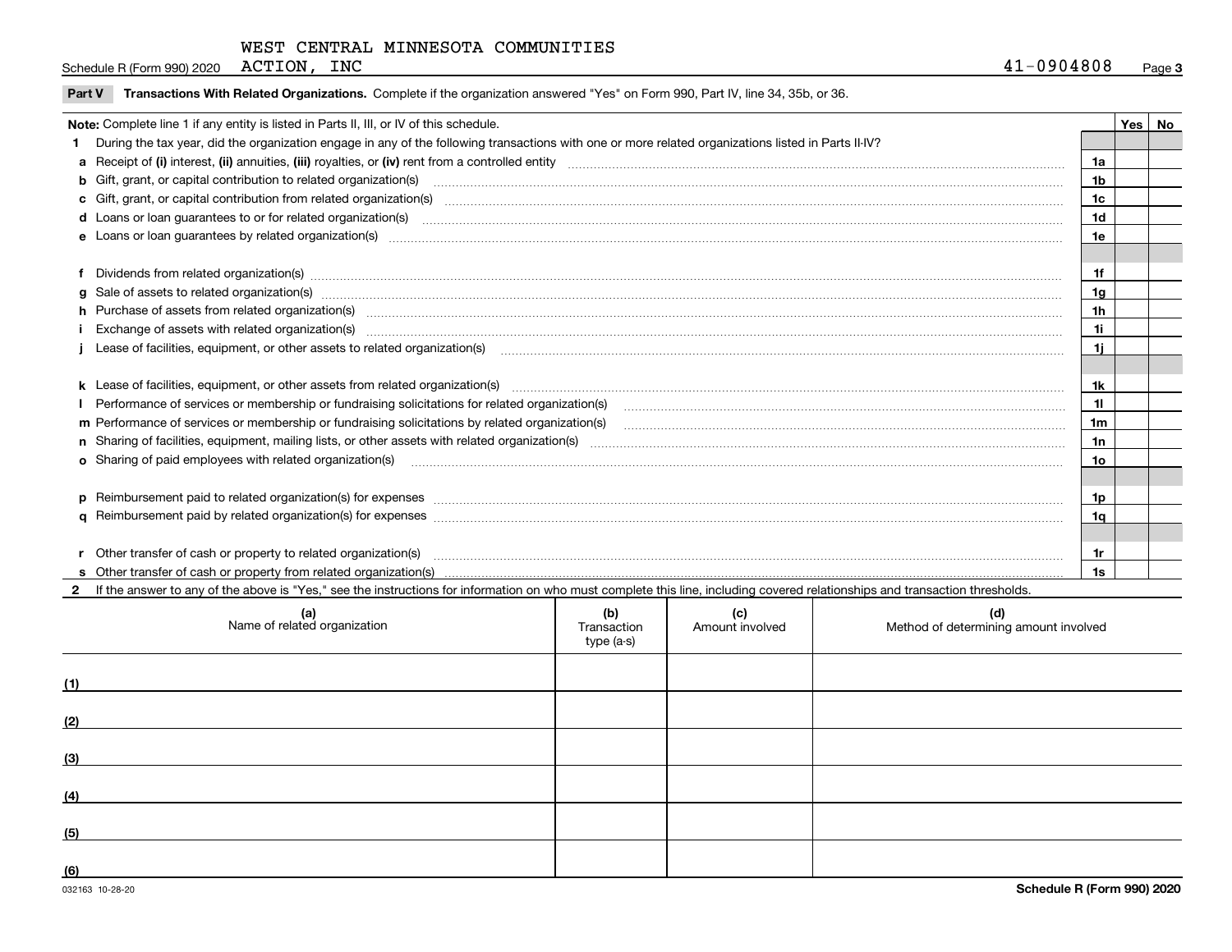WEST CENTRAL MINNESOTA COMMUNITIES ACTION, INC

Schedule R (Form 990) 2020 41-0904808 Page 3

**Part V** **Transactions With Related Organizations.** Complete if the organization answered "Yes" on Form 990, Part IV, line 34, 35b, or 36.

| Note: Complete line 1 if any entity is listed in Parts II, III, or IV of this schedule. | | Yes | No |
|---|---|---|---|
| **1** During the tax year, did the organization engage in any of the following transactions with one or more related organizations listed in Parts II-IV? | | | |
| **a** Receipt of **(i)** interest, **(ii)** annuities, **(iii)** royalties, or **(iv)** rent from a controlled entity | 1a | | |
| **b** Gift, grant, or capital contribution to related organization(s) | 1b | | |
| **c** Gift, grant, or capital contribution from related organization(s) | 1c | | |
| **d** Loans or loan guarantees to or for related organization(s) | 1d | | |
| **e** Loans or loan guarantees by related organization(s) | 1e | | |
| **f** Dividends from related organization(s) | 1f | | |
| **g** Sale of assets to related organization(s) | 1g | | |
| **h** Purchase of assets from related organization(s) | 1h | | |
| **i** Exchange of assets with related organization(s) | 1i | | |
| **j** Lease of facilities, equipment, or other assets to related organization(s) | 1j | | |
| **k** Lease of facilities, equipment, or other assets from related organization(s) | 1k | | |
| **l** Performance of services or membership or fundraising solicitations for related organization(s) | 1l | | |
| **m** Performance of services or membership or fundraising solicitations by related organization(s) | 1m | | |
| **n** Sharing of facilities, equipment, mailing lists, or other assets with related organization(s) | 1n | | |
| **o** Sharing of paid employees with related organization(s) | 1o | | |
| **p** Reimbursement paid to related organization(s) for expenses | 1p | | |
| **q** Reimbursement paid by related organization(s) for expenses | 1q | | |
| **r** Other transfer of cash or property to related organization(s) | 1r | | |
| **s** Other transfer of cash or property from related organization(s) | 1s | | |

**2** If the answer to any of the above is "Yes," see the instructions for information on who must complete this line, including covered relationships and transaction thresholds.

| | (a) Name of related organization | (b) Transaction type (a-s) | (c) Amount involved | (d) Method of determining amount involved |
|---|---|---|---|---|
| (1) | | | | |
| (2) | | | | |
| (3) | | | | |
| (4) | | | | |
| (5) | | | | |
| (6) | | | | |

032163 10-28-20 **Schedule R (Form 990) 2020**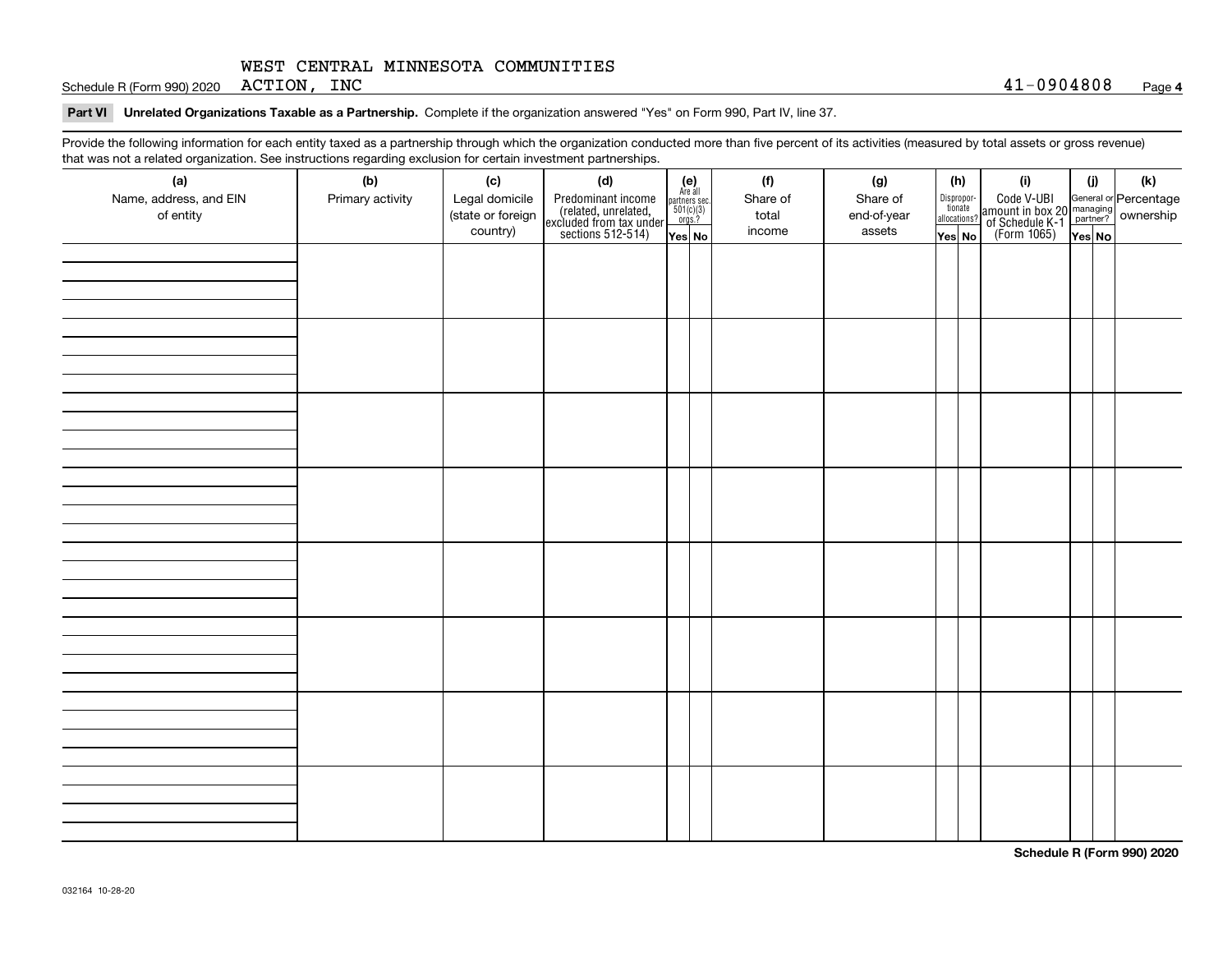WEST CENTRAL MINNESOTA COMMUNITIES ACTION, INC

41-0904808

## Part VI Unrelated Organizations Taxable as a Partnership.

Complete if the organization answered "Yes" on Form 990, Part IV, line 37.

Provide the following information for each entity taxed as a partnership through which the organization conducted more than five percent of its activities (measured by total assets or gross revenue) that was not a related organization. See instructions regarding exclusion for certain investment partnerships.

| (a) Name, address, and EIN of entity | (b) Primary activity | (c) Legal domicile (state or foreign country) | (d) Predominant income (related, unrelated, excluded from tax under sections 512-514) | (e) Are all partners sec. 501(c)(3) orgs.? | | (f) Share of total income | (g) Share of end-of-year assets | (h) Disproportionate allocations? | | (i) Code V-UBI amount in box 20 of Schedule K-1 (Form 1065) | (j) General or managing partner? | | (k) Percentage ownership |
|---|---|---|---|---|---|---|---|---|---|---|---|---|---|
| | | | | Yes | No | | | Yes | No | | Yes | No | |
| | | | | | | | | | | | | | |
| | | | | | | | | | | | | | |
| | | | | | | | | | | | | | |
| | | | | | | | | | | | | | |
| | | | | | | | | | | | | | |
| | | | | | | | | | | | | | |
| | | | | | | | | | | | | | |
| | | | | | | | | | | | | | |

Schedule R (Form 990) 2020

032164 10-28-20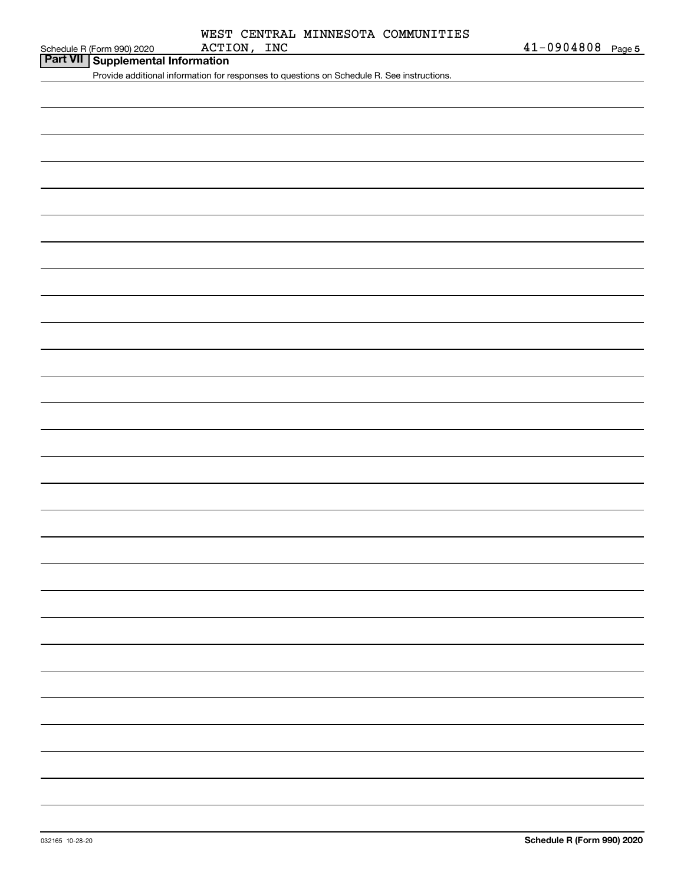Schedule R (Form 990) 2020 WEST CENTRAL MINNESOTA COMMUNITIES ACTION, INC 41-0904808 Page 5

## Part VII Supplemental Information

Provide additional information for responses to questions on Schedule R. See instructions.